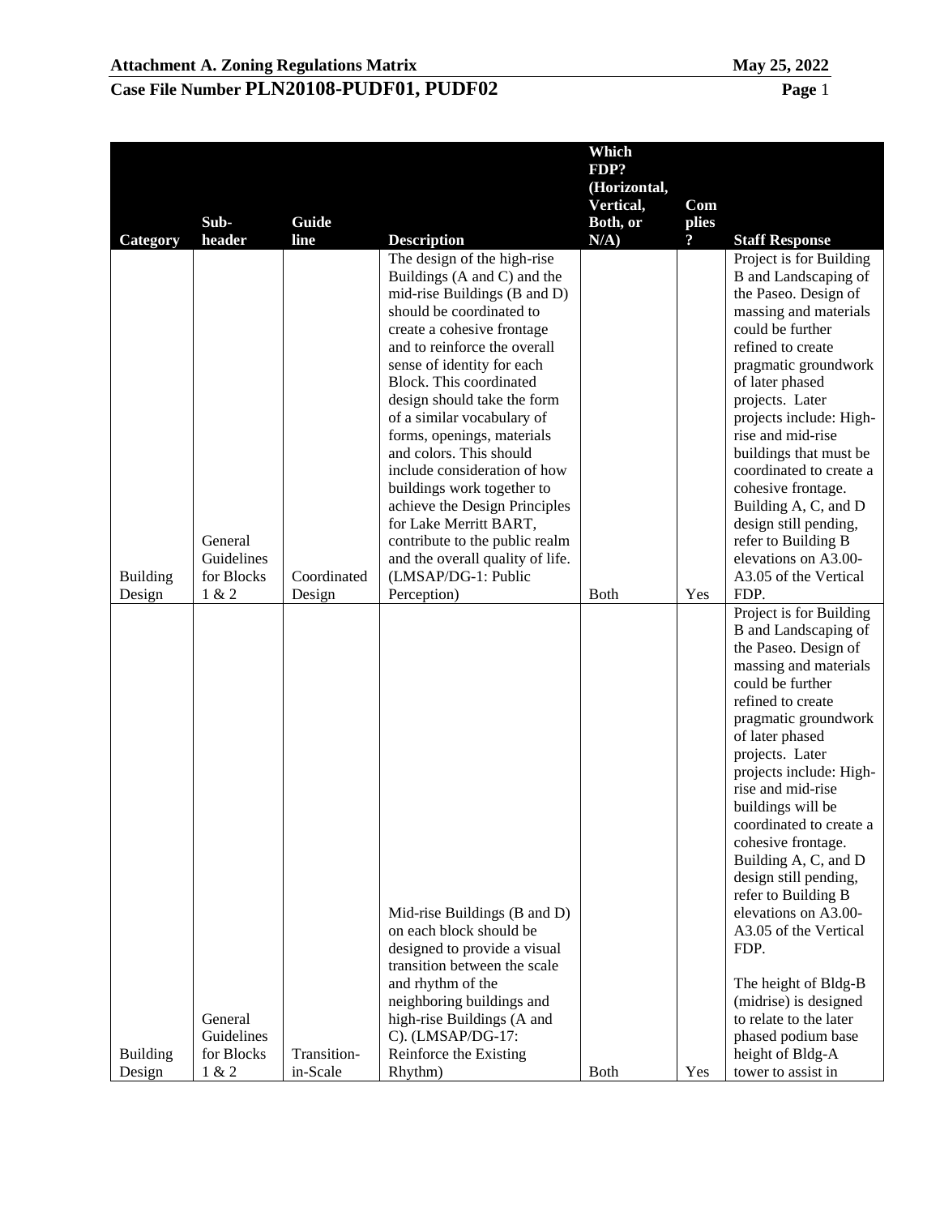| Category | Sub-header | Guideline | Description | Which FDP? (Horizontal, Vertical, Both, or N/A) | Complies? | Staff Response |
|---|---|---|---|---|---|---|
| Building Design | General Guidelines for Blocks 1 & 2 | Coordinated Design | The design of the high-rise Buildings (A and C) and the mid-rise Buildings (B and D) should be coordinated to create a cohesive frontage and to reinforce the overall sense of identity for each Block. This coordinated design should take the form of a similar vocabulary of forms, openings, materials and colors. This should include consideration of how buildings work together to achieve the Design Principles for Lake Merritt BART, contribute to the public realm and the overall quality of life. (LMSAP/DG-1: Public Perception) | Both | Yes | Project is for Building B and Landscaping of the Paseo. Design of massing and materials could be further refined to create pragmatic groundwork of later phased projects. Later projects include: High-rise and mid-rise buildings that must be coordinated to create a cohesive frontage. Building A, C, and D design still pending, refer to Building B elevations on A3.00-A3.05 of the Vertical FDP. |
| Building Design | General Guidelines for Blocks 1 & 2 | Transition-in-Scale | Mid-rise Buildings (B and D) on each block should be designed to provide a visual transition between the scale and rhythm of the neighboring buildings and high-rise Buildings (A and C). (LMSAP/DG-17: Reinforce the Existing Rhythm) | Both | Yes | Project is for Building B and Landscaping of the Paseo. Design of massing and materials could be further refined to create pragmatic groundwork of later phased projects. Later projects include: High-rise and mid-rise buildings will be coordinated to create a cohesive frontage. Building A, C, and D design still pending, refer to Building B elevations on A3.00-A3.05 of the Vertical FDP.<br><br>The height of Bldg-B (midrise) is designed to relate to the later phased podium base height of Bldg-A tower to assist in |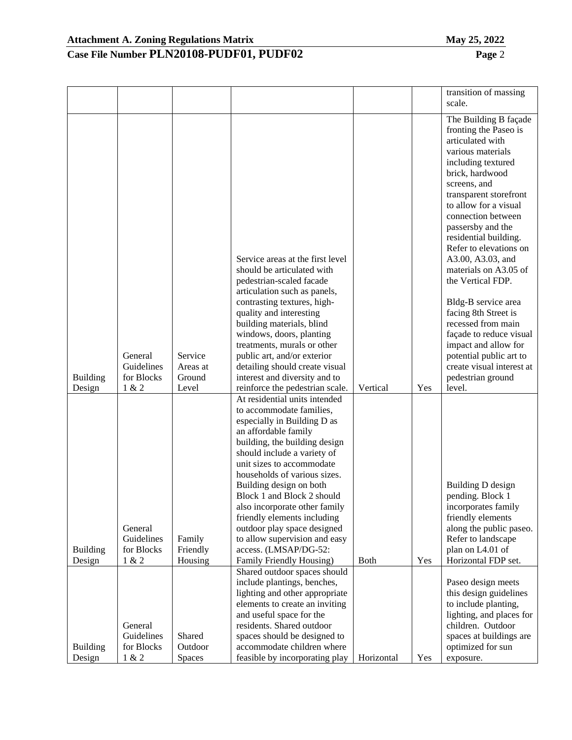| | | | | | | transition of massing scale. |
|---|---|---|---|---|---|---|
| Building Design | General Guidelines for Blocks 1 & 2 | Service Areas at Ground Level | Service areas at the first level should be articulated with pedestrian-scaled facade articulation such as panels, contrasting textures, high-quality and interesting building materials, blind windows, doors, planting treatments, murals or other public art, and/or exterior detailing should create visual interest and diversity and to reinforce the pedestrian scale. | Vertical | Yes | The Building B façade fronting the Paseo is articulated with various materials including textured brick, hardwood screens, and transparent storefront to allow for a visual connection between passersby and the residential building. Refer to elevations on A3.00, A3.03, and materials on A3.05 of the Vertical FDP.<br><br>Bldg-B service area facing 8th Street is recessed from main façade to reduce visual impact and allow for potential public art to create visual interest at pedestrian ground level. |
| Building Design | General Guidelines for Blocks 1 & 2 | Family Friendly Housing | At residential units intended to accommodate families, especially in Building D as an affordable family building, the building design should include a variety of unit sizes to accommodate households of various sizes. Building design on both Block 1 and Block 2 should also incorporate other family friendly elements including outdoor play space designed to allow supervision and easy access. (LMSAP/DG-52: Family Friendly Housing) | Both | Yes | Building D design pending. Block 1 incorporates family friendly elements along the public paseo. Refer to landscape plan on L4.01 of Horizontal FDP set. |
| Building Design | General Guidelines for Blocks 1 & 2 | Shared Outdoor Spaces | Shared outdoor spaces should include plantings, benches, lighting and other appropriate elements to create an inviting and useful space for the residents. Shared outdoor spaces should be designed to accommodate children where feasible by incorporating play | Horizontal | Yes | Paseo design meets this design guidelines to include planting, lighting, and places for children. Outdoor spaces at buildings are optimized for sun exposure. |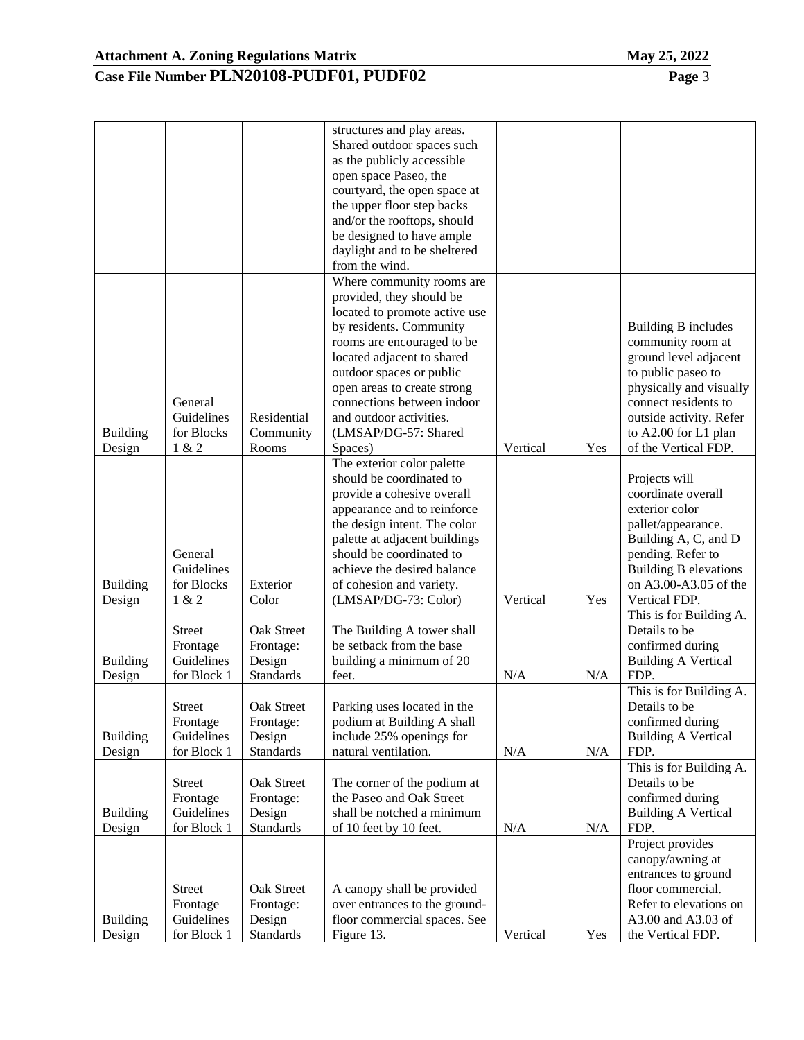| | | | | | | |
|---|---|---|---|---|---|---|
| | | | structures and play areas. Shared outdoor spaces such as the publicly accessible open space Paseo, the courtyard, the open space at the upper floor step backs and/or the rooftops, should be designed to have ample daylight and to be sheltered from the wind. | | | |
| Building Design | General Guidelines for Blocks 1 & 2 | Residential Community Rooms | Where community rooms are provided, they should be located to promote active use by residents. Community rooms are encouraged to be located adjacent to shared outdoor spaces or public open areas to create strong connections between indoor and outdoor activities. (LMSAP/DG-57: Shared Spaces) | Vertical | Yes | Building B includes community room at ground level adjacent to public paseo to physically and visually connect residents to outside activity. Refer to A2.00 for L1 plan of the Vertical FDP. |
| Building Design | General Guidelines for Blocks 1 & 2 | Exterior Color | The exterior color palette should be coordinated to provide a cohesive overall appearance and to reinforce the design intent. The color palette at adjacent buildings should be coordinated to achieve the desired balance of cohesion and variety. (LMSAP/DG-73: Color) | Vertical | Yes | Projects will coordinate overall exterior color pallet/appearance. Building A, C, and D pending. Refer to Building B elevations on A3.00-A3.05 of the Vertical FDP. |
| Building Design | Street Frontage Guidelines for Block 1 | Oak Street Frontage: Design Standards | The Building A tower shall be setback from the base building a minimum of 20 feet. | N/A | N/A | This is for Building A. Details to be confirmed during Building A Vertical FDP. |
| Building Design | Street Frontage Guidelines for Block 1 | Oak Street Frontage: Design Standards | Parking uses located in the podium at Building A shall include 25% openings for natural ventilation. | N/A | N/A | This is for Building A. Details to be confirmed during Building A Vertical FDP. |
| Building Design | Street Frontage Guidelines for Block 1 | Oak Street Frontage: Design Standards | The corner of the podium at the Paseo and Oak Street shall be notched a minimum of 10 feet by 10 feet. | N/A | N/A | This is for Building A. Details to be confirmed during Building A Vertical FDP. |
| Building Design | Street Frontage Guidelines for Block 1 | Oak Street Frontage: Design Standards | A canopy shall be provided over entrances to the ground-floor commercial spaces. See Figure 13. | Vertical | Yes | Project provides canopy/awning at entrances to ground floor commercial. Refer to elevations on A3.00 and A3.03 of the Vertical FDP. |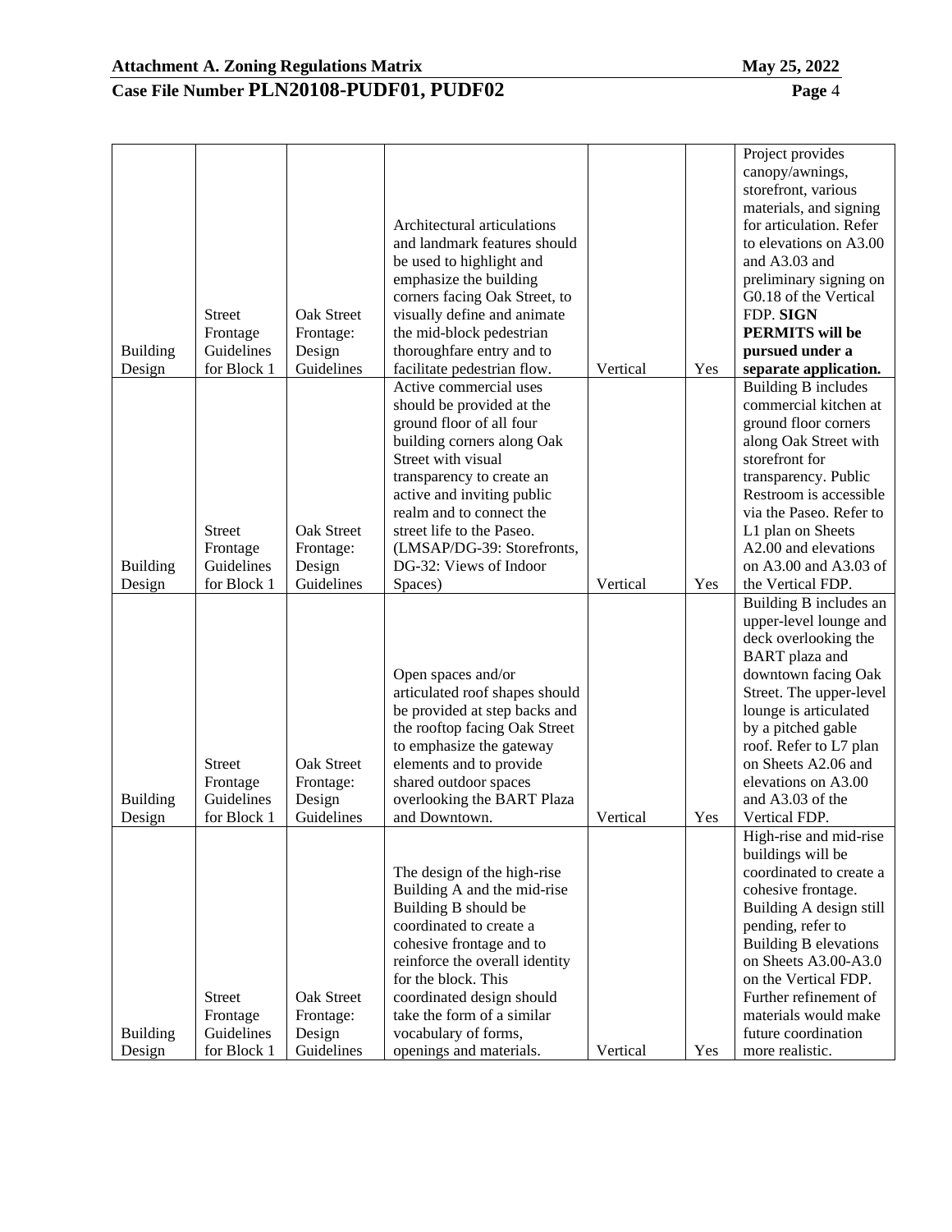| Building Design | Street Frontage Guidelines for Block 1 | Oak Street Frontage: Design Guidelines | Architectural articulations and landmark features should be used to highlight and emphasize the building corners facing Oak Street, to visually define and animate the mid-block pedestrian thoroughfare entry and to facilitate pedestrian flow. | Vertical | Yes | Project provides canopy/awnings, storefront, various materials, and signing for articulation. Refer to elevations on A3.00 and A3.03 and preliminary signing on G0.18 of the Vertical FDP. **SIGN PERMITS will be pursued under a separate application.** |
|---|---|---|---|---|---|---|
| Building Design | Street Frontage Guidelines for Block 1 | Oak Street Frontage: Design Guidelines | Active commercial uses should be provided at the ground floor of all four building corners along Oak Street with visual transparency to create an active and inviting public realm and to connect the street life to the Paseo. (LMSAP/DG-39: Storefronts, DG-32: Views of Indoor Spaces) | Vertical | Yes | Building B includes commercial kitchen at ground floor corners along Oak Street with storefront for transparency. Public Restroom is accessible via the Paseo. Refer to L1 plan on Sheets A2.00 and elevations on A3.00 and A3.03 of the Vertical FDP. |
| Building Design | Street Frontage Guidelines for Block 1 | Oak Street Frontage: Design Guidelines | Open spaces and/or articulated roof shapes should be provided at step backs and the rooftop facing Oak Street to emphasize the gateway elements and to provide shared outdoor spaces overlooking the BART Plaza and Downtown. | Vertical | Yes | Building B includes an upper-level lounge and deck overlooking the BART plaza and downtown facing Oak Street. The upper-level lounge is articulated by a pitched gable roof. Refer to L7 plan on Sheets A2.06 and elevations on A3.00 and A3.03 of the Vertical FDP. |
| Building Design | Street Frontage Guidelines for Block 1 | Oak Street Frontage: Design Guidelines | The design of the high-rise Building A and the mid-rise Building B should be coordinated to create a cohesive frontage and to reinforce the overall identity for the block. This coordinated design should take the form of a similar vocabulary of forms, openings and materials. | Vertical | Yes | High-rise and mid-rise buildings will be coordinated to create a cohesive frontage. Building A design still pending, refer to Building B elevations on Sheets A3.00-A3.0 on the Vertical FDP. Further refinement of materials would make future coordination more realistic. |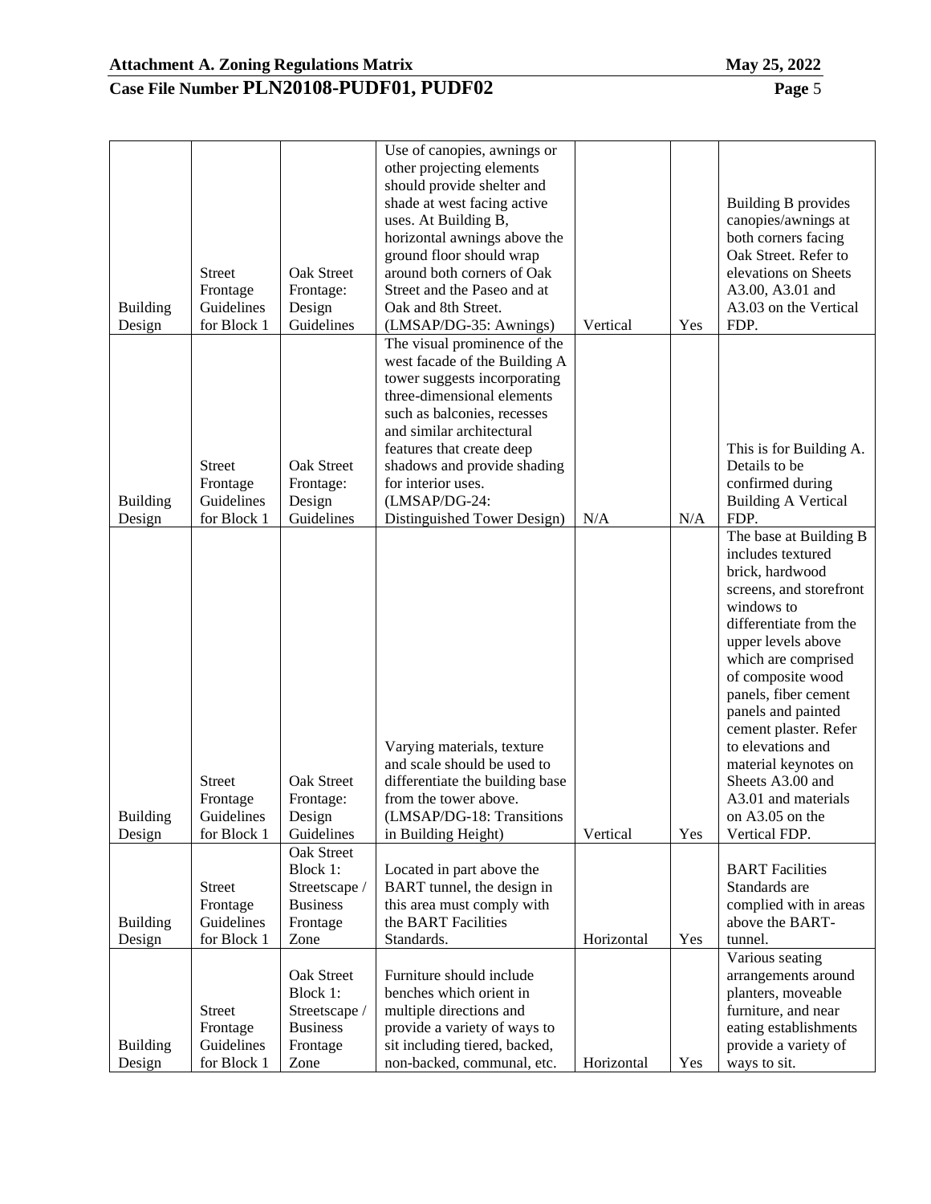| Building Design | Street Frontage Guidelines for Block 1 | Oak Street Frontage: Design Guidelines | Use of canopies, awnings or other projecting elements should provide shelter and shade at west facing active uses. At Building B, horizontal awnings above the ground floor should wrap around both corners of Oak Street and the Paseo and at Oak and 8th Street. (LMSAP/DG-35: Awnings) | Vertical | Yes | Building B provides canopies/awnings at both corners facing Oak Street. Refer to elevations on Sheets A3.00, A3.01 and A3.03 on the Vertical FDP. |
|---|---|---|---|---|---|---|
| Building Design | Street Frontage Guidelines for Block 1 | Oak Street Frontage: Design Guidelines | The visual prominence of the west facade of the Building A tower suggests incorporating three-dimensional elements such as balconies, recesses and similar architectural features that create deep shadows and provide shading for interior uses. (LMSAP/DG-24: Distinguished Tower Design) | N/A | N/A | This is for Building A. Details to be confirmed during Building A Vertical FDP. |
| Building Design | Street Frontage Guidelines for Block 1 | Oak Street Frontage: Design Guidelines | Varying materials, texture and scale should be used to differentiate the building base from the tower above. (LMSAP/DG-18: Transitions in Building Height) | Vertical | Yes | The base at Building B includes textured brick, hardwood screens, and storefront windows to differentiate from the upper levels above which are comprised of composite wood panels, fiber cement panels and painted cement plaster. Refer to elevations and material keynotes on Sheets A3.00 and A3.01 and materials on A3.05 on the Vertical FDP. |
| Building Design | Street Frontage Guidelines for Block 1 | Oak Street Block 1: Streetscape / Business Frontage Zone | Located in part above the BART tunnel, the design in this area must comply with the BART Facilities Standards. | Horizontal | Yes | BART Facilities Standards are complied with in areas above the BART-tunnel. |
| Building Design | Street Frontage Guidelines for Block 1 | Oak Street Block 1: Streetscape / Business Frontage Zone | Furniture should include benches which orient in multiple directions and provide a variety of ways to sit including tiered, backed, non-backed, communal, etc. | Horizontal | Yes | Various seating arrangements around planters, moveable furniture, and near eating establishments provide a variety of ways to sit. |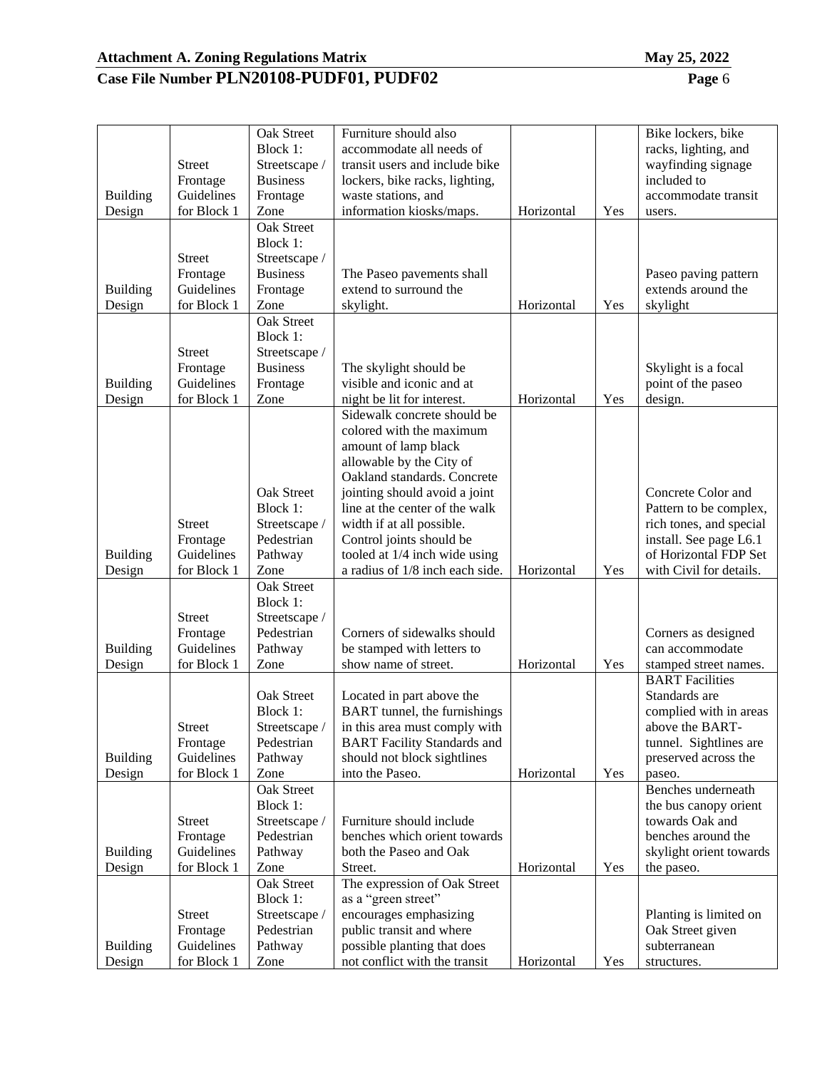| Building Design | Street Frontage Guidelines for Block 1 | Oak Street Block 1: Streetscape / Business Frontage Zone | Furniture should also accommodate all needs of transit users and include bike lockers, bike racks, lighting, waste stations, and information kiosks/maps. | Horizontal | Yes | Bike lockers, bike racks, lighting, and wayfinding signage included to accommodate transit users. |
|---|---|---|---|---|---|---|
| Building Design | Street Frontage Guidelines for Block 1 | Oak Street Block 1: Streetscape / Business Frontage Zone | The Paseo pavements shall extend to surround the skylight. | Horizontal | Yes | Paseo paving pattern extends around the skylight |
| Building Design | Street Frontage Guidelines for Block 1 | Oak Street Block 1: Streetscape / Business Frontage Zone | The skylight should be visible and iconic and at night be lit for interest. | Horizontal | Yes | Skylight is a focal point of the paseo design. |
| Building Design | Street Frontage Guidelines for Block 1 | Oak Street Block 1: Streetscape / Pedestrian Pathway Zone | Sidewalk concrete should be colored with the maximum amount of lamp black allowable by the City of Oakland standards. Concrete jointing should avoid a joint line at the center of the walk width if at all possible. Control joints should be tooled at 1/4 inch wide using a radius of 1/8 inch each side. | Horizontal | Yes | Concrete Color and Pattern to be complex, rich tones, and special install. See page L6.1 of Horizontal FDP Set with Civil for details. |
| Building Design | Street Frontage Guidelines for Block 1 | Oak Street Block 1: Streetscape / Pedestrian Pathway Zone | Corners of sidewalks should be stamped with letters to show name of street. | Horizontal | Yes | Corners as designed can accommodate stamped street names. |
| Building Design | Street Frontage Guidelines for Block 1 | Oak Street Block 1: Streetscape / Pedestrian Pathway Zone | Located in part above the BART tunnel, the furnishings in this area must comply with BART Facility Standards and should not block sightlines into the Paseo. | Horizontal | Yes | BART Facilities Standards are complied with in areas above the BART-tunnel. Sightlines are preserved across the paseo. |
| Building Design | Street Frontage Guidelines for Block 1 | Oak Street Block 1: Streetscape / Pedestrian Pathway Zone | Furniture should include benches which orient towards both the Paseo and Oak Street. | Horizontal | Yes | Benches underneath the bus canopy orient towards Oak and benches around the skylight orient towards the paseo. |
| Building Design | Street Frontage Guidelines for Block 1 | Oak Street Block 1: Streetscape / Pedestrian Pathway Zone | The expression of Oak Street as a "green street" encourages emphasizing public transit and where possible planting that does not conflict with the transit | Horizontal | Yes | Planting is limited on Oak Street given subterranean structures. |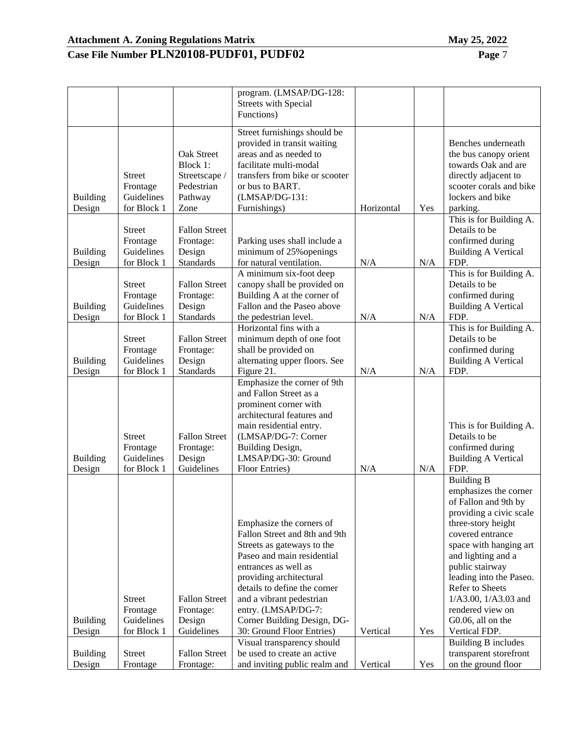| | | | program. (LMSAP/DG-128: Streets with Special Functions) | | | |
|---|---|---|---|---|---|---|
| Building Design | Street Frontage Guidelines for Block 1 | Oak Street Block 1: Streetscape / Pedestrian Pathway Zone | Street furnishings should be provided in transit waiting areas and as needed to facilitate multi-modal transfers from bike or scooter or bus to BART. (LMSAP/DG-131: Furnishings) | Horizontal | Yes | Benches underneath the bus canopy orient towards Oak and are directly adjacent to scooter corals and bike lockers and bike parking. |
| Building Design | Street Frontage Guidelines for Block 1 | Fallon Street Frontage: Design Standards | Parking uses shall include a minimum of 25%openings for natural ventilation. | N/A | N/A | This is for Building A. Details to be confirmed during Building A Vertical FDP. |
| Building Design | Street Frontage Guidelines for Block 1 | Fallon Street Frontage: Design Standards | A minimum six-foot deep canopy shall be provided on Building A at the corner of Fallon and the Paseo above the pedestrian level. | N/A | N/A | This is for Building A. Details to be confirmed during Building A Vertical FDP. |
| Building Design | Street Frontage Guidelines for Block 1 | Fallon Street Frontage: Design Standards | Horizontal fins with a minimum depth of one foot shall be provided on alternating upper floors. See Figure 21. | N/A | N/A | This is for Building A. Details to be confirmed during Building A Vertical FDP. |
| Building Design | Street Frontage Guidelines for Block 1 | Fallon Street Frontage: Design Guidelines | Emphasize the corner of 9th and Fallon Street as a prominent corner with architectural features and main residential entry. (LMSAP/DG-7: Corner Building Design, LMSAP/DG-30: Ground Floor Entries) | N/A | N/A | This is for Building A. Details to be confirmed during Building A Vertical FDP. |
| Building Design | Street Frontage Guidelines for Block 1 | Fallon Street Frontage: Design Guidelines | Emphasize the corners of Fallon Street and 8th and 9th Streets as gateways to the Paseo and main residential entrances as well as providing architectural details to define the corner and a vibrant pedestrian entry. (LMSAP/DG-7: Corner Building Design, DG-30: Ground Floor Entries) | Vertical | Yes | Building B emphasizes the corner of Fallon and 9th by providing a civic scale three-story height covered entrance space with hanging art and lighting and a public stairway leading into the Paseo. Refer to Sheets 1/A3.00, 1/A3.03 and rendered view on G0.06, all on the Vertical FDP. |
| Building Design | Street Frontage | Fallon Street Frontage: | Visual transparency should be used to create an active and inviting public realm and | Vertical | Yes | Building B includes transparent storefront on the ground floor |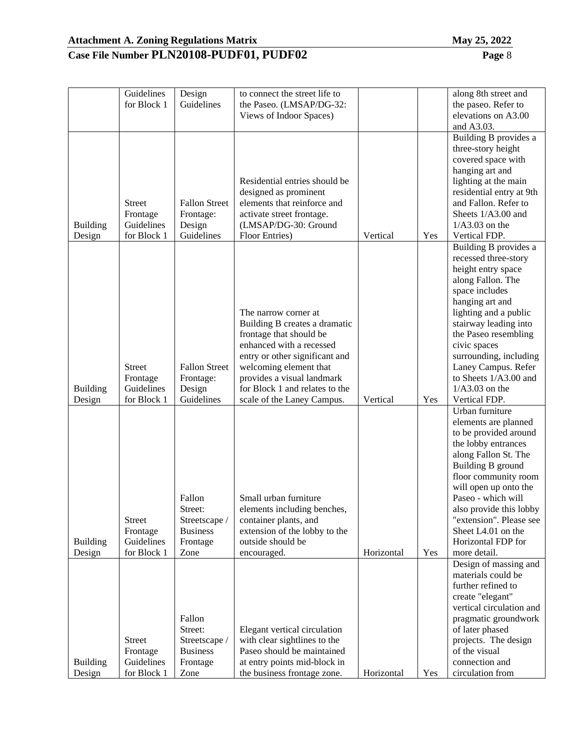| | Guidelines for Block 1 | Design Guidelines | to connect the street life to the Paseo. (LMSAP/DG-32: Views of Indoor Spaces) | | | along 8th street and the paseo. Refer to elevations on A3.00 and A3.03. |
|---|---|---|---|---|---|---|
| Building Design | Street Frontage Guidelines for Block 1 | Fallon Street Frontage: Design Guidelines | Residential entries should be designed as prominent elements that reinforce and activate street frontage. (LMSAP/DG-30: Ground Floor Entries) | Vertical | Yes | Building B provides a three-story height covered space with hanging art and lighting at the main residential entry at 9th and Fallon. Refer to Sheets 1/A3.00 and 1/A3.03 on the Vertical FDP. |
| Building Design | Street Frontage Guidelines for Block 1 | Fallon Street Frontage: Design Guidelines | The narrow corner at Building B creates a dramatic frontage that should be enhanced with a recessed entry or other significant and welcoming element that provides a visual landmark for Block 1 and relates to the scale of the Laney Campus. | Vertical | Yes | Building B provides a recessed three-story height entry space along Fallon. The space includes hanging art and lighting and a public stairway leading into the Paseo resembling civic spaces surrounding, including Laney Campus. Refer to Sheets 1/A3.00 and 1/A3.03 on the Vertical FDP. |
| Building Design | Street Frontage Guidelines for Block 1 | Fallon Street: Streetscape / Business Frontage Zone | Small urban furniture elements including benches, container plants, and extension of the lobby to the outside should be encouraged. | Horizontal | Yes | Urban furniture elements are planned to be provided around the lobby entrances along Fallon St. The Building B ground floor community room will open up onto the Paseo - which will also provide this lobby "extension". Please see Sheet L4.01 on the Horizontal FDP for more detail. |
| Building Design | Street Frontage Guidelines for Block 1 | Fallon Street: Streetscape / Business Frontage Zone | Elegant vertical circulation with clear sightlines to the Paseo should be maintained at entry points mid-block in the business frontage zone. | Horizontal | Yes | Design of massing and materials could be further refined to create "elegant" vertical circulation and pragmatic groundwork of later phased projects. The design of the visual connection and circulation from |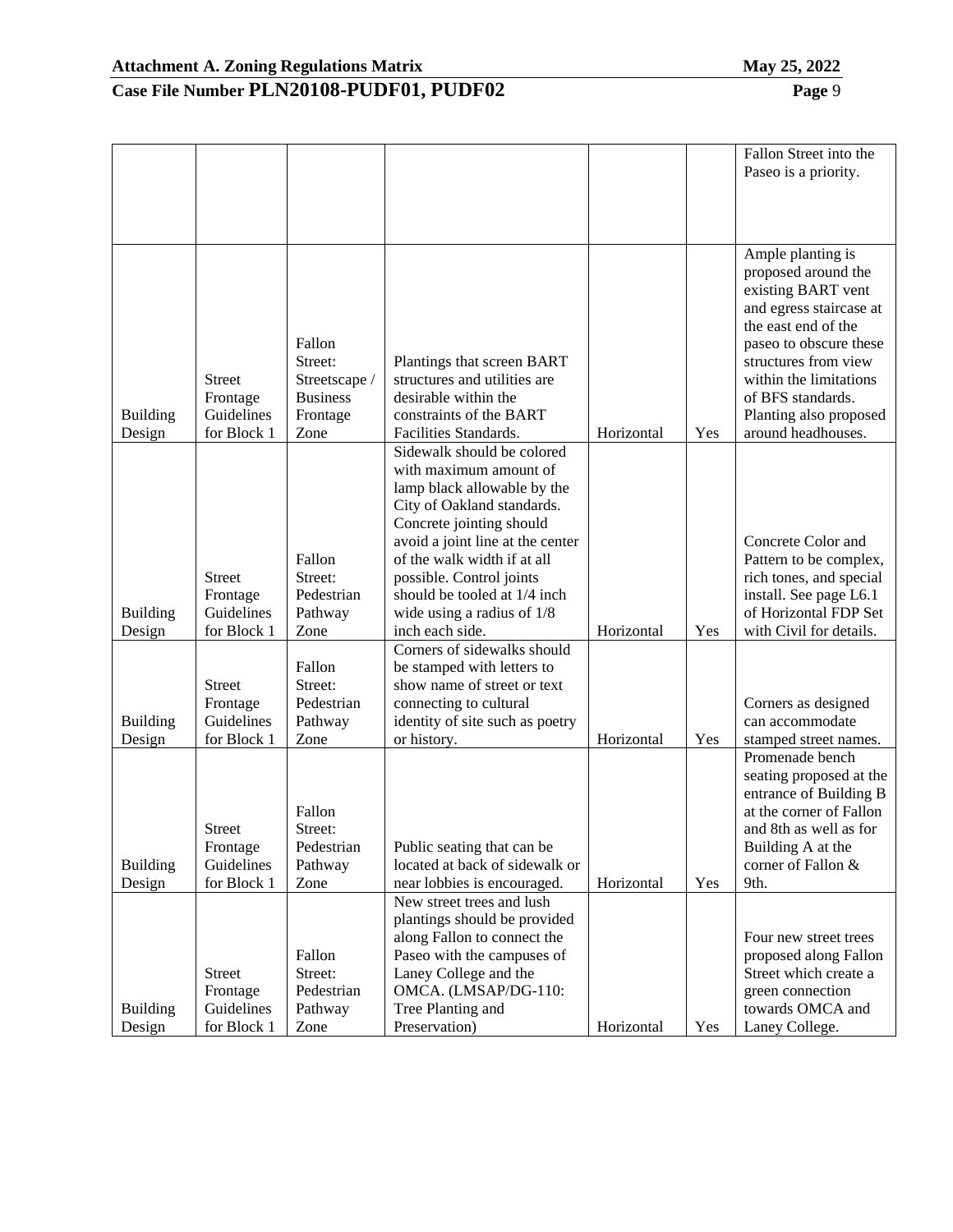| | | | | | | |
|---|---|---|---|---|---|---|
| | | | | | | Fallon Street into the Paseo is a priority. |
| Building Design | Street Frontage Guidelines for Block 1 | Fallon Street: Streetscape / Business Frontage Zone | Plantings that screen BART structures and utilities are desirable within the constraints of the BART Facilities Standards. | Horizontal | Yes | Ample planting is proposed around the existing BART vent and egress staircase at the east end of the paseo to obscure these structures from view within the limitations of BFS standards. Planting also proposed around headhouses. |
| Building Design | Street Frontage Guidelines for Block 1 | Fallon Street: Pedestrian Pathway Zone | Sidewalk should be colored with maximum amount of lamp black allowable by the City of Oakland standards. Concrete jointing should avoid a joint line at the center of the walk width if at all possible. Control joints should be tooled at 1/4 inch wide using a radius of 1/8 inch each side. | Horizontal | Yes | Concrete Color and Pattern to be complex, rich tones, and special install. See page L6.1 of Horizontal FDP Set with Civil for details. |
| Building Design | Street Frontage Guidelines for Block 1 | Fallon Street: Pedestrian Pathway Zone | Corners of sidewalks should be stamped with letters to show name of street or text connecting to cultural identity of site such as poetry or history. | Horizontal | Yes | Corners as designed can accommodate stamped street names. |
| Building Design | Street Frontage Guidelines for Block 1 | Fallon Street: Pedestrian Pathway Zone | Public seating that can be located at back of sidewalk or near lobbies is encouraged. | Horizontal | Yes | Promenade bench seating proposed at the entrance of Building B at the corner of Fallon and 8th as well as for Building A at the corner of Fallon & 9th. |
| Building Design | Street Frontage Guidelines for Block 1 | Fallon Street: Pedestrian Pathway Zone | New street trees and lush plantings should be provided along Fallon to connect the Paseo with the campuses of Laney College and the OMCA. (LMSAP/DG-110: Tree Planting and Preservation) | Horizontal | Yes | Four new street trees proposed along Fallon Street which create a green connection towards OMCA and Laney College. |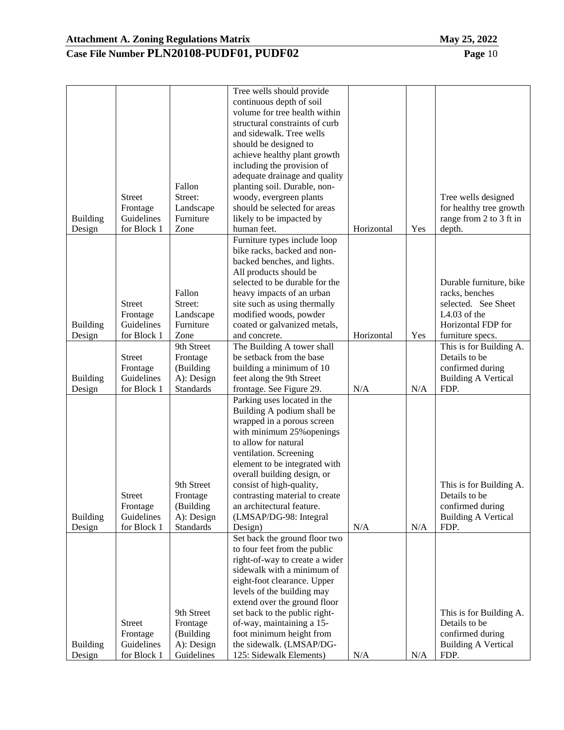| Building Design | Street Frontage Guidelines for Block 1 | Fallon Street: Landscape Furniture Zone | Tree wells should provide continuous depth of soil volume for tree health within structural constraints of curb and sidewalk. Tree wells should be designed to achieve healthy plant growth including the provision of adequate drainage and quality planting soil. Durable, non-woody, evergreen plants should be selected for areas likely to be impacted by human feet. | Horizontal | Yes | Tree wells designed for healthy tree growth range from 2 to 3 ft in depth. |
|---|---|---|---|---|---|---|
| Building Design | Street Frontage Guidelines for Block 1 | Fallon Street: Landscape Furniture Zone | Furniture types include loop bike racks, backed and non-backed benches, and lights. All products should be selected to be durable for the heavy impacts of an urban site such as using thermally modified woods, powder coated or galvanized metals, and concrete. | Horizontal | Yes | Durable furniture, bike racks, benches selected. See Sheet L4.03 of the Horizontal FDP for furniture specs. |
| Building Design | Street Frontage Guidelines for Block 1 | 9th Street Frontage (Building A): Design Standards | The Building A tower shall be setback from the base building a minimum of 10 feet along the 9th Street frontage. See Figure 29. | N/A | N/A | This is for Building A. Details to be confirmed during Building A Vertical FDP. |
| Building Design | Street Frontage Guidelines for Block 1 | 9th Street Frontage (Building A): Design Standards | Parking uses located in the Building A podium shall be wrapped in a porous screen with minimum 25%openings to allow for natural ventilation. Screening element to be integrated with overall building design, or consist of high-quality, contrasting material to create an architectural feature. (LMSAP/DG-98: Integral Design) | N/A | N/A | This is for Building A. Details to be confirmed during Building A Vertical FDP. |
| Building Design | Street Frontage Guidelines for Block 1 | 9th Street Frontage (Building A): Design Guidelines | Set back the ground floor two to four feet from the public right-of-way to create a wider sidewalk with a minimum of eight-foot clearance. Upper levels of the building may extend over the ground floor set back to the public right-of-way, maintaining a 15-foot minimum height from the sidewalk. (LMSAP/DG-125: Sidewalk Elements) | N/A | N/A | This is for Building A. Details to be confirmed during Building A Vertical FDP. |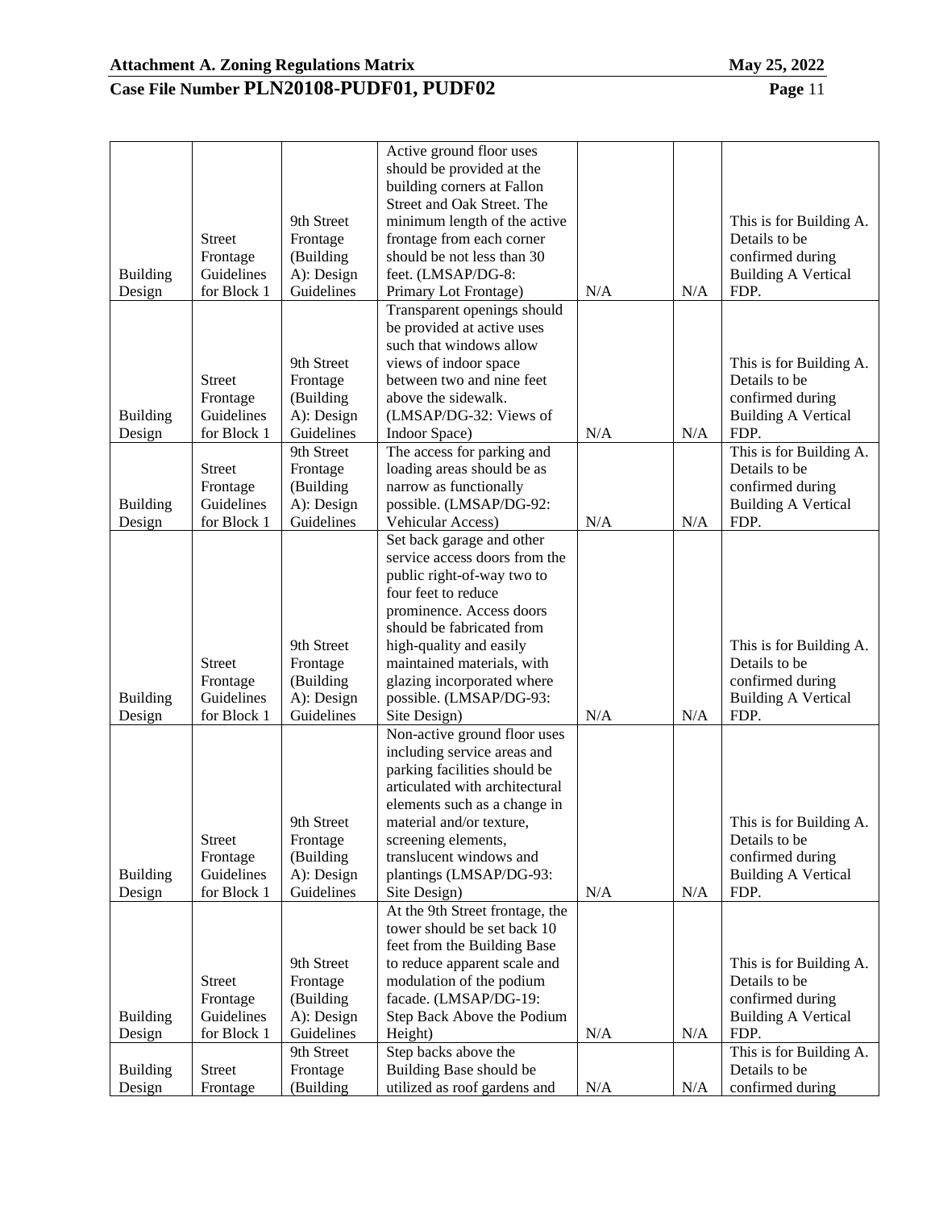| Building Design | Street Frontage Guidelines for Block 1 | 9th Street Frontage (Building A): Design Guidelines | Active ground floor uses should be provided at the building corners at Fallon Street and Oak Street. The minimum length of the active frontage from each corner should be not less than 30 feet. (LMSAP/DG-8: Primary Lot Frontage) | N/A | N/A | This is for Building A. Details to be confirmed during Building A Vertical FDP. |
|---|---|---|---|---|---|---|
| Building Design | Street Frontage Guidelines for Block 1 | 9th Street Frontage (Building A): Design Guidelines | Transparent openings should be provided at active uses such that windows allow views of indoor space between two and nine feet above the sidewalk. (LMSAP/DG-32: Views of Indoor Space) | N/A | N/A | This is for Building A. Details to be confirmed during Building A Vertical FDP. |
| Building Design | Street Frontage Guidelines for Block 1 | 9th Street Frontage (Building A): Design Guidelines | The access for parking and loading areas should be as narrow as functionally possible. (LMSAP/DG-92: Vehicular Access) | N/A | N/A | This is for Building A. Details to be confirmed during Building A Vertical FDP. |
| Building Design | Street Frontage Guidelines for Block 1 | 9th Street Frontage (Building A): Design Guidelines | Set back garage and other service access doors from the public right-of-way two to four feet to reduce prominence. Access doors should be fabricated from high-quality and easily maintained materials, with glazing incorporated where possible. (LMSAP/DG-93: Site Design) | N/A | N/A | This is for Building A. Details to be confirmed during Building A Vertical FDP. |
| Building Design | Street Frontage Guidelines for Block 1 | 9th Street Frontage (Building A): Design Guidelines | Non-active ground floor uses including service areas and parking facilities should be articulated with architectural elements such as a change in material and/or texture, screening elements, translucent windows and plantings (LMSAP/DG-93: Site Design) | N/A | N/A | This is for Building A. Details to be confirmed during Building A Vertical FDP. |
| Building Design | Street Frontage Guidelines for Block 1 | 9th Street Frontage (Building A): Design Guidelines | At the 9th Street frontage, the tower should be set back 10 feet from the Building Base to reduce apparent scale and modulation of the podium facade. (LMSAP/DG-19: Step Back Above the Podium Height) | N/A | N/A | This is for Building A. Details to be confirmed during Building A Vertical FDP. |
| Building Design | Street Frontage | 9th Street Frontage (Building | Step backs above the Building Base should be utilized as roof gardens and | N/A | N/A | This is for Building A. Details to be confirmed during |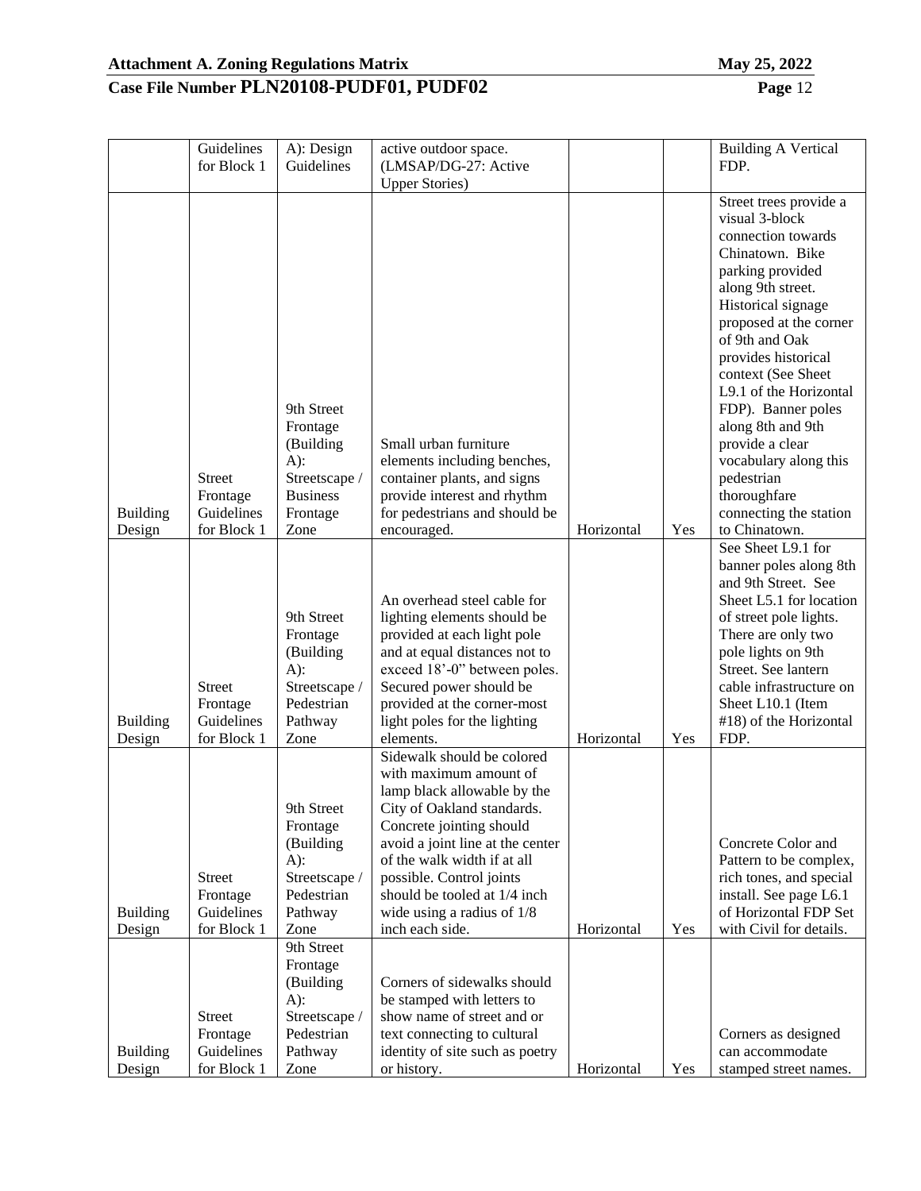| | Guidelines for Block 1 | A): Design Guidelines | active outdoor space. (LMSAP/DG-27: Active Upper Stories) | | | Building A Vertical FDP. |
|---|---|---|---|---|---|---|
| Building Design | Street Frontage Guidelines for Block 1 | 9th Street Frontage (Building A): Streetscape / Business Frontage Zone | Small urban furniture elements including benches, container plants, and signs provide interest and rhythm for pedestrians and should be encouraged. | Horizontal | Yes | Street trees provide a visual 3-block connection towards Chinatown. Bike parking provided along 9th street. Historical signage proposed at the corner of 9th and Oak provides historical context (See Sheet L9.1 of the Horizontal FDP). Banner poles along 8th and 9th provide a clear vocabulary along this pedestrian thoroughfare connecting the station to Chinatown. |
| Building Design | Street Frontage Guidelines for Block 1 | 9th Street Frontage (Building A): Streetscape / Pedestrian Pathway Zone | An overhead steel cable for lighting elements should be provided at each light pole and at equal distances not to exceed 18'-0" between poles. Secured power should be provided at the corner-most light poles for the lighting elements. | Horizontal | Yes | See Sheet L9.1 for banner poles along 8th and 9th Street. See Sheet L5.1 for location of street pole lights. There are only two pole lights on 9th Street. See lantern cable infrastructure on Sheet L10.1 (Item #18) of the Horizontal FDP. |
| Building Design | Street Frontage Guidelines for Block 1 | 9th Street Frontage (Building A): Streetscape / Pedestrian Pathway Zone | Sidewalk should be colored with maximum amount of lamp black allowable by the City of Oakland standards. Concrete jointing should avoid a joint line at the center of the walk width if at all possible. Control joints should be tooled at 1/4 inch wide using a radius of 1/8 inch each side. | Horizontal | Yes | Concrete Color and Pattern to be complex, rich tones, and special install. See page L6.1 of Horizontal FDP Set with Civil for details. |
| Building Design | Street Frontage Guidelines for Block 1 | 9th Street Frontage (Building A): Streetscape / Pedestrian Pathway Zone | Corners of sidewalks should be stamped with letters to show name of street and or text connecting to cultural identity of site such as poetry or history. | Horizontal | Yes | Corners as designed can accommodate stamped street names. |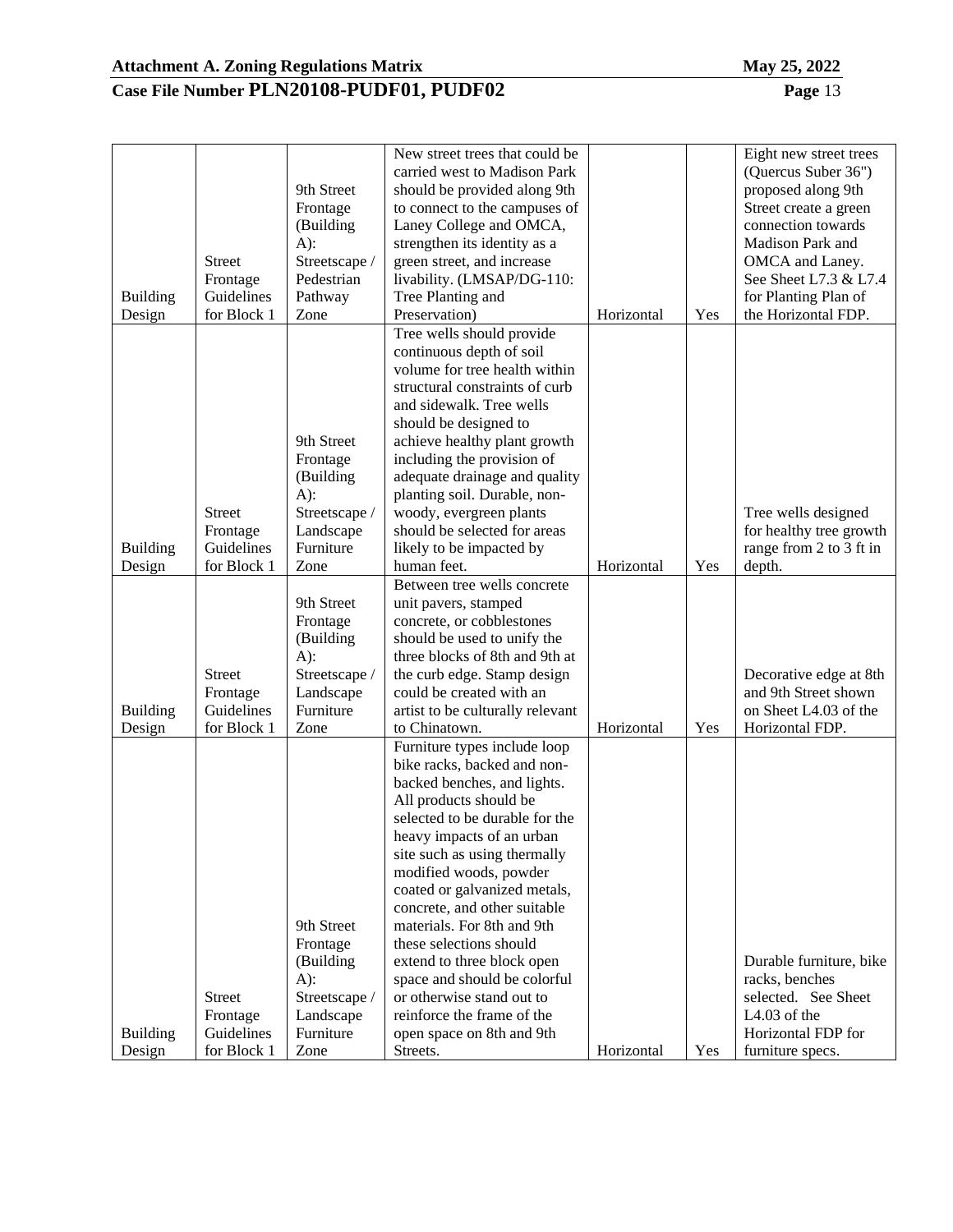| Building Design | Street Frontage Guidelines for Block 1 | 9th Street Frontage (Building A): Streetscape / Pedestrian Pathway Zone | New street trees that could be carried west to Madison Park should be provided along 9th to connect to the campuses of Laney College and OMCA, strengthen its identity as a green street, and increase livability. (LMSAP/DG-110: Tree Planting and Preservation) | Horizontal | Yes | Eight new street trees (Quercus Suber 36") proposed along 9th Street create a green connection towards Madison Park and OMCA and Laney. See Sheet L7.3 & L7.4 for Planting Plan of the Horizontal FDP. |
|---|---|---|---|---|---|---|
| Building Design | Street Frontage Guidelines for Block 1 | 9th Street Frontage (Building A): Streetscape / Landscape Furniture Zone | Tree wells should provide continuous depth of soil volume for tree health within structural constraints of curb and sidewalk. Tree wells should be designed to achieve healthy plant growth including the provision of adequate drainage and quality planting soil. Durable, non-woody, evergreen plants should be selected for areas likely to be impacted by human feet. | Horizontal | Yes | Tree wells designed for healthy tree growth range from 2 to 3 ft in depth. |
| Building Design | Street Frontage Guidelines for Block 1 | 9th Street Frontage (Building A): Streetscape / Landscape Furniture Zone | Between tree wells concrete unit pavers, stamped concrete, or cobblestones should be used to unify the three blocks of 8th and 9th at the curb edge. Stamp design could be created with an artist to be culturally relevant to Chinatown. | Horizontal | Yes | Decorative edge at 8th and 9th Street shown on Sheet L4.03 of the Horizontal FDP. |
| Building Design | Street Frontage Guidelines for Block 1 | 9th Street Frontage (Building A): Streetscape / Landscape Furniture Zone | Furniture types include loop bike racks, backed and non-backed benches, and lights. All products should be selected to be durable for the heavy impacts of an urban site such as using thermally modified woods, powder coated or galvanized metals, concrete, and other suitable materials. For 8th and 9th these selections should extend to three block open space and should be colorful or otherwise stand out to reinforce the frame of the open space on 8th and 9th Streets. | Horizontal | Yes | Durable furniture, bike racks, benches selected. See Sheet L4.03 of the Horizontal FDP for furniture specs. |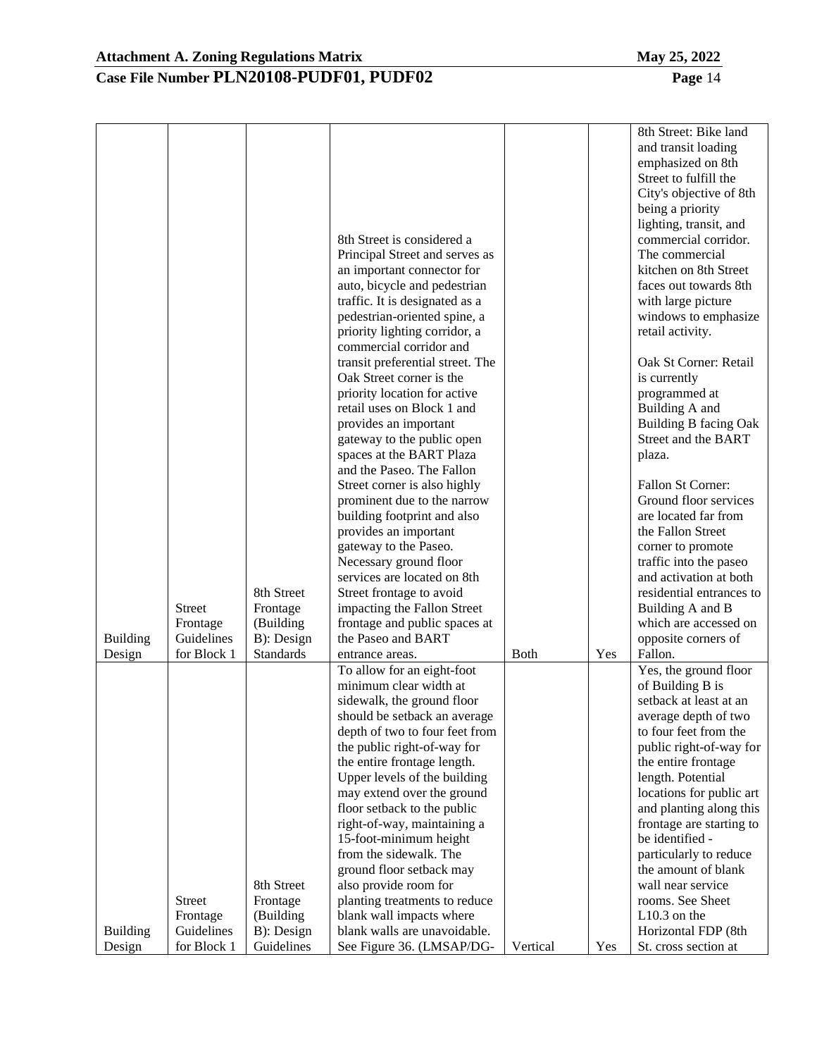| Building Design | Street Frontage Guidelines for Block 1 | 8th Street Frontage (Building B): Design Standards | 8th Street is considered a Principal Street and serves as an important connector for auto, bicycle and pedestrian traffic. It is designated as a pedestrian-oriented spine, a priority lighting corridor, a commercial corridor and transit preferential street. The Oak Street corner is the priority location for active retail uses on Block 1 and provides an important gateway to the public open spaces at the BART Plaza and the Paseo. The Fallon Street corner is also highly prominent due to the narrow building footprint and also provides an important gateway to the Paseo. Necessary ground floor services are located on 8th Street frontage to avoid impacting the Fallon Street frontage and public spaces at the Paseo and BART entrance areas. | Both | Yes | 8th Street: Bike land and transit loading emphasized on 8th Street to fulfill the City's objective of 8th being a priority lighting, transit, and commercial corridor. The commercial kitchen on 8th Street faces out towards 8th with large picture windows to emphasize retail activity.<br><br>Oak St Corner: Retail is currently programmed at Building A and Building B facing Oak Street and the BART plaza.<br><br>Fallon St Corner: Ground floor services are located far from the Fallon Street corner to promote traffic into the paseo and activation at both residential entrances to Building A and B which are accessed on opposite corners of Fallon. |
|---|---|---|---|---|---|---|
| Building Design | Street Frontage Guidelines for Block 1 | 8th Street Frontage (Building B): Design Guidelines | To allow for an eight-foot minimum clear width at sidewalk, the ground floor should be setback an average depth of two to four feet from the public right-of-way for the entire frontage length. Upper levels of the building may extend over the ground floor setback to the public right-of-way, maintaining a 15-foot-minimum height from the sidewalk. The ground floor setback may also provide room for planting treatments to reduce blank wall impacts where blank walls are unavoidable. See Figure 36. (LMSAP/DG- | Vertical | Yes | Yes, the ground floor of Building B is setback at least at an average depth of two to four feet from the public right-of-way for the entire frontage length. Potential locations for public art and planting along this frontage are starting to be identified - particularly to reduce the amount of blank wall near service rooms. See Sheet L10.3 on the Horizontal FDP (8th St. cross section at |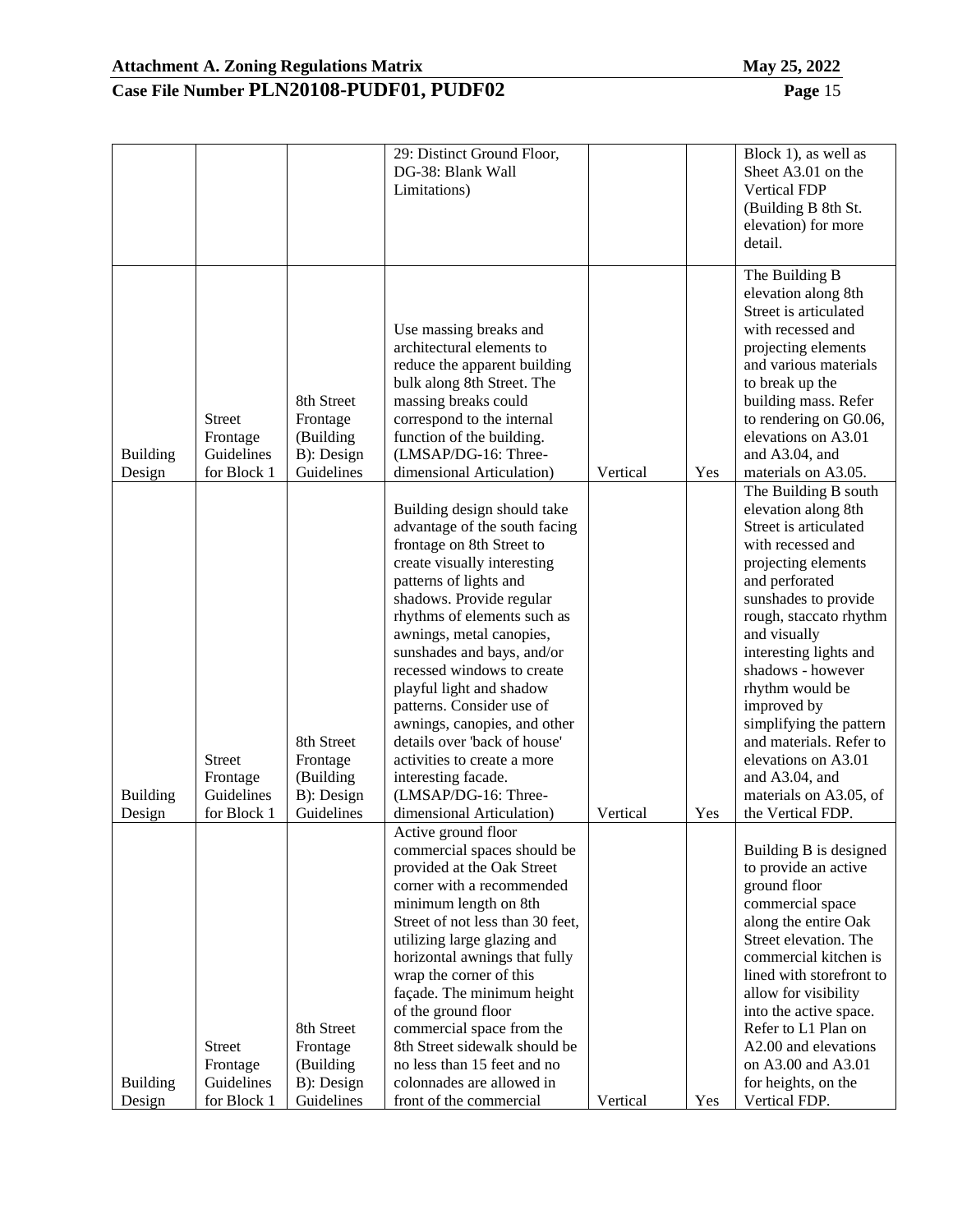| | | | 29: Distinct Ground Floor, DG-38: Blank Wall Limitations) | | | Block 1), as well as Sheet A3.01 on the Vertical FDP (Building B 8th St. elevation) for more detail. |
|---|---|---|---|---|---|---|
| Building Design | Street Frontage Guidelines for Block 1 | 8th Street Frontage (Building B): Design Guidelines | Use massing breaks and architectural elements to reduce the apparent building bulk along 8th Street. The massing breaks could correspond to the internal function of the building. (LMSAP/DG-16: Three-dimensional Articulation) | Vertical | Yes | The Building B elevation along 8th Street is articulated with recessed and projecting elements and various materials to break up the building mass. Refer to rendering on G0.06, elevations on A3.01 and A3.04, and materials on A3.05. |
| Building Design | Street Frontage Guidelines for Block 1 | 8th Street Frontage (Building B): Design Guidelines | Building design should take advantage of the south facing frontage on 8th Street to create visually interesting patterns of lights and shadows. Provide regular rhythms of elements such as awnings, metal canopies, sunshades and bays, and/or recessed windows to create playful light and shadow patterns. Consider use of awnings, canopies, and other details over 'back of house' activities to create a more interesting facade. (LMSAP/DG-16: Three-dimensional Articulation) | Vertical | Yes | The Building B south elevation along 8th Street is articulated with recessed and projecting elements and perforated sunshades to provide rough, staccato rhythm and visually interesting lights and shadows - however rhythm would be improved by simplifying the pattern and materials. Refer to elevations on A3.01 and A3.04, and materials on A3.05, of the Vertical FDP. |
| Building Design | Street Frontage Guidelines for Block 1 | 8th Street Frontage (Building B): Design Guidelines | Active ground floor commercial spaces should be provided at the Oak Street corner with a recommended minimum length on 8th Street of not less than 30 feet, utilizing large glazing and horizontal awnings that fully wrap the corner of this façade. The minimum height of the ground floor commercial space from the 8th Street sidewalk should be no less than 15 feet and no colonnades are allowed in front of the commercial | Vertical | Yes | Building B is designed to provide an active ground floor commercial space along the entire Oak Street elevation. The commercial kitchen is lined with storefront to allow for visibility into the active space. Refer to L1 Plan on A2.00 and elevations on A3.00 and A3.01 for heights, on the Vertical FDP. |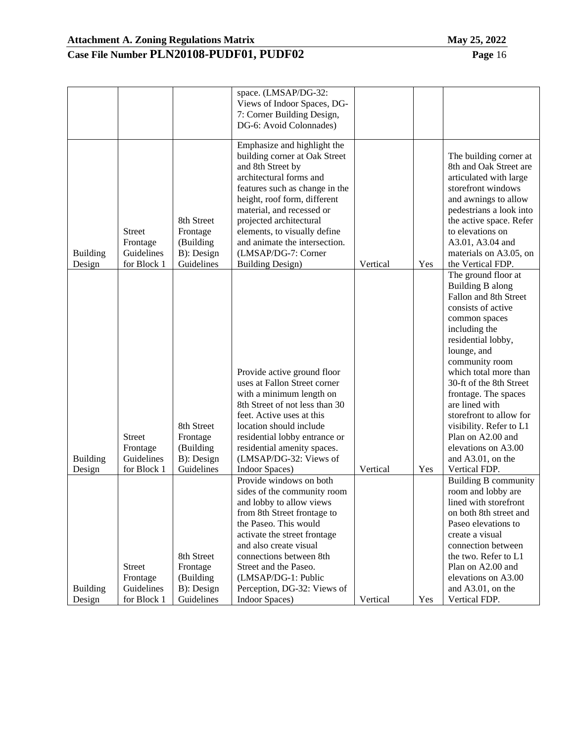| | | | space. (LMSAP/DG-32: Views of Indoor Spaces, DG-7: Corner Building Design, DG-6: Avoid Colonnades) | | | |
|---|---|---|---|---|---|---|
| Building Design | Street Frontage Guidelines for Block 1 | 8th Street Frontage (Building B): Design Guidelines | Emphasize and highlight the building corner at Oak Street and 8th Street by architectural forms and features such as change in the height, roof form, different material, and recessed or projected architectural elements, to visually define and animate the intersection. (LMSAP/DG-7: Corner Building Design) | Vertical | Yes | The building corner at 8th and Oak Street are articulated with large storefront windows and awnings to allow pedestrians a look into the active space. Refer to elevations on A3.01, A3.04 and materials on A3.05, on the Vertical FDP. |
| Building Design | Street Frontage Guidelines for Block 1 | 8th Street Frontage (Building B): Design Guidelines | Provide active ground floor uses at Fallon Street corner with a minimum length on 8th Street of not less than 30 feet. Active uses at this location should include residential lobby entrance or residential amenity spaces. (LMSAP/DG-32: Views of Indoor Spaces) | Vertical | Yes | The ground floor at Building B along Fallon and 8th Street consists of active common spaces including the residential lobby, lounge, and community room which total more than 30-ft of the 8th Street frontage. The spaces are lined with storefront to allow for visibility. Refer to L1 Plan on A2.00 and elevations on A3.00 and A3.01, on the Vertical FDP. |
| Building Design | Street Frontage Guidelines for Block 1 | 8th Street Frontage (Building B): Design Guidelines | Provide windows on both sides of the community room and lobby to allow views from 8th Street frontage to the Paseo. This would activate the street frontage and also create visual connections between 8th Street and the Paseo. (LMSAP/DG-1: Public Perception, DG-32: Views of Indoor Spaces) | Vertical | Yes | Building B community room and lobby are lined with storefront on both 8th street and Paseo elevations to create a visual connection between the two. Refer to L1 Plan on A2.00 and elevations on A3.00 and A3.01, on the Vertical FDP. |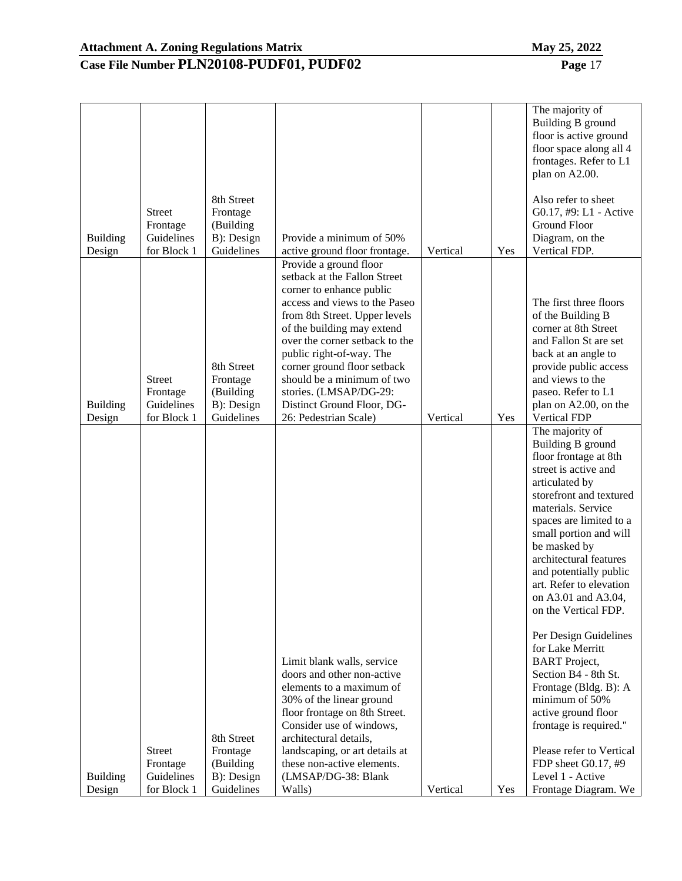| | | | | | | |
|---|---|---|---|---|---|---|
| Building Design | Street Frontage Guidelines for Block 1 | 8th Street Frontage (Building B): Design Guidelines | Provide a minimum of 50% active ground floor frontage. | Vertical | Yes | The majority of Building B ground floor is active ground floor space along all 4 frontages. Refer to L1 plan on A2.00.<br><br>Also refer to sheet G0.17, #9: L1 - Active Ground Floor Diagram, on the Vertical FDP. |
| Building Design | Street Frontage Guidelines for Block 1 | 8th Street Frontage (Building B): Design Guidelines | Provide a ground floor setback at the Fallon Street corner to enhance public access and views to the Paseo from 8th Street. Upper levels of the building may extend over the corner setback to the public right-of-way. The corner ground floor setback should be a minimum of two stories. (LMSAP/DG-29: Distinct Ground Floor, DG-26: Pedestrian Scale) | Vertical | Yes | The first three floors of the Building B corner at 8th Street and Fallon St are set back at an angle to provide public access and views to the paseo. Refer to L1 plan on A2.00, on the Vertical FDP |
| Building Design | Street Frontage Guidelines for Block 1 | 8th Street Frontage (Building B): Design Guidelines | Limit blank walls, service doors and other non-active elements to a maximum of 30% of the linear ground floor frontage on 8th Street. Consider use of windows, architectural details, landscaping, or art details at these non-active elements. (LMSAP/DG-38: Blank Walls) | Vertical | Yes | The majority of Building B ground floor frontage at 8th street is active and articulated by storefront and textured materials. Service spaces are limited to a small portion and will be masked by architectural features and potentially public art. Refer to elevation on A3.01 and A3.04, on the Vertical FDP.<br><br>Per Design Guidelines for Lake Merritt BART Project, Section B4 - 8th St. Frontage (Bldg. B): A minimum of 50% active ground floor frontage is required."<br><br>Please refer to Vertical FDP sheet G0.17, #9 Level 1 - Active Frontage Diagram. We |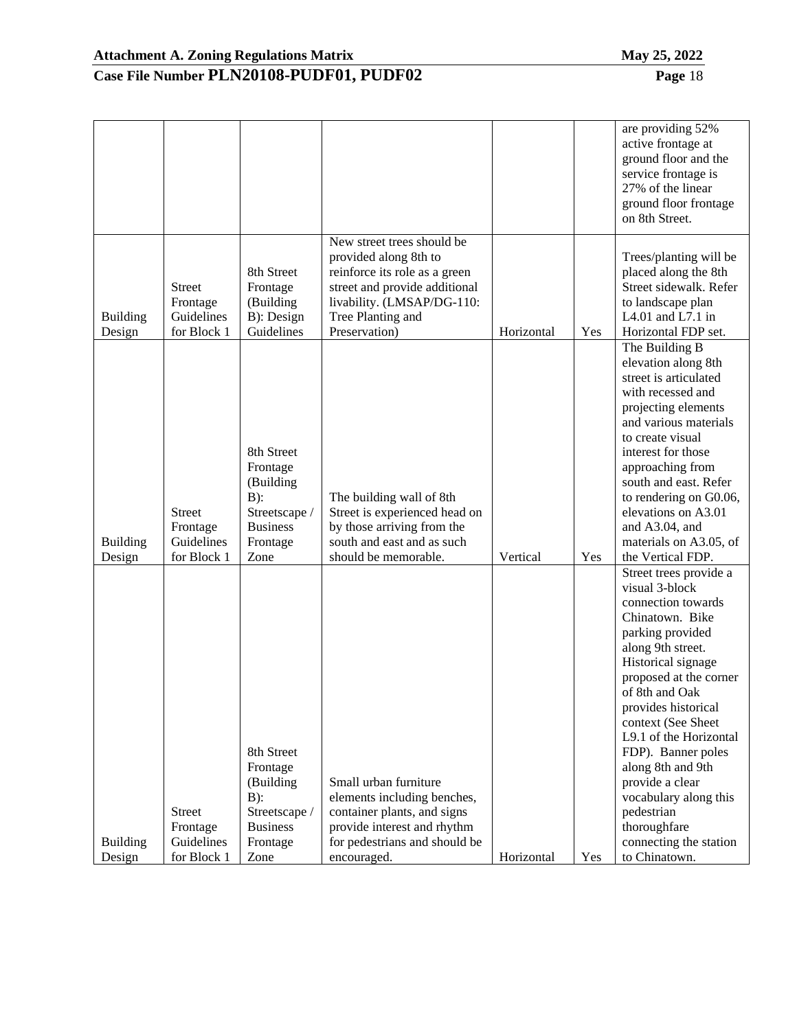| | | | | | | are providing 52% active frontage at ground floor and the service frontage is 27% of the linear ground floor frontage on 8th Street. |
|---|---|---|---|---|---|---|
| Building Design | Street Frontage Guidelines for Block 1 | 8th Street Frontage (Building B): Design Guidelines | New street trees should be provided along 8th to reinforce its role as a green street and provide additional livability. (LMSAP/DG-110: Tree Planting and Preservation) | Horizontal | Yes | Trees/planting will be placed along the 8th Street sidewalk. Refer to landscape plan L4.01 and L7.1 in Horizontal FDP set. |
| Building Design | Street Frontage Guidelines for Block 1 | 8th Street Frontage (Building B): Streetscape / Business Frontage Zone | The building wall of 8th Street is experienced head on by those arriving from the south and east and as such should be memorable. | Vertical | Yes | The Building B elevation along 8th street is articulated with recessed and projecting elements and various materials to create visual interest for those approaching from south and east. Refer to rendering on G0.06, elevations on A3.01 and A3.04, and materials on A3.05, of the Vertical FDP. |
| Building Design | Street Frontage Guidelines for Block 1 | 8th Street Frontage (Building B): Streetscape / Business Frontage Zone | Small urban furniture elements including benches, container plants, and signs provide interest and rhythm for pedestrians and should be encouraged. | Horizontal | Yes | Street trees provide a visual 3-block connection towards Chinatown. Bike parking provided along 9th street. Historical signage proposed at the corner of 8th and Oak provides historical context (See Sheet L9.1 of the Horizontal FDP). Banner poles along 8th and 9th provide a clear vocabulary along this pedestrian thoroughfare connecting the station to Chinatown. |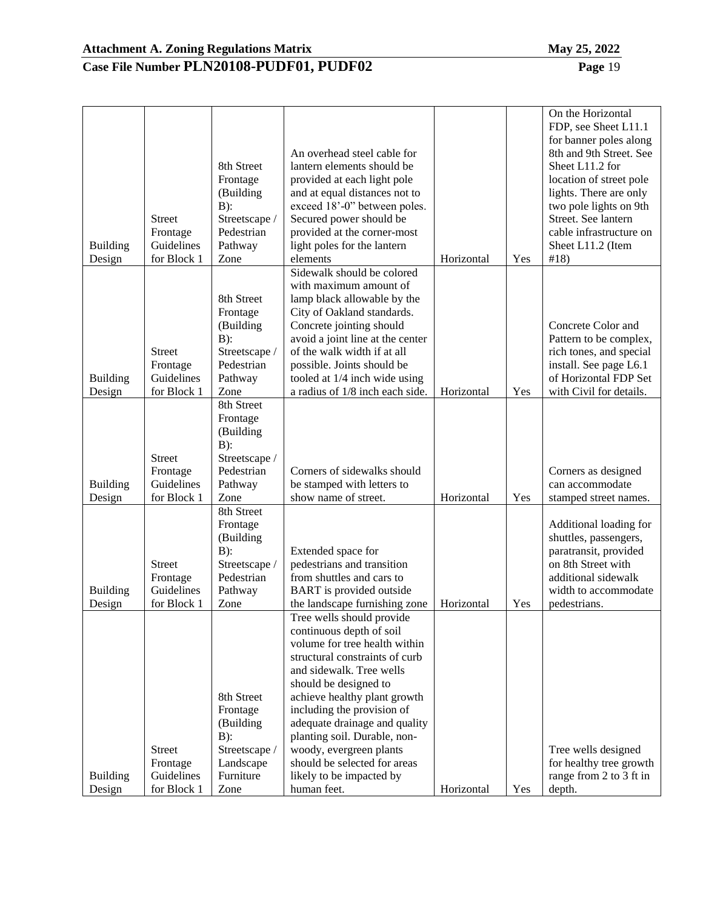| Building Design | Street Frontage Guidelines for Block 1 | 8th Street Frontage (Building B): Streetscape / Pedestrian Pathway Zone | An overhead steel cable for lantern elements should be provided at each light pole and at equal distances not to exceed 18'-0" between poles. Secured power should be provided at the corner-most light poles for the lantern elements | Horizontal | Yes | On the Horizontal FDP, see Sheet L11.1 for banner poles along 8th and 9th Street. See Sheet L11.2 for location of street pole lights. There are only two pole lights on 9th Street. See lantern cable infrastructure on Sheet L11.2 (Item #18) |
|---|---|---|---|---|---|---|
| Building Design | Street Frontage Guidelines for Block 1 | 8th Street Frontage (Building B): Streetscape / Pedestrian Pathway Zone | Sidewalk should be colored with maximum amount of lamp black allowable by the City of Oakland standards. Concrete jointing should avoid a joint line at the center of the walk width if at all possible. Joints should be tooled at 1/4 inch wide using a radius of 1/8 inch each side. | Horizontal | Yes | Concrete Color and Pattern to be complex, rich tones, and special install. See page L6.1 of Horizontal FDP Set with Civil for details. |
| Building Design | Street Frontage Guidelines for Block 1 | 8th Street Frontage (Building B): Streetscape / Pedestrian Pathway Zone | Corners of sidewalks should be stamped with letters to show name of street. | Horizontal | Yes | Corners as designed can accommodate stamped street names. |
| Building Design | Street Frontage Guidelines for Block 1 | 8th Street Frontage (Building B): Streetscape / Pedestrian Pathway Zone | Extended space for pedestrians and transition from shuttles and cars to BART is provided outside the landscape furnishing zone | Horizontal | Yes | Additional loading for shuttles, passengers, paratransit, provided on 8th Street with additional sidewalk width to accommodate pedestrians. |
| Building Design | Street Frontage Guidelines for Block 1 | 8th Street Frontage (Building B): Streetscape / Landscape Furniture Zone | Tree wells should provide continuous depth of soil volume for tree health within structural constraints of curb and sidewalk. Tree wells should be designed to achieve healthy plant growth including the provision of adequate drainage and quality planting soil. Durable, non-woody, evergreen plants should be selected for areas likely to be impacted by human feet. | Horizontal | Yes | Tree wells designed for healthy tree growth range from 2 to 3 ft in depth. |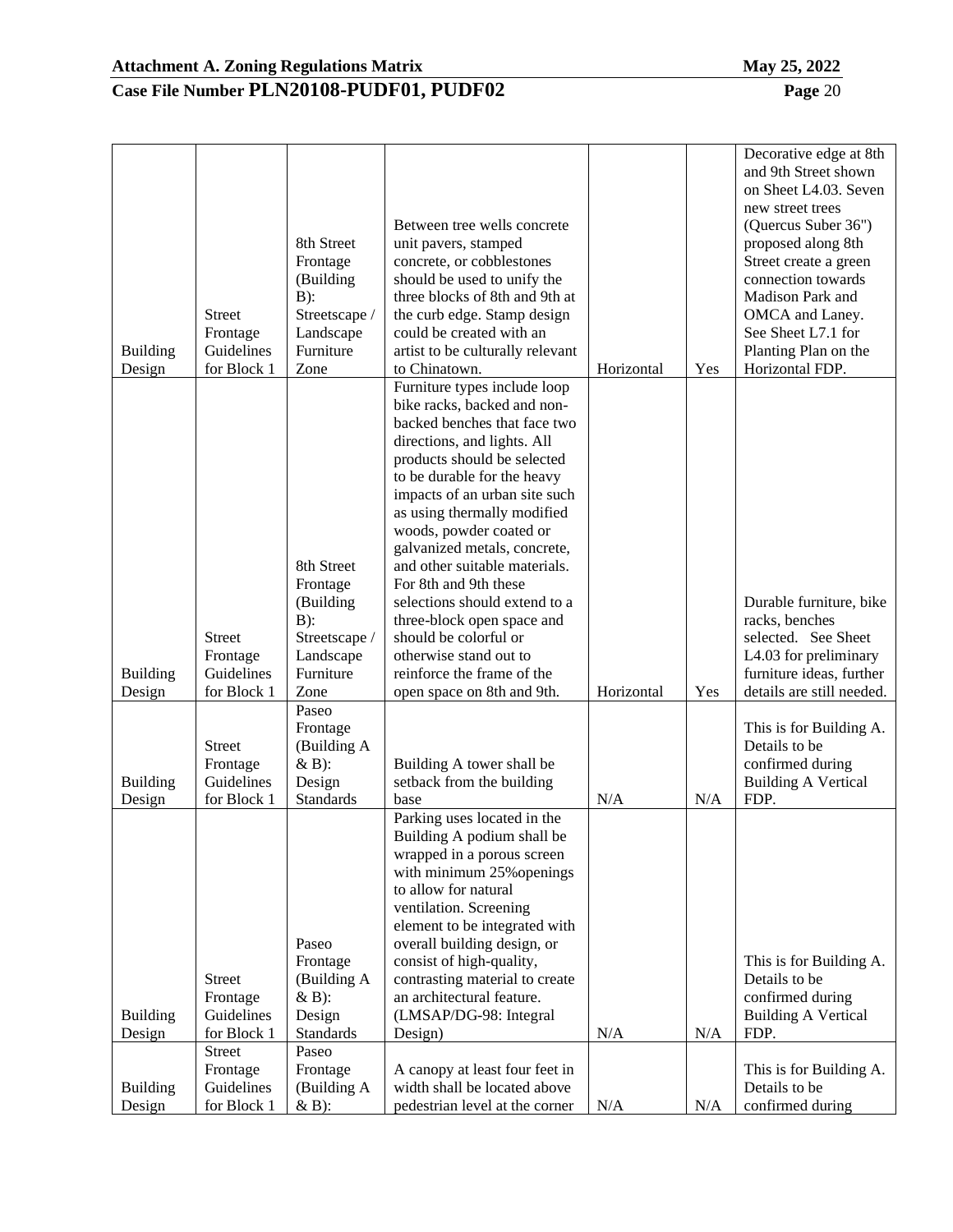| Building Design | Street Frontage Guidelines for Block 1 | 8th Street Frontage (Building B): Streetscape / Landscape Furniture Zone | Between tree wells concrete unit pavers, stamped concrete, or cobblestones should be used to unify the three blocks of 8th and 9th at the curb edge. Stamp design could be created with an artist to be culturally relevant to Chinatown. | Horizontal | Yes | Decorative edge at 8th and 9th Street shown on Sheet L4.03. Seven new street trees (Quercus Suber 36") proposed along 8th Street create a green connection towards Madison Park and OMCA and Laney. See Sheet L7.1 for Planting Plan on the Horizontal FDP. |
|---|---|---|---|---|---|---|
| Building Design | Street Frontage Guidelines for Block 1 | 8th Street Frontage (Building B): Streetscape / Landscape Furniture Zone | Furniture types include loop bike racks, backed and non-backed benches that face two directions, and lights. All products should be selected to be durable for the heavy impacts of an urban site such as using thermally modified woods, powder coated or galvanized metals, concrete, and other suitable materials. For 8th and 9th these selections should extend to a three-block open space and should be colorful or otherwise stand out to reinforce the frame of the open space on 8th and 9th. | Horizontal | Yes | Durable furniture, bike racks, benches selected. See Sheet L4.03 for preliminary furniture ideas, further details are still needed. |
| Building Design | Street Frontage Guidelines for Block 1 | Paseo Frontage (Building A & B): Design Standards | Building A tower shall be setback from the building base | N/A | N/A | This is for Building A. Details to be confirmed during Building A Vertical FDP. |
| Building Design | Street Frontage Guidelines for Block 1 | Paseo Frontage (Building A & B): Design Standards | Parking uses located in the Building A podium shall be wrapped in a porous screen with minimum 25%openings to allow for natural ventilation. Screening element to be integrated with overall building design, or consist of high-quality, contrasting material to create an architectural feature. (LMSAP/DG-98: Integral Design) | N/A | N/A | This is for Building A. Details to be confirmed during Building A Vertical FDP. |
| Building Design | Street Frontage Guidelines for Block 1 | Paseo Frontage (Building A & B): | A canopy at least four feet in width shall be located above pedestrian level at the corner | N/A | N/A | This is for Building A. Details to be confirmed during |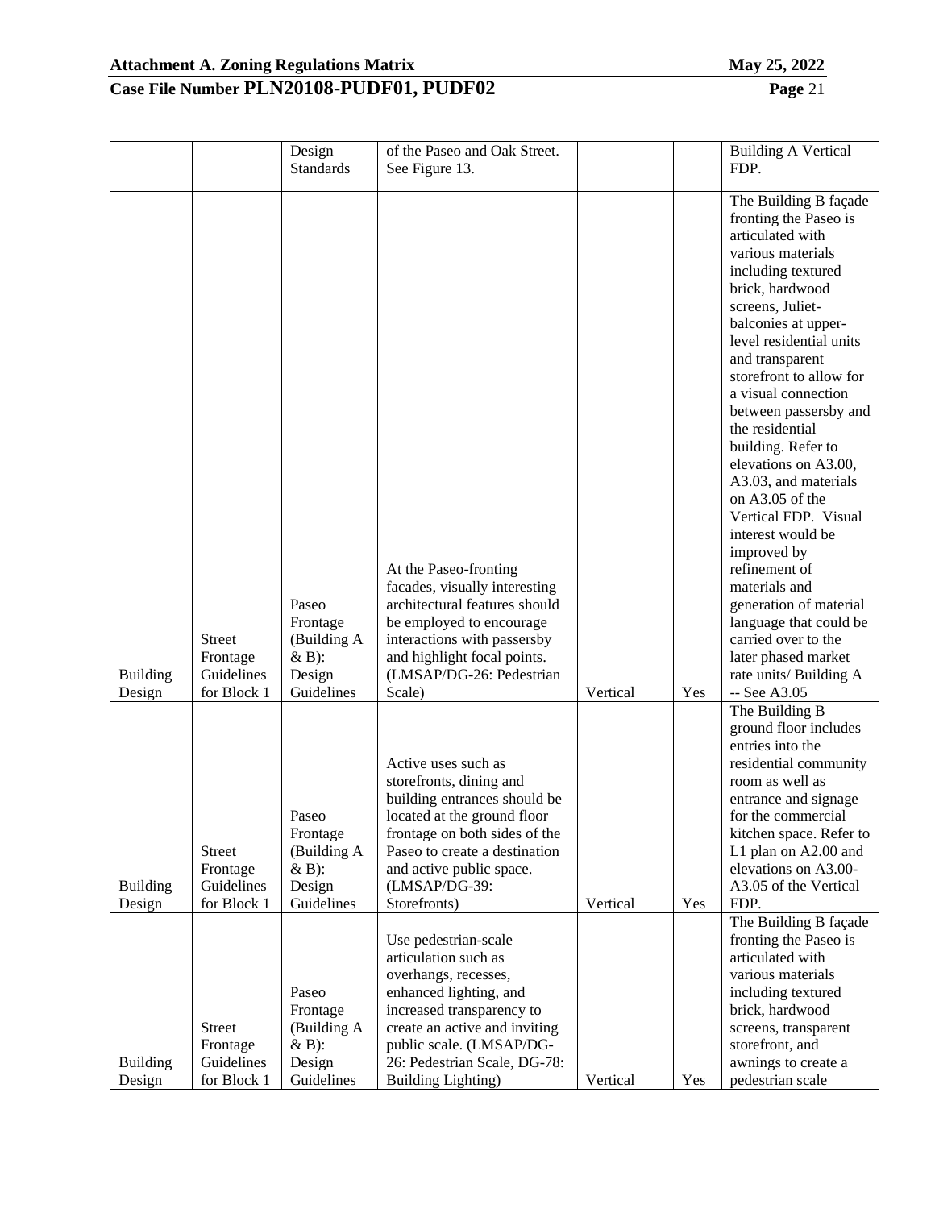| | | Design Standards | of the Paseo and Oak Street. See Figure 13. | | | Building A Vertical FDP. |
|---|---|---|---|---|---|---|
| Building Design | Street Frontage Guidelines for Block 1 | Paseo Frontage (Building A & B): Design Guidelines | At the Paseo-fronting facades, visually interesting architectural features should be employed to encourage interactions with passersby and highlight focal points. (LMSAP/DG-26: Pedestrian Scale) | Vertical | Yes | The Building B façade fronting the Paseo is articulated with various materials including textured brick, hardwood screens, Juliet-balconies at upper-level residential units and transparent storefront to allow for a visual connection between passersby and the residential building. Refer to elevations on A3.00, A3.03, and materials on A3.05 of the Vertical FDP. Visual interest would be improved by refinement of materials and generation of material language that could be carried over to the later phased market rate units/ Building A -- See A3.05 |
| Building Design | Street Frontage Guidelines for Block 1 | Paseo Frontage (Building A & B): Design Guidelines | Active uses such as storefronts, dining and building entrances should be located at the ground floor frontage on both sides of the Paseo to create a destination and active public space. (LMSAP/DG-39: Storefronts) | Vertical | Yes | The Building B ground floor includes entries into the residential community room as well as entrance and signage for the commercial kitchen space. Refer to L1 plan on A2.00 and elevations on A3.00-A3.05 of the Vertical FDP. |
| Building Design | Street Frontage Guidelines for Block 1 | Paseo Frontage (Building A & B): Design Guidelines | Use pedestrian-scale articulation such as overhangs, recesses, enhanced lighting, and increased transparency to create an active and inviting public scale. (LMSAP/DG-26: Pedestrian Scale, DG-78: Building Lighting) | Vertical | Yes | The Building B façade fronting the Paseo is articulated with various materials including textured brick, hardwood screens, transparent storefront, and awnings to create a pedestrian scale |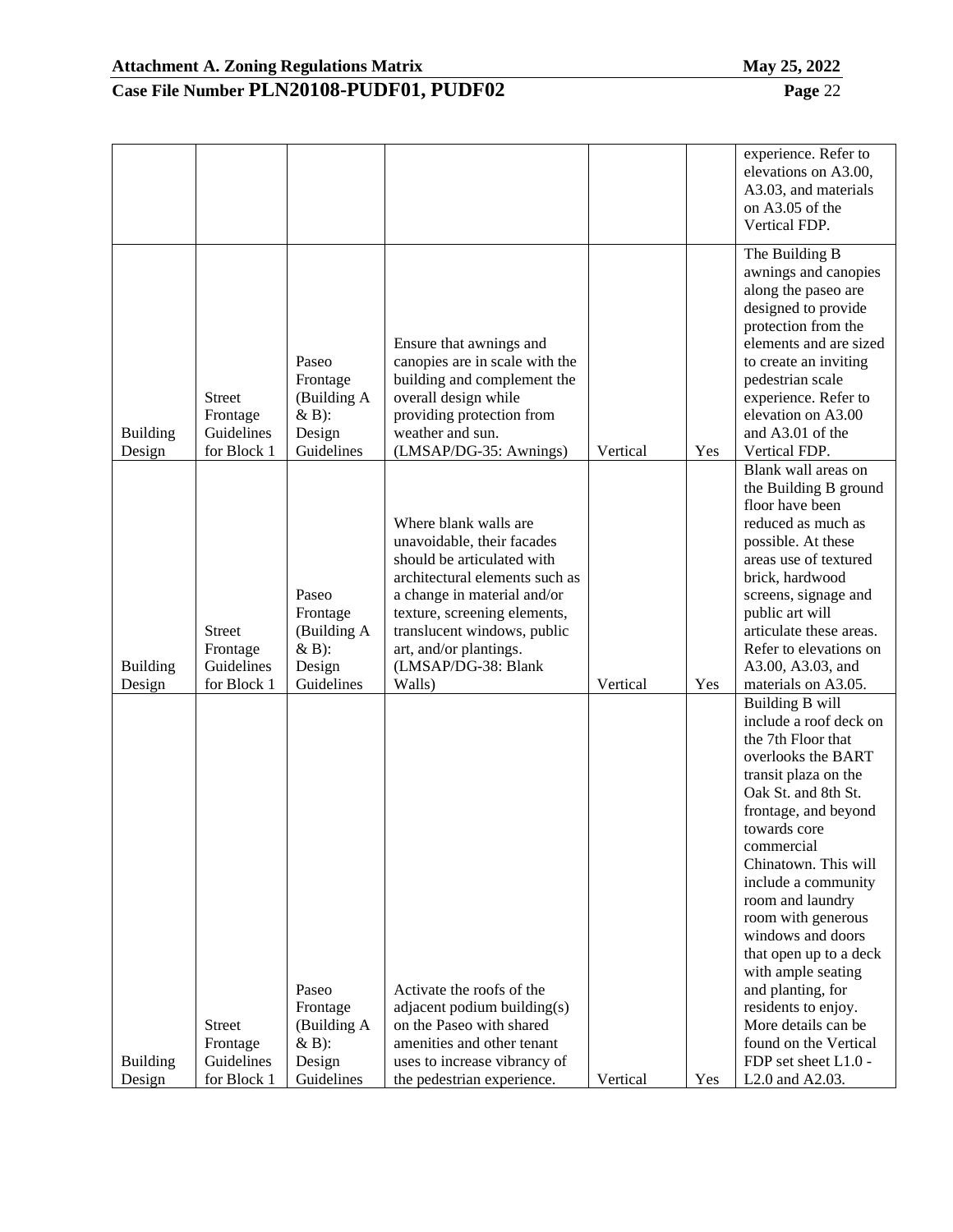| | | | | | | |
|---|---|---|---|---|---|---|
| | | | | | | experience. Refer to elevations on A3.00, A3.03, and materials on A3.05 of the Vertical FDP. |
| Building Design | Street Frontage Guidelines for Block 1 | Paseo Frontage (Building A & B): Design Guidelines | Ensure that awnings and canopies are in scale with the building and complement the overall design while providing protection from weather and sun. (LMSAP/DG-35: Awnings) | Vertical | Yes | The Building B awnings and canopies along the paseo are designed to provide protection from the elements and are sized to create an inviting pedestrian scale experience. Refer to elevation on A3.00 and A3.01 of the Vertical FDP. |
| Building Design | Street Frontage Guidelines for Block 1 | Paseo Frontage (Building A & B): Design Guidelines | Where blank walls are unavoidable, their facades should be articulated with architectural elements such as a change in material and/or texture, screening elements, translucent windows, public art, and/or plantings. (LMSAP/DG-38: Blank Walls) | Vertical | Yes | Blank wall areas on the Building B ground floor have been reduced as much as possible. At these areas use of textured brick, hardwood screens, signage and public art will articulate these areas. Refer to elevations on A3.00, A3.03, and materials on A3.05. |
| Building Design | Street Frontage Guidelines for Block 1 | Paseo Frontage (Building A & B): Design Guidelines | Activate the roofs of the adjacent podium building(s) on the Paseo with shared amenities and other tenant uses to increase vibrancy of the pedestrian experience. | Vertical | Yes | Building B will include a roof deck on the 7th Floor that overlooks the BART transit plaza on the Oak St. and 8th St. frontage, and beyond towards core commercial Chinatown. This will include a community room and laundry room with generous windows and doors that open up to a deck with ample seating and planting, for residents to enjoy. More details can be found on the Vertical FDP set sheet L1.0 - L2.0 and A2.03. |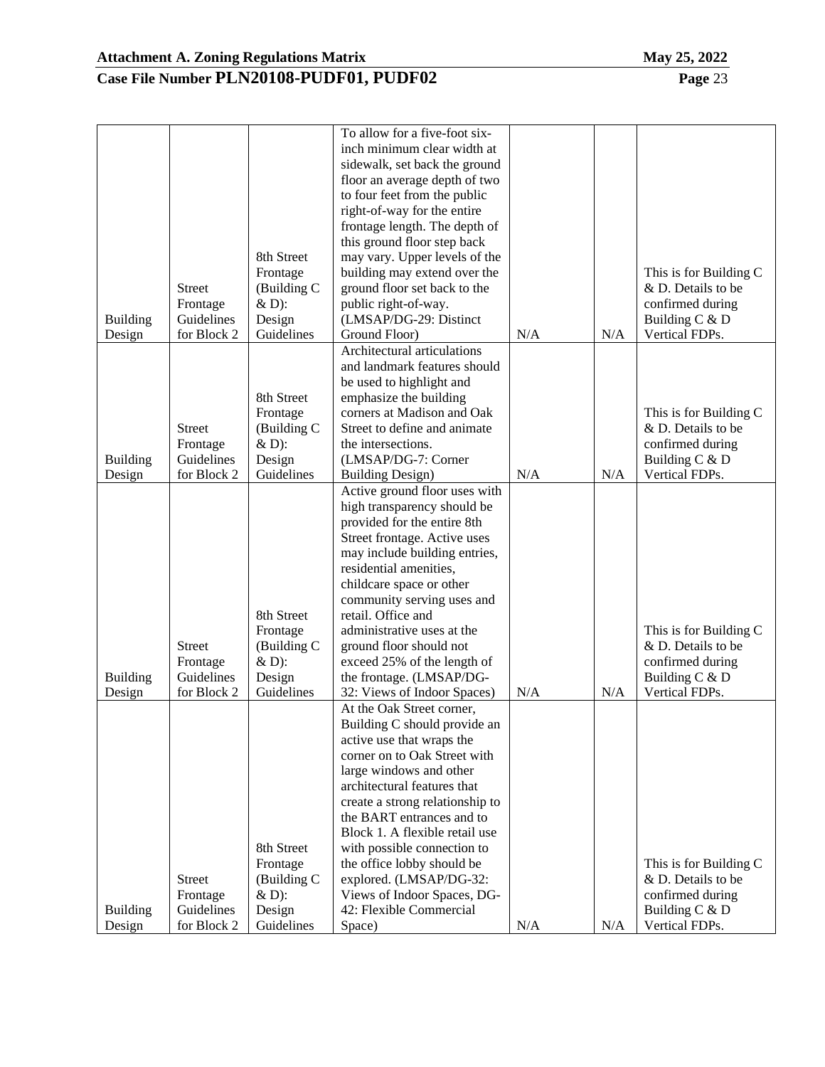| Building Design | Street Frontage Guidelines for Block 2 | 8th Street Frontage (Building C & D): Design Guidelines | To allow for a five-foot six-inch minimum clear width at sidewalk, set back the ground floor an average depth of two to four feet from the public right-of-way for the entire frontage length. The depth of this ground floor step back may vary. Upper levels of the building may extend over the ground floor set back to the public right-of-way. (LMSAP/DG-29: Distinct Ground Floor) | N/A | N/A | This is for Building C & D. Details to be confirmed during Building C & D Vertical FDPs. |
|---|---|---|---|---|---|---|
| Building Design | Street Frontage Guidelines for Block 2 | 8th Street Frontage (Building C & D): Design Guidelines | Architectural articulations and landmark features should be used to highlight and emphasize the building corners at Madison and Oak Street to define and animate the intersections. (LMSAP/DG-7: Corner Building Design) | N/A | N/A | This is for Building C & D. Details to be confirmed during Building C & D Vertical FDPs. |
| Building Design | Street Frontage Guidelines for Block 2 | 8th Street Frontage (Building C & D): Design Guidelines | Active ground floor uses with high transparency should be provided for the entire 8th Street frontage. Active uses may include building entries, residential amenities, childcare space or other community serving uses and retail. Office and administrative uses at the ground floor should not exceed 25% of the length of the frontage. (LMSAP/DG-32: Views of Indoor Spaces) | N/A | N/A | This is for Building C & D. Details to be confirmed during Building C & D Vertical FDPs. |
| Building Design | Street Frontage Guidelines for Block 2 | 8th Street Frontage (Building C & D): Design Guidelines | At the Oak Street corner, Building C should provide an active use that wraps the corner on to Oak Street with large windows and other architectural features that create a strong relationship to the BART entrances and to Block 1. A flexible retail use with possible connection to the office lobby should be explored. (LMSAP/DG-32: Views of Indoor Spaces, DG-42: Flexible Commercial Space) | N/A | N/A | This is for Building C & D. Details to be confirmed during Building C & D Vertical FDPs. |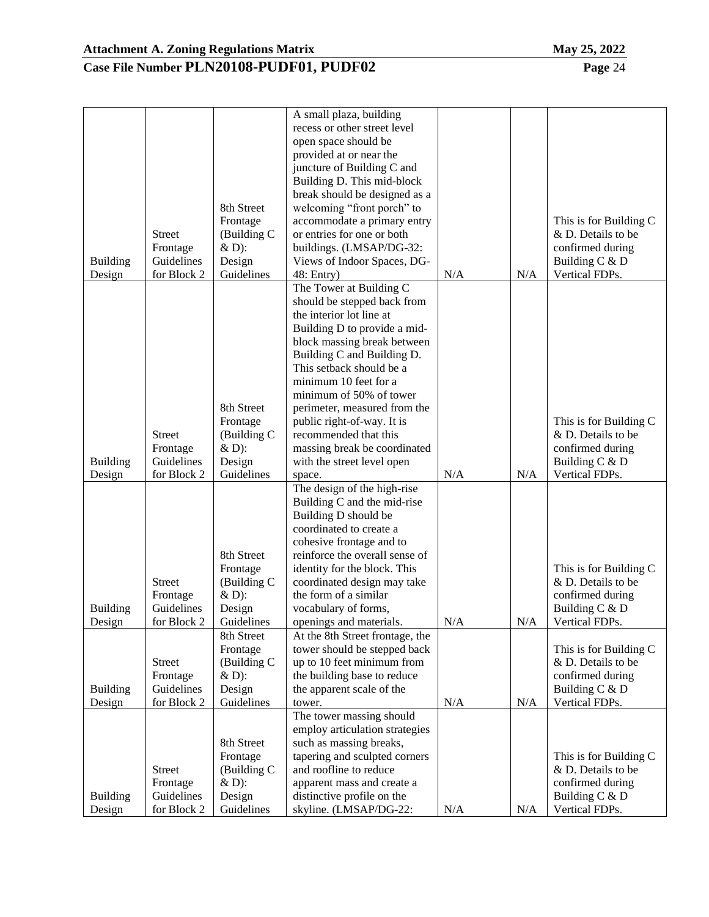| Building Design | Street Frontage Guidelines for Block 2 | 8th Street Frontage (Building C & D): Design Guidelines | A small plaza, building recess or other street level open space should be provided at or near the juncture of Building C and Building D. This mid-block break should be designed as a welcoming "front porch" to accommodate a primary entry or entries for one or both buildings. (LMSAP/DG-32: Views of Indoor Spaces, DG-48: Entry) | N/A | N/A | This is for Building C & D. Details to be confirmed during Building C & D Vertical FDPs. |
|---|---|---|---|---|---|---|
| Building Design | Street Frontage Guidelines for Block 2 | 8th Street Frontage (Building C & D): Design Guidelines | The Tower at Building C should be stepped back from the interior lot line at Building D to provide a mid-block massing break between Building C and Building D. This setback should be a minimum 10 feet for a minimum of 50% of tower perimeter, measured from the public right-of-way. It is recommended that this massing break be coordinated with the street level open space. | N/A | N/A | This is for Building C & D. Details to be confirmed during Building C & D Vertical FDPs. |
| Building Design | Street Frontage Guidelines for Block 2 | 8th Street Frontage (Building C & D): Design Guidelines | The design of the high-rise Building C and the mid-rise Building D should be coordinated to create a cohesive frontage and to reinforce the overall sense of identity for the block. This coordinated design may take the form of a similar vocabulary of forms, openings and materials. | N/A | N/A | This is for Building C & D. Details to be confirmed during Building C & D Vertical FDPs. |
| Building Design | Street Frontage Guidelines for Block 2 | 8th Street Frontage (Building C & D): Design Guidelines | At the 8th Street frontage, the tower should be stepped back up to 10 feet minimum from the building base to reduce the apparent scale of the tower. | N/A | N/A | This is for Building C & D. Details to be confirmed during Building C & D Vertical FDPs. |
| Building Design | Street Frontage Guidelines for Block 2 | 8th Street Frontage (Building C & D): Design Guidelines | The tower massing should employ articulation strategies such as massing breaks, tapering and sculpted corners and roofline to reduce apparent mass and create a distinctive profile on the skyline. (LMSAP/DG-22: | N/A | N/A | This is for Building C & D. Details to be confirmed during Building C & D Vertical FDPs. |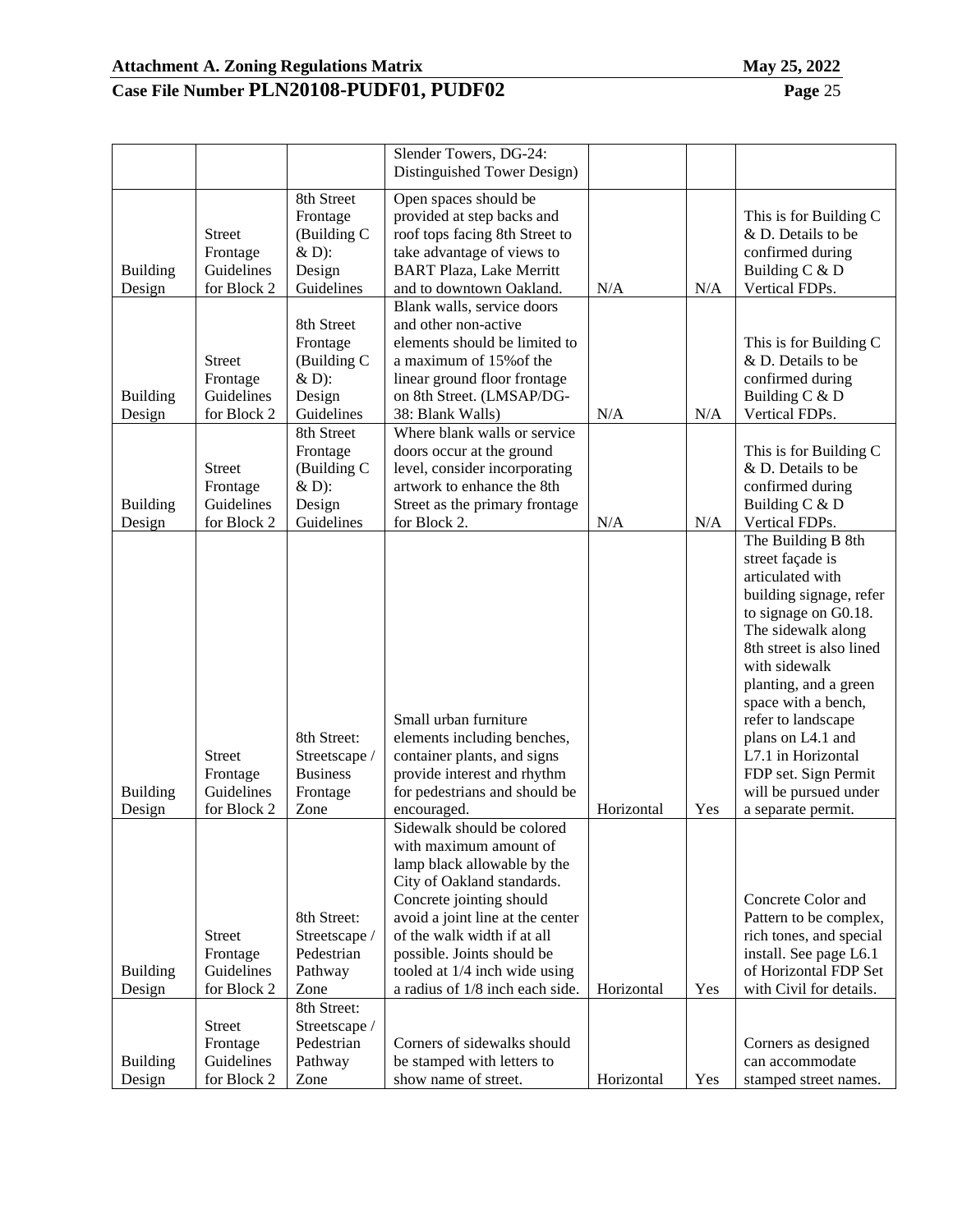| | | | Slender Towers, DG-24: Distinguished Tower Design) | | | |
|---|---|---|---|---|---|---|
| Building Design | Street Frontage Guidelines for Block 2 | 8th Street Frontage (Building C & D): Design Guidelines | Open spaces should be provided at step backs and roof tops facing 8th Street to take advantage of views to BART Plaza, Lake Merritt and to downtown Oakland. | N/A | N/A | This is for Building C & D. Details to be confirmed during Building C & D Vertical FDPs. |
| Building Design | Street Frontage Guidelines for Block 2 | 8th Street Frontage (Building C & D): Design Guidelines | Blank walls, service doors and other non-active elements should be limited to a maximum of 15%of the linear ground floor frontage on 8th Street. (LMSAP/DG-38: Blank Walls) | N/A | N/A | This is for Building C & D. Details to be confirmed during Building C & D Vertical FDPs. |
| Building Design | Street Frontage Guidelines for Block 2 | 8th Street Frontage (Building C & D): Design Guidelines | Where blank walls or service doors occur at the ground level, consider incorporating artwork to enhance the 8th Street as the primary frontage for Block 2. | N/A | N/A | This is for Building C & D. Details to be confirmed during Building C & D Vertical FDPs. |
| Building Design | Street Frontage Guidelines for Block 2 | 8th Street: Streetscape / Business Frontage Zone | Small urban furniture elements including benches, container plants, and signs provide interest and rhythm for pedestrians and should be encouraged. | Horizontal | Yes | The Building B 8th street façade is articulated with building signage, refer to signage on G0.18. The sidewalk along 8th street is also lined with sidewalk planting, and a green space with a bench, refer to landscape plans on L4.1 and L7.1 in Horizontal FDP set. Sign Permit will be pursued under a separate permit. |
| Building Design | Street Frontage Guidelines for Block 2 | 8th Street: Streetscape / Pedestrian Pathway Zone | Sidewalk should be colored with maximum amount of lamp black allowable by the City of Oakland standards. Concrete jointing should avoid a joint line at the center of the walk width if at all possible. Joints should be tooled at 1/4 inch wide using a radius of 1/8 inch each side. | Horizontal | Yes | Concrete Color and Pattern to be complex, rich tones, and special install. See page L6.1 of Horizontal FDP Set with Civil for details. |
| Building Design | Street Frontage Guidelines for Block 2 | 8th Street: Streetscape / Pedestrian Pathway Zone | Corners of sidewalks should be stamped with letters to show name of street. | Horizontal | Yes | Corners as designed can accommodate stamped street names. |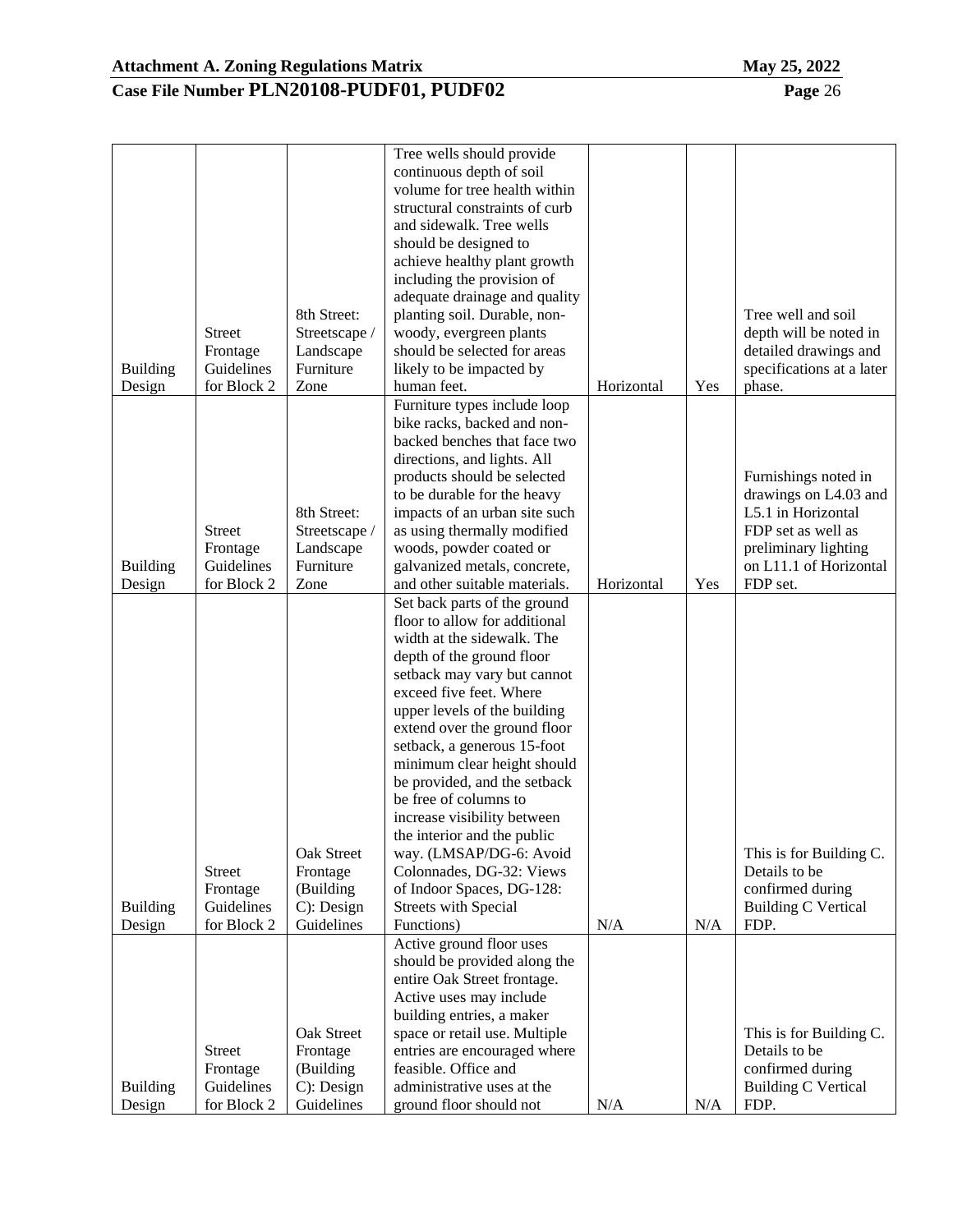| Building Design | Street Frontage Guidelines for Block 2 | 8th Street: Streetscape / Landscape Furniture Zone | Tree wells should provide continuous depth of soil volume for tree health within structural constraints of curb and sidewalk. Tree wells should be designed to achieve healthy plant growth including the provision of adequate drainage and quality planting soil. Durable, non-woody, evergreen plants should be selected for areas likely to be impacted by human feet. | Horizontal | Yes | Tree well and soil depth will be noted in detailed drawings and specifications at a later phase. |
|---|---|---|---|---|---|---|
| Building Design | Street Frontage Guidelines for Block 2 | 8th Street: Streetscape / Landscape Furniture Zone | Furniture types include loop bike racks, backed and non-backed benches that face two directions, and lights. All products should be selected to be durable for the heavy impacts of an urban site such as using thermally modified woods, powder coated or galvanized metals, concrete, and other suitable materials. | Horizontal | Yes | Furnishings noted in drawings on L4.03 and L5.1 in Horizontal FDP set as well as preliminary lighting on L11.1 of Horizontal FDP set. |
| Building Design | Street Frontage Guidelines for Block 2 | Oak Street Frontage (Building C): Design Guidelines | Set back parts of the ground floor to allow for additional width at the sidewalk. The depth of the ground floor setback may vary but cannot exceed five feet. Where upper levels of the building extend over the ground floor setback, a generous 15-foot minimum clear height should be provided, and the setback be free of columns to increase visibility between the interior and the public way. (LMSAP/DG-6: Avoid Colonnades, DG-32: Views of Indoor Spaces, DG-128: Streets with Special Functions) | N/A | N/A | This is for Building C. Details to be confirmed during Building C Vertical FDP. |
| Building Design | Street Frontage Guidelines for Block 2 | Oak Street Frontage (Building C): Design Guidelines | Active ground floor uses should be provided along the entire Oak Street frontage. Active uses may include building entries, a maker space or retail use. Multiple entries are encouraged where feasible. Office and administrative uses at the ground floor should not | N/A | N/A | This is for Building C. Details to be confirmed during Building C Vertical FDP. |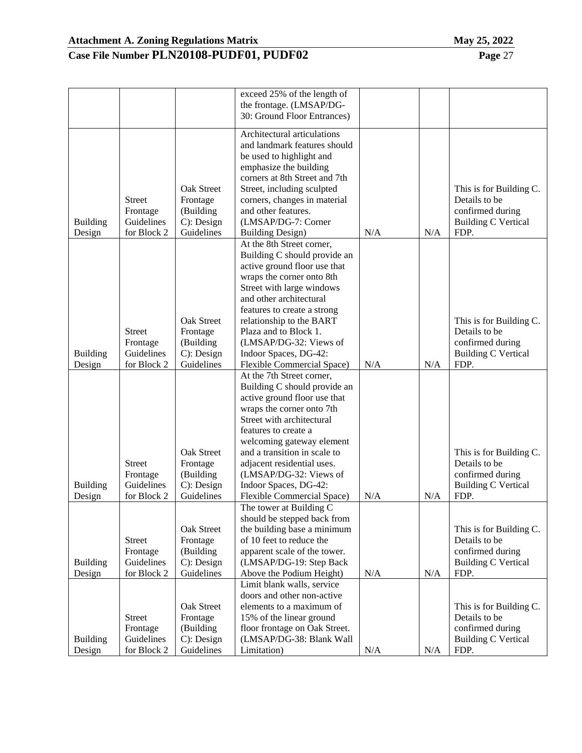| | | | exceed 25% of the length of the frontage. (LMSAP/DG-30: Ground Floor Entrances) | | | |
|---|---|---|---|---|---|---|
| Building Design | Street Frontage Guidelines for Block 2 | Oak Street Frontage (Building C): Design Guidelines | Architectural articulations and landmark features should be used to highlight and emphasize the building corners at 8th Street and 7th Street, including sculpted corners, changes in material and other features. (LMSAP/DG-7: Corner Building Design) | N/A | N/A | This is for Building C. Details to be confirmed during Building C Vertical FDP. |
| Building Design | Street Frontage Guidelines for Block 2 | Oak Street Frontage (Building C): Design Guidelines | At the 8th Street corner, Building C should provide an active ground floor use that wraps the corner onto 8th Street with large windows and other architectural features to create a strong relationship to the BART Plaza and to Block 1. (LMSAP/DG-32: Views of Indoor Spaces, DG-42: Flexible Commercial Space) | N/A | N/A | This is for Building C. Details to be confirmed during Building C Vertical FDP. |
| Building Design | Street Frontage Guidelines for Block 2 | Oak Street Frontage (Building C): Design Guidelines | At the 7th Street corner, Building C should provide an active ground floor use that wraps the corner onto 7th Street with architectural features to create a welcoming gateway element and a transition in scale to adjacent residential uses. (LMSAP/DG-32: Views of Indoor Spaces, DG-42: Flexible Commercial Space) | N/A | N/A | This is for Building C. Details to be confirmed during Building C Vertical FDP. |
| Building Design | Street Frontage Guidelines for Block 2 | Oak Street Frontage (Building C): Design Guidelines | The tower at Building C should be stepped back from the building base a minimum of 10 feet to reduce the apparent scale of the tower. (LMSAP/DG-19: Step Back Above the Podium Height) | N/A | N/A | This is for Building C. Details to be confirmed during Building C Vertical FDP. |
| Building Design | Street Frontage Guidelines for Block 2 | Oak Street Frontage (Building C): Design Guidelines | Limit blank walls, service doors and other non-active elements to a maximum of 15% of the linear ground floor frontage on Oak Street. (LMSAP/DG-38: Blank Wall Limitation) | N/A | N/A | This is for Building C. Details to be confirmed during Building C Vertical FDP. |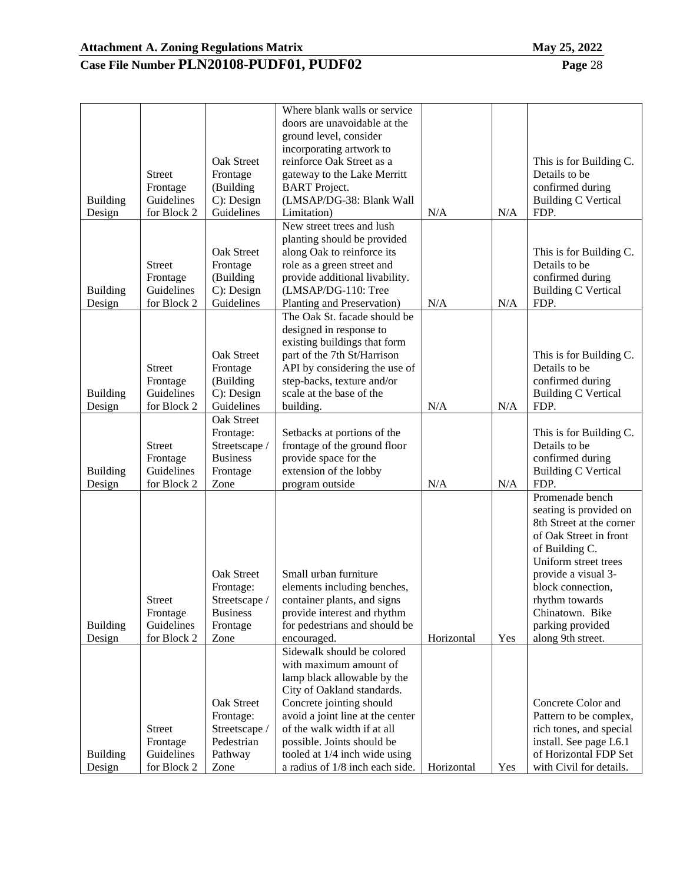| Building Design | Street Frontage Guidelines for Block 2 | Oak Street Frontage (Building C): Design Guidelines | Where blank walls or service doors are unavoidable at the ground level, consider incorporating artwork to reinforce Oak Street as a gateway to the Lake Merritt BART Project. (LMSAP/DG-38: Blank Wall Limitation) | N/A | N/A | This is for Building C. Details to be confirmed during Building C Vertical FDP. |
|---|---|---|---|---|---|---|
| Building Design | Street Frontage Guidelines for Block 2 | Oak Street Frontage (Building C): Design Guidelines | New street trees and lush planting should be provided along Oak to reinforce its role as a green street and provide additional livability. (LMSAP/DG-110: Tree Planting and Preservation) | N/A | N/A | This is for Building C. Details to be confirmed during Building C Vertical FDP. |
| Building Design | Street Frontage Guidelines for Block 2 | Oak Street Frontage (Building C): Design Guidelines | The Oak St. facade should be designed in response to existing buildings that form part of the 7th St/Harrison API by considering the use of step-backs, texture and/or scale at the base of the building. | N/A | N/A | This is for Building C. Details to be confirmed during Building C Vertical FDP. |
| Building Design | Street Frontage Guidelines for Block 2 | Oak Street Frontage: Streetscape / Business Frontage Zone | Setbacks at portions of the frontage of the ground floor provide space for the extension of the lobby program outside | N/A | N/A | This is for Building C. Details to be confirmed during Building C Vertical FDP. |
| Building Design | Street Frontage Guidelines for Block 2 | Oak Street Frontage: Streetscape / Business Frontage Zone | Small urban furniture elements including benches, container plants, and signs provide interest and rhythm for pedestrians and should be encouraged. | Horizontal | Yes | Promenade bench seating is provided on 8th Street at the corner of Oak Street in front of Building C. Uniform street trees provide a visual 3-block connection, rhythm towards Chinatown. Bike parking provided along 9th street. |
| Building Design | Street Frontage Guidelines for Block 2 | Oak Street Frontage: Streetscape / Pedestrian Pathway Zone | Sidewalk should be colored with maximum amount of lamp black allowable by the City of Oakland standards. Concrete jointing should avoid a joint line at the center of the walk width if at all possible. Joints should be tooled at 1/4 inch wide using a radius of 1/8 inch each side. | Horizontal | Yes | Concrete Color and Pattern to be complex, rich tones, and special install. See page L6.1 of Horizontal FDP Set with Civil for details. |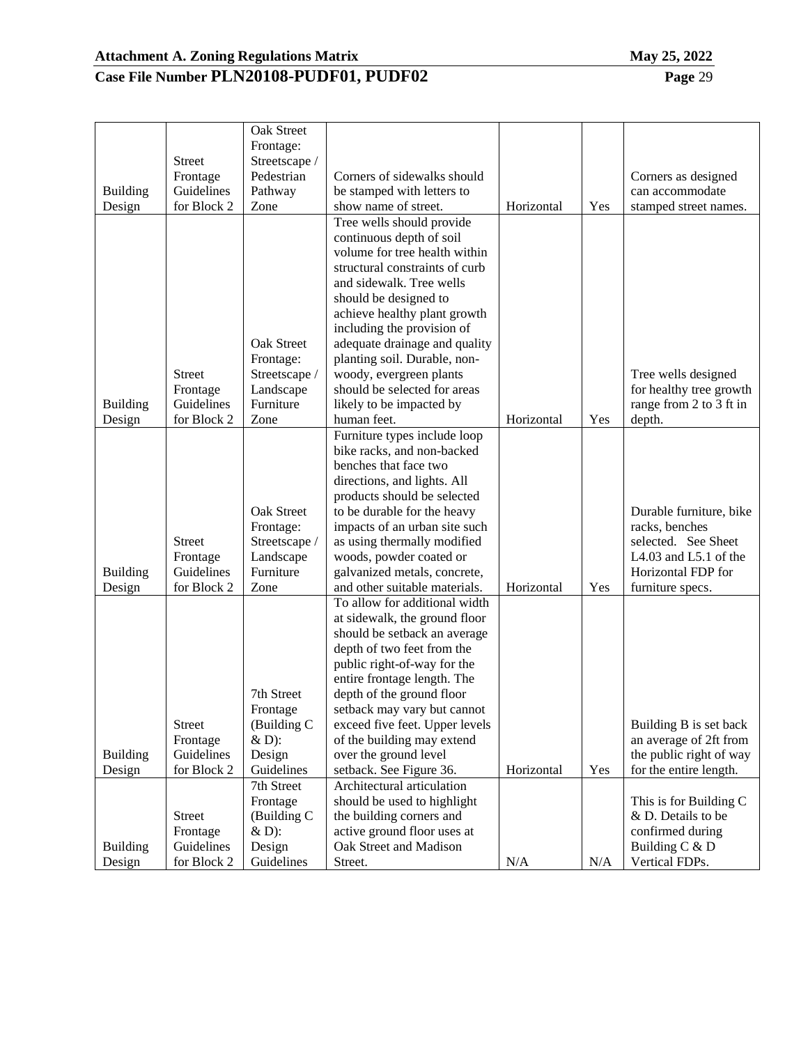| Building Design | Street Frontage Guidelines for Block 2 | Oak Street Frontage: Streetscape / Pedestrian Pathway Zone | Corners of sidewalks should be stamped with letters to show name of street. | Horizontal | Yes | Corners as designed can accommodate stamped street names. |
|---|---|---|---|---|---|---|
| Building Design | Street Frontage Guidelines for Block 2 | Oak Street Frontage: Streetscape / Landscape Furniture Zone | Tree wells should provide continuous depth of soil volume for tree health within structural constraints of curb and sidewalk. Tree wells should be designed to achieve healthy plant growth including the provision of adequate drainage and quality planting soil. Durable, non-woody, evergreen plants should be selected for areas likely to be impacted by human feet. | Horizontal | Yes | Tree wells designed for healthy tree growth range from 2 to 3 ft in depth. |
| Building Design | Street Frontage Guidelines for Block 2 | Oak Street Frontage: Streetscape / Landscape Furniture Zone | Furniture types include loop bike racks, and non-backed benches that face two directions, and lights. All products should be selected to be durable for the heavy impacts of an urban site such as using thermally modified woods, powder coated or galvanized metals, concrete, and other suitable materials. | Horizontal | Yes | Durable furniture, bike racks, benches selected. See Sheet L4.03 and L5.1 of the Horizontal FDP for furniture specs. |
| Building Design | Street Frontage Guidelines for Block 2 | 7th Street Frontage (Building C & D): Design Guidelines | To allow for additional width at sidewalk, the ground floor should be setback an average depth of two feet from the public right-of-way for the entire frontage length. The depth of the ground floor setback may vary but cannot exceed five feet. Upper levels of the building may extend over the ground level setback. See Figure 36. | Horizontal | Yes | Building B is set back an average of 2ft from the public right of way for the entire length. |
| Building Design | Street Frontage Guidelines for Block 2 | 7th Street Frontage (Building C & D): Design Guidelines | Architectural articulation should be used to highlight the building corners and active ground floor uses at Oak Street and Madison Street. | N/A | N/A | This is for Building C & D. Details to be confirmed during Building C & D Vertical FDPs. |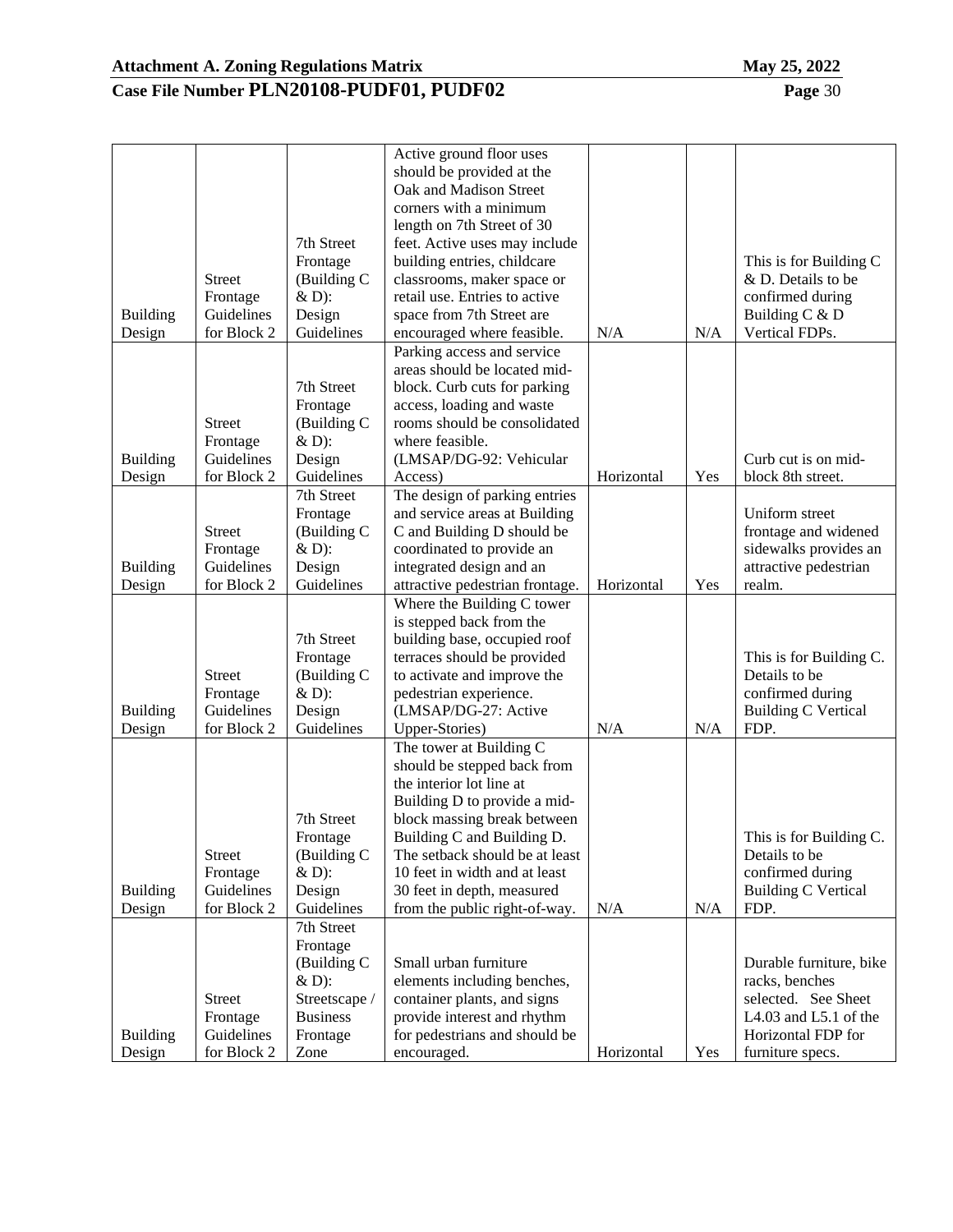| Building Design | Street Frontage Guidelines for Block 2 | 7th Street Frontage (Building C & D): Design Guidelines | Active ground floor uses should be provided at the Oak and Madison Street corners with a minimum length on 7th Street of 30 feet. Active uses may include building entries, childcare classrooms, maker space or retail use. Entries to active space from 7th Street are encouraged where feasible. | N/A | N/A | This is for Building C & D. Details to be confirmed during Building C & D Vertical FDPs. |
|---|---|---|---|---|---|---|
| Building Design | Street Frontage Guidelines for Block 2 | 7th Street Frontage (Building C & D): Design Guidelines | Parking access and service areas should be located mid-block. Curb cuts for parking access, loading and waste rooms should be consolidated where feasible. (LMSAP/DG-92: Vehicular Access) | Horizontal | Yes | Curb cut is on mid-block 8th street. |
| Building Design | Street Frontage Guidelines for Block 2 | 7th Street Frontage (Building C & D): Design Guidelines | The design of parking entries and service areas at Building C and Building D should be coordinated to provide an integrated design and an attractive pedestrian frontage. | Horizontal | Yes | Uniform street frontage and widened sidewalks provides an attractive pedestrian realm. |
| Building Design | Street Frontage Guidelines for Block 2 | 7th Street Frontage (Building C & D): Design Guidelines | Where the Building C tower is stepped back from the building base, occupied roof terraces should be provided to activate and improve the pedestrian experience. (LMSAP/DG-27: Active Upper-Stories) | N/A | N/A | This is for Building C. Details to be confirmed during Building C Vertical FDP. |
| Building Design | Street Frontage Guidelines for Block 2 | 7th Street Frontage (Building C & D): Design Guidelines | The tower at Building C should be stepped back from the interior lot line at Building D to provide a mid-block massing break between Building C and Building D. The setback should be at least 10 feet in width and at least 30 feet in depth, measured from the public right-of-way. | N/A | N/A | This is for Building C. Details to be confirmed during Building C Vertical FDP. |
| Building Design | Street Frontage Guidelines for Block 2 | 7th Street Frontage (Building C & D): Streetscape / Business Frontage Zone | Small urban furniture elements including benches, container plants, and signs provide interest and rhythm for pedestrians and should be encouraged. | Horizontal | Yes | Durable furniture, bike racks, benches selected. See Sheet L4.03 and L5.1 of the Horizontal FDP for furniture specs. |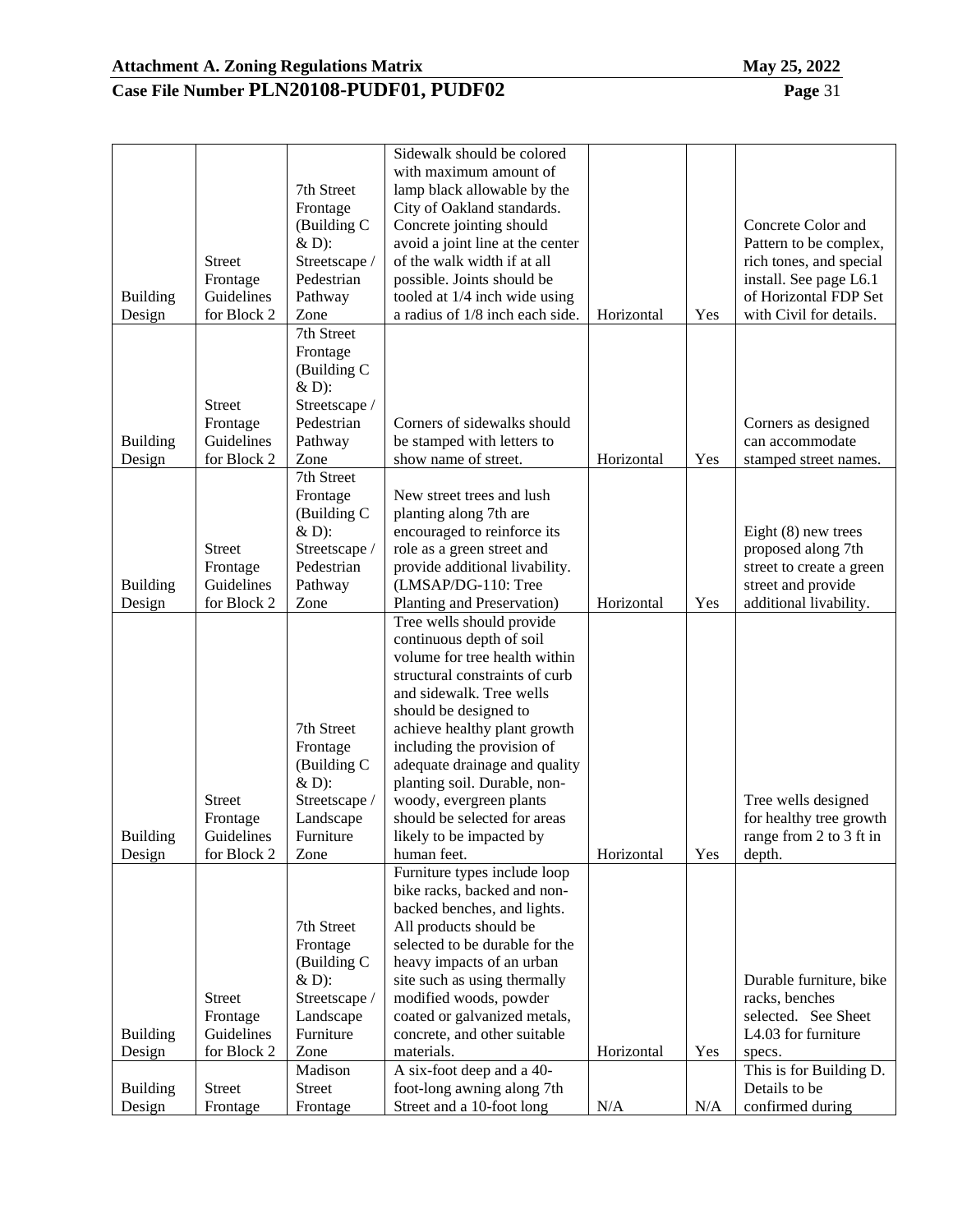| Building Design | Street Frontage Guidelines for Block 2 | 7th Street Frontage (Building C & D): Streetscape / Pedestrian Pathway Zone | Sidewalk should be colored with maximum amount of lamp black allowable by the City of Oakland standards. Concrete jointing should avoid a joint line at the center of the walk width if at all possible. Joints should be tooled at 1/4 inch wide using a radius of 1/8 inch each side. | Horizontal | Yes | Concrete Color and Pattern to be complex, rich tones, and special install. See page L6.1 of Horizontal FDP Set with Civil for details. |
|---|---|---|---|---|---|---|
| Building Design | Street Frontage Guidelines for Block 2 | 7th Street Frontage (Building C & D): Streetscape / Pedestrian Pathway Zone | Corners of sidewalks should be stamped with letters to show name of street. | Horizontal | Yes | Corners as designed can accommodate stamped street names. |
| Building Design | Street Frontage Guidelines for Block 2 | 7th Street Frontage (Building C & D): Streetscape / Pedestrian Pathway Zone | New street trees and lush planting along 7th are encouraged to reinforce its role as a green street and provide additional livability. (LMSAP/DG-110: Tree Planting and Preservation) | Horizontal | Yes | Eight (8) new trees proposed along 7th street to create a green street and provide additional livability. |
| Building Design | Street Frontage Guidelines for Block 2 | 7th Street Frontage (Building C & D): Streetscape / Landscape Furniture Zone | Tree wells should provide continuous depth of soil volume for tree health within structural constraints of curb and sidewalk. Tree wells should be designed to achieve healthy plant growth including the provision of adequate drainage and quality planting soil. Durable, non-woody, evergreen plants should be selected for areas likely to be impacted by human feet. | Horizontal | Yes | Tree wells designed for healthy tree growth range from 2 to 3 ft in depth. |
| Building Design | Street Frontage Guidelines for Block 2 | 7th Street Frontage (Building C & D): Streetscape / Landscape Furniture Zone | Furniture types include loop bike racks, backed and non-backed benches, and lights. All products should be selected to be durable for the heavy impacts of an urban site such as using thermally modified woods, powder coated or galvanized metals, concrete, and other suitable materials. | Horizontal | Yes | Durable furniture, bike racks, benches selected. See Sheet L4.03 for furniture specs. |
| Building Design | Street Frontage | Madison Street Frontage | A six-foot deep and a 40-foot-long awning along 7th Street and a 10-foot long | N/A | N/A | This is for Building D. Details to be confirmed during |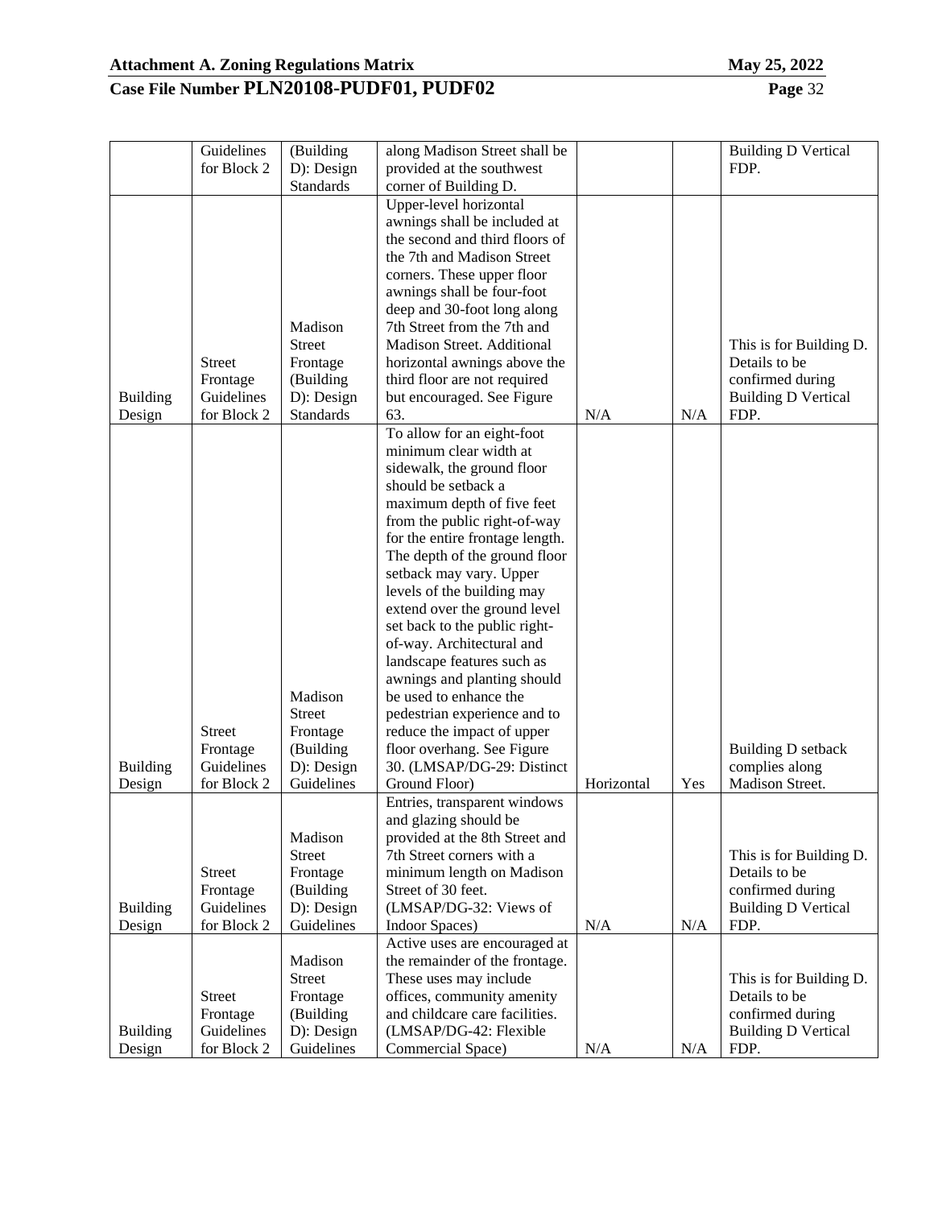| | Guidelines for Block 2 | (Building D): Design Standards | along Madison Street shall be provided at the southwest corner of Building D. | | | Building D Vertical FDP. |
|---|---|---|---|---|---|---|
| Building Design | Street Frontage Guidelines for Block 2 | Madison Street Frontage (Building D): Design Standards | Upper-level horizontal awnings shall be included at the second and third floors of the 7th and Madison Street corners. These upper floor awnings shall be four-foot deep and 30-foot long along 7th Street from the 7th and Madison Street. Additional horizontal awnings above the third floor are not required but encouraged. See Figure 63. | N/A | N/A | This is for Building D. Details to be confirmed during Building D Vertical FDP. |
| Building Design | Street Frontage Guidelines for Block 2 | Madison Street Frontage (Building D): Design Guidelines | To allow for an eight-foot minimum clear width at sidewalk, the ground floor should be setback a maximum depth of five feet from the public right-of-way for the entire frontage length. The depth of the ground floor setback may vary. Upper levels of the building may extend over the ground level set back to the public right-of-way. Architectural and landscape features such as awnings and planting should be used to enhance the pedestrian experience and to reduce the impact of upper floor overhang. See Figure 30. (LMSAP/DG-29: Distinct Ground Floor) | Horizontal | Yes | Building D setback complies along Madison Street. |
| Building Design | Street Frontage Guidelines for Block 2 | Madison Street Frontage (Building D): Design Guidelines | Entries, transparent windows and glazing should be provided at the 8th Street and 7th Street corners with a minimum length on Madison Street of 30 feet. (LMSAP/DG-32: Views of Indoor Spaces) | N/A | N/A | This is for Building D. Details to be confirmed during Building D Vertical FDP. |
| Building Design | Street Frontage Guidelines for Block 2 | Madison Street Frontage (Building D): Design Guidelines | Active uses are encouraged at the remainder of the frontage. These uses may include offices, community amenity and childcare care facilities. (LMSAP/DG-42: Flexible Commercial Space) | N/A | N/A | This is for Building D. Details to be confirmed during Building D Vertical FDP. |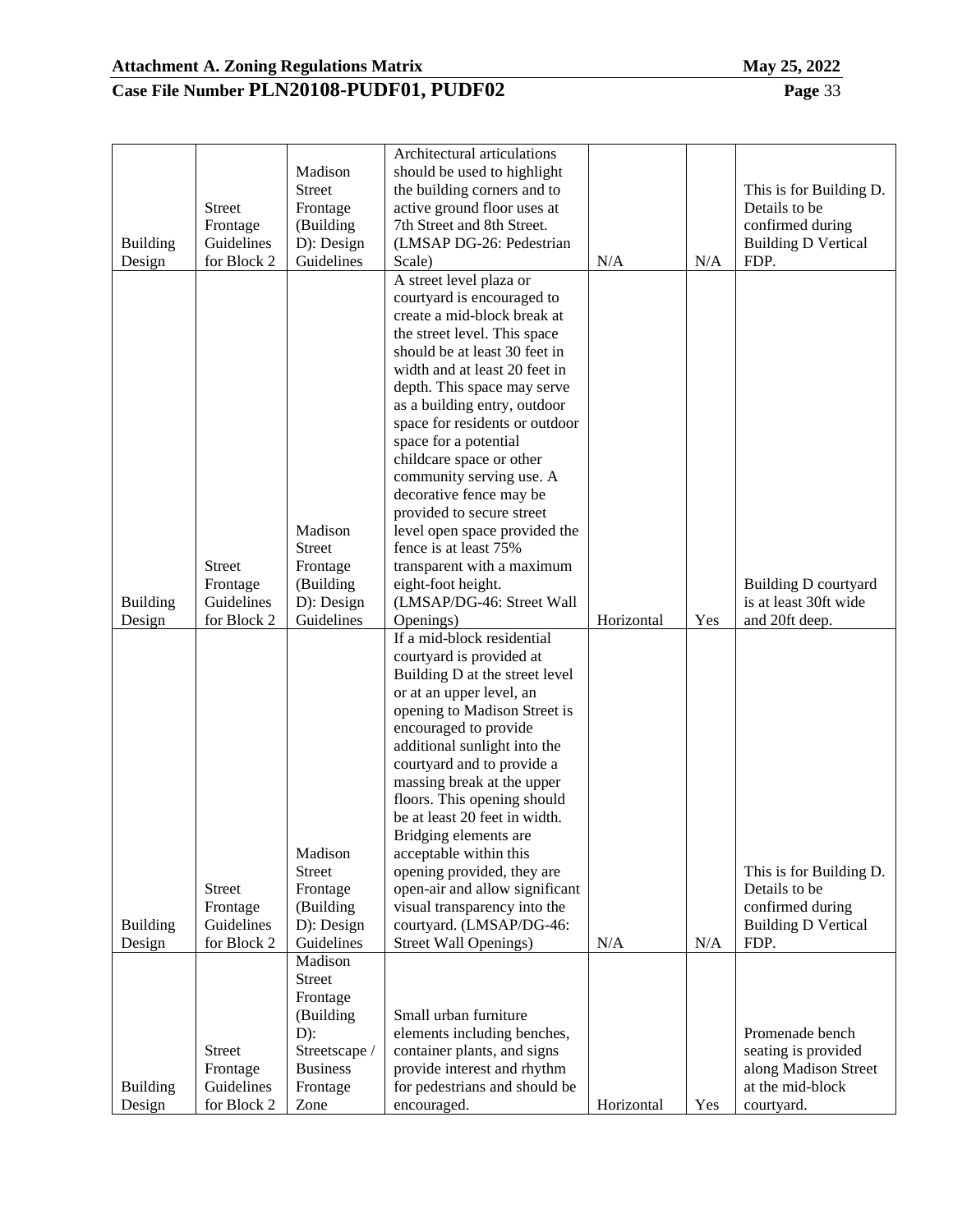| Building Design | Street Frontage Guidelines for Block 2 | Madison Street Frontage (Building D): Design Guidelines | Architectural articulations should be used to highlight the building corners and to active ground floor uses at 7th Street and 8th Street. (LMSAP DG-26: Pedestrian Scale) | N/A | N/A | This is for Building D. Details to be confirmed during Building D Vertical FDP. |
|---|---|---|---|---|---|---|
| Building Design | Street Frontage Guidelines for Block 2 | Madison Street Frontage (Building D): Design Guidelines | A street level plaza or courtyard is encouraged to create a mid-block break at the street level. This space should be at least 30 feet in width and at least 20 feet in depth. This space may serve as a building entry, outdoor space for residents or outdoor space for a potential childcare space or other community serving use. A decorative fence may be provided to secure street level open space provided the fence is at least 75% transparent with a maximum eight-foot height. (LMSAP/DG-46: Street Wall Openings) | Horizontal | Yes | Building D courtyard is at least 30ft wide and 20ft deep. |
| Building Design | Street Frontage Guidelines for Block 2 | Madison Street Frontage (Building D): Design Guidelines | If a mid-block residential courtyard is provided at Building D at the street level or at an upper level, an opening to Madison Street is encouraged to provide additional sunlight into the courtyard and to provide a massing break at the upper floors. This opening should be at least 20 feet in width. Bridging elements are acceptable within this opening provided, they are open-air and allow significant visual transparency into the courtyard. (LMSAP/DG-46: Street Wall Openings) | N/A | N/A | This is for Building D. Details to be confirmed during Building D Vertical FDP. |
| Building Design | Street Frontage Guidelines for Block 2 | Madison Street Frontage (Building D): Streetscape / Business Frontage Zone | Small urban furniture elements including benches, container plants, and signs provide interest and rhythm for pedestrians and should be encouraged. | Horizontal | Yes | Promenade bench seating is provided along Madison Street at the mid-block courtyard. |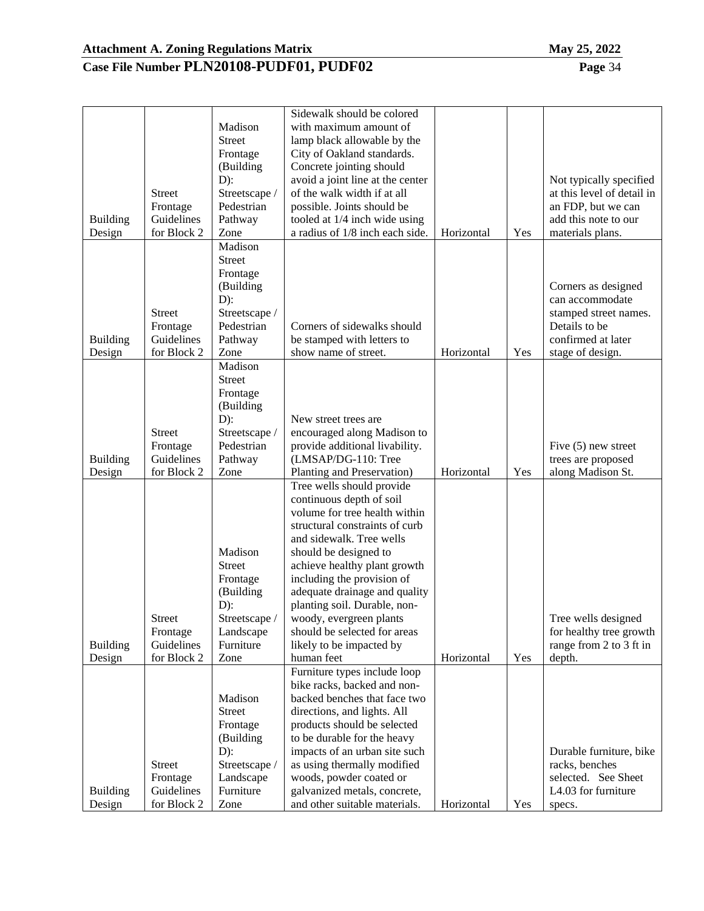| Building Design | Street Frontage Guidelines for Block 2 | Madison Street Frontage (Building D): Streetscape / Pedestrian Pathway Zone | Sidewalk should be colored with maximum amount of lamp black allowable by the City of Oakland standards. Concrete jointing should avoid a joint line at the center of the walk width if at all possible. Joints should be tooled at 1/4 inch wide using a radius of 1/8 inch each side. | Horizontal | Yes | Not typically specified at this level of detail in an FDP, but we can add this note to our materials plans. |
|---|---|---|---|---|---|---|
| Building Design | Street Frontage Guidelines for Block 2 | Madison Street Frontage (Building D): Streetscape / Pedestrian Pathway Zone | Corners of sidewalks should be stamped with letters to show name of street. | Horizontal | Yes | Corners as designed can accommodate stamped street names. Details to be confirmed at later stage of design. |
| Building Design | Street Frontage Guidelines for Block 2 | Madison Street Frontage (Building D): Streetscape / Pedestrian Pathway Zone | New street trees are encouraged along Madison to provide additional livability. (LMSAP/DG-110: Tree Planting and Preservation) | Horizontal | Yes | Five (5) new street trees are proposed along Madison St. |
| Building Design | Street Frontage Guidelines for Block 2 | Madison Street Frontage (Building D): Streetscape / Landscape Furniture Zone | Tree wells should provide continuous depth of soil volume for tree health within structural constraints of curb and sidewalk. Tree wells should be designed to achieve healthy plant growth including the provision of adequate drainage and quality planting soil. Durable, non-woody, evergreen plants should be selected for areas likely to be impacted by human feet | Horizontal | Yes | Tree wells designed for healthy tree growth range from 2 to 3 ft in depth. |
| Building Design | Street Frontage Guidelines for Block 2 | Madison Street Frontage (Building D): Streetscape / Landscape Furniture Zone | Furniture types include loop bike racks, backed and non-backed benches that face two directions, and lights. All products should be selected to be durable for the heavy impacts of an urban site such as using thermally modified woods, powder coated or galvanized metals, concrete, and other suitable materials. | Horizontal | Yes | Durable furniture, bike racks, benches selected. See Sheet L4.03 for furniture specs. |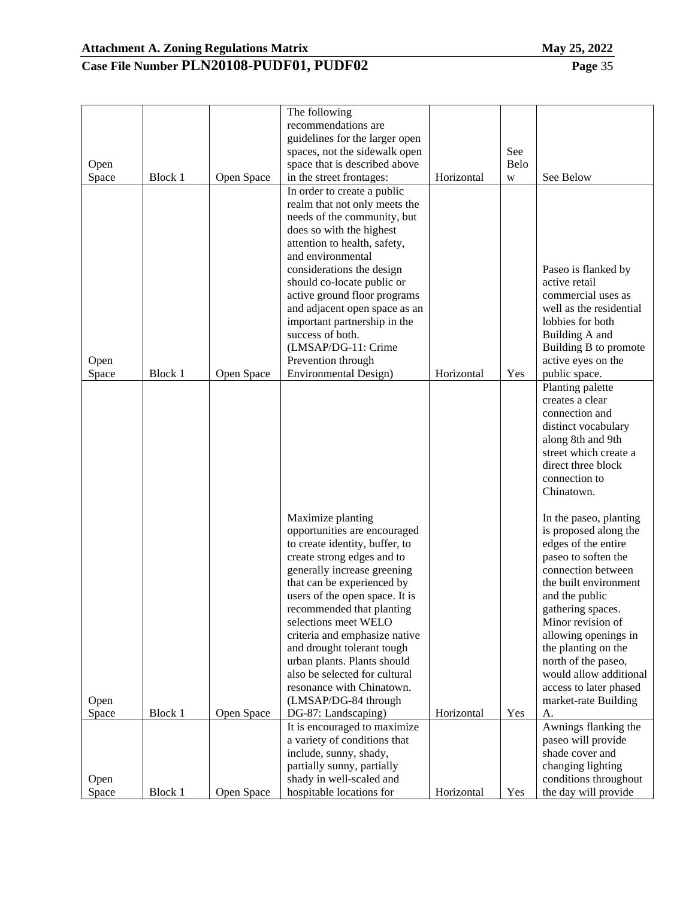| Open Space | Block 1 | Open Space | The following recommendations are guidelines for the larger open spaces, not the sidewalk open space that is described above in the street frontages: | Horizontal | See Below | See Below |
|---|---|---|---|---|---|---|
| Open Space | Block 1 | Open Space | In order to create a public realm that not only meets the needs of the community, but does so with the highest attention to health, safety, and environmental considerations the design should co-locate public or active ground floor programs and adjacent open space as an important partnership in the success of both. (LMSAP/DG-11: Crime Prevention through Environmental Design) | Horizontal | Yes | Paseo is flanked by active retail commercial uses as well as the residential lobbies for both Building A and Building B to promote active eyes on the public space. |
| Open Space | Block 1 | Open Space | Maximize planting opportunities are encouraged to create identity, buffer, to create strong edges and to generally increase greening that can be experienced by users of the open space. It is recommended that planting selections meet WELO criteria and emphasize native and drought tolerant tough urban plants. Plants should also be selected for cultural resonance with Chinatown. (LMSAP/DG-84 through DG-87: Landscaping) | Horizontal | Yes | Planting palette creates a clear connection and distinct vocabulary along 8th and 9th street which create a direct three block connection to Chinatown.<br><br>In the paseo, planting is proposed along the edges of the entire paseo to soften the connection between the built environment and the public gathering spaces. Minor revision of allowing openings in the planting on the north of the paseo, would allow additional access to later phased market-rate Building A. |
| Open Space | Block 1 | Open Space | It is encouraged to maximize a variety of conditions that include, sunny, shady, partially sunny, partially shady in well-scaled and hospitable locations for | Horizontal | Yes | Awnings flanking the paseo will provide shade cover and changing lighting conditions throughout the day will provide |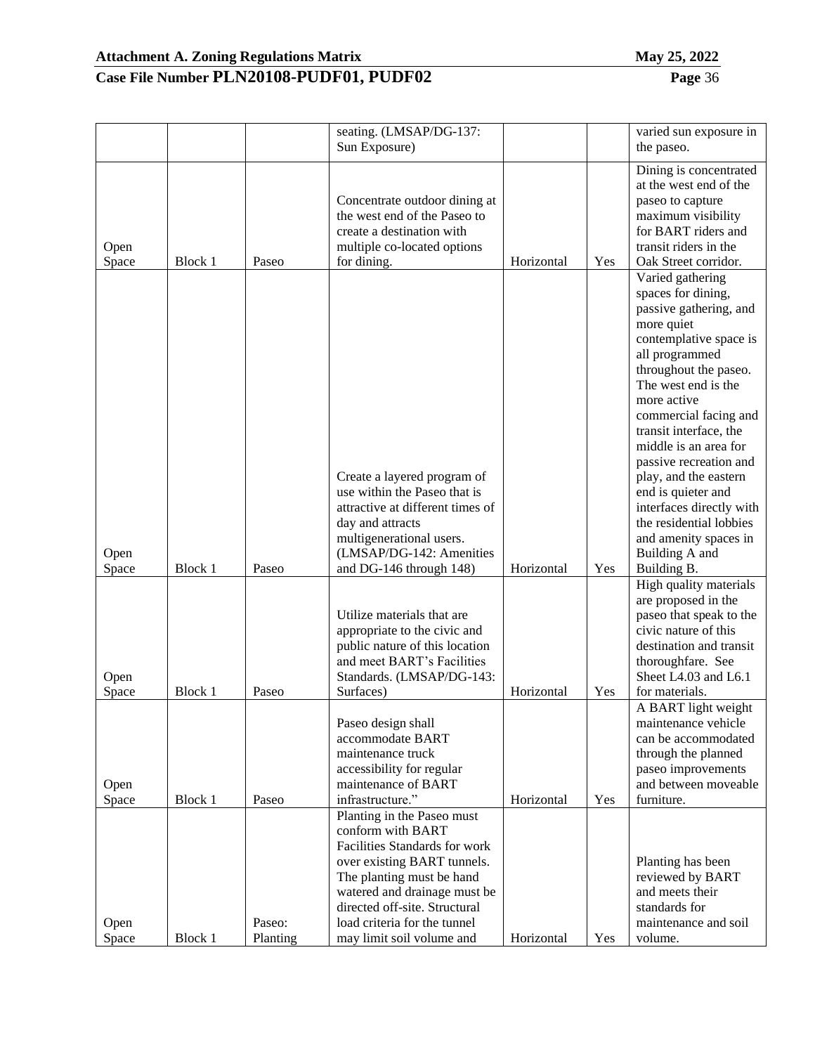| | | | | | | |
|---|---|---|---|---|---|---|
| | | | seating. (LMSAP/DG-137: Sun Exposure) | | | varied sun exposure in the paseo. |
| Open Space | Block 1 | Paseo | Concentrate outdoor dining at the west end of the Paseo to create a destination with multiple co-located options for dining. | Horizontal | Yes | Dining is concentrated at the west end of the paseo to capture maximum visibility for BART riders and transit riders in the Oak Street corridor. |
| Open Space | Block 1 | Paseo | Create a layered program of use within the Paseo that is attractive at different times of day and attracts multigenerational users. (LMSAP/DG-142: Amenities and DG-146 through 148) | Horizontal | Yes | Varied gathering spaces for dining, passive gathering, and more quiet contemplative space is all programmed throughout the paseo. The west end is the more active commercial facing and transit interface, the middle is an area for passive recreation and play, and the eastern end is quieter and interfaces directly with the residential lobbies and amenity spaces in Building A and Building B. |
| Open Space | Block 1 | Paseo | Utilize materials that are appropriate to the civic and public nature of this location and meet BART's Facilities Standards. (LMSAP/DG-143: Surfaces) | Horizontal | Yes | High quality materials are proposed in the paseo that speak to the civic nature of this destination and transit thoroughfare. See Sheet L4.03 and L6.1 for materials. |
| Open Space | Block 1 | Paseo | Paseo design shall accommodate BART maintenance truck accessibility for regular maintenance of BART infrastructure." | Horizontal | Yes | A BART light weight maintenance vehicle can be accommodated through the planned paseo improvements and between moveable furniture. |
| Open Space | Block 1 | Paseo: Planting | Planting in the Paseo must conform with BART Facilities Standards for work over existing BART tunnels. The planting must be hand watered and drainage must be directed off-site. Structural load criteria for the tunnel may limit soil volume and | Horizontal | Yes | Planting has been reviewed by BART and meets their standards for maintenance and soil volume. |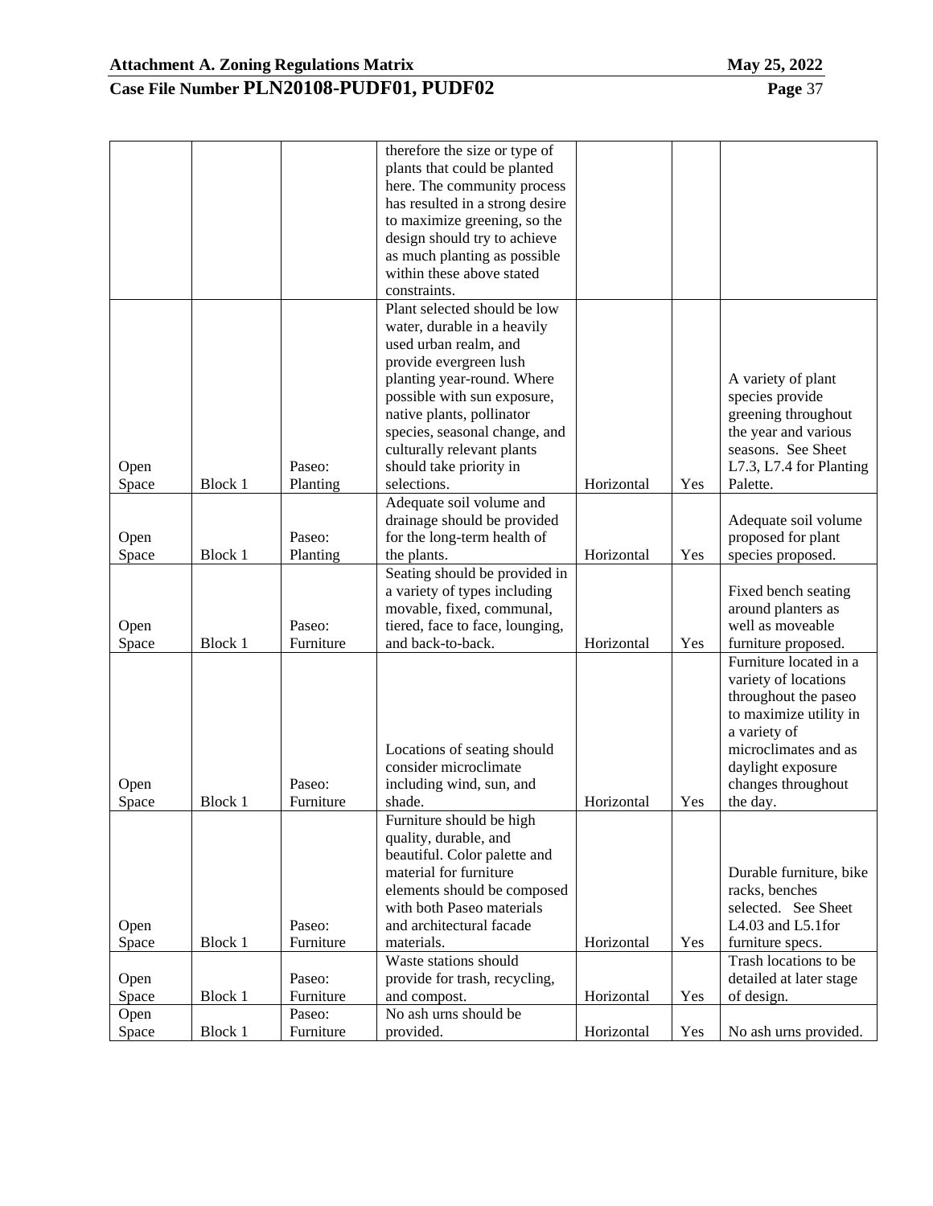| | | | therefore the size or type of plants that could be planted here. The community process has resulted in a strong desire to maximize greening, so the design should try to achieve as much planting as possible within these above stated constraints. | | | |
|---|---|---|---|---|---|---|
| Open Space | Block 1 | Paseo: Planting | Plant selected should be low water, durable in a heavily used urban realm, and provide evergreen lush planting year-round. Where possible with sun exposure, native plants, pollinator species, seasonal change, and culturally relevant plants should take priority in selections. | Horizontal | Yes | A variety of plant species provide greening throughout the year and various seasons. See Sheet L7.3, L7.4 for Planting Palette. |
| Open Space | Block 1 | Paseo: Planting | Adequate soil volume and drainage should be provided for the long-term health of the plants. | Horizontal | Yes | Adequate soil volume proposed for plant species proposed. |
| Open Space | Block 1 | Paseo: Furniture | Seating should be provided in a variety of types including movable, fixed, communal, tiered, face to face, lounging, and back-to-back. | Horizontal | Yes | Fixed bench seating around planters as well as moveable furniture proposed. |
| Open Space | Block 1 | Paseo: Furniture | Locations of seating should consider microclimate including wind, sun, and shade. | Horizontal | Yes | Furniture located in a variety of locations throughout the paseo to maximize utility in a variety of microclimates and as daylight exposure changes throughout the day. |
| Open Space | Block 1 | Paseo: Furniture | Furniture should be high quality, durable, and beautiful. Color palette and material for furniture elements should be composed with both Paseo materials and architectural facade materials. | Horizontal | Yes | Durable furniture, bike racks, benches selected. See Sheet L4.03 and L5.1for furniture specs. |
| Open Space | Block 1 | Paseo: Furniture | Waste stations should provide for trash, recycling, and compost. | Horizontal | Yes | Trash locations to be detailed at later stage of design. |
| Open Space | Block 1 | Paseo: Furniture | No ash urns should be provided. | Horizontal | Yes | No ash urns provided. |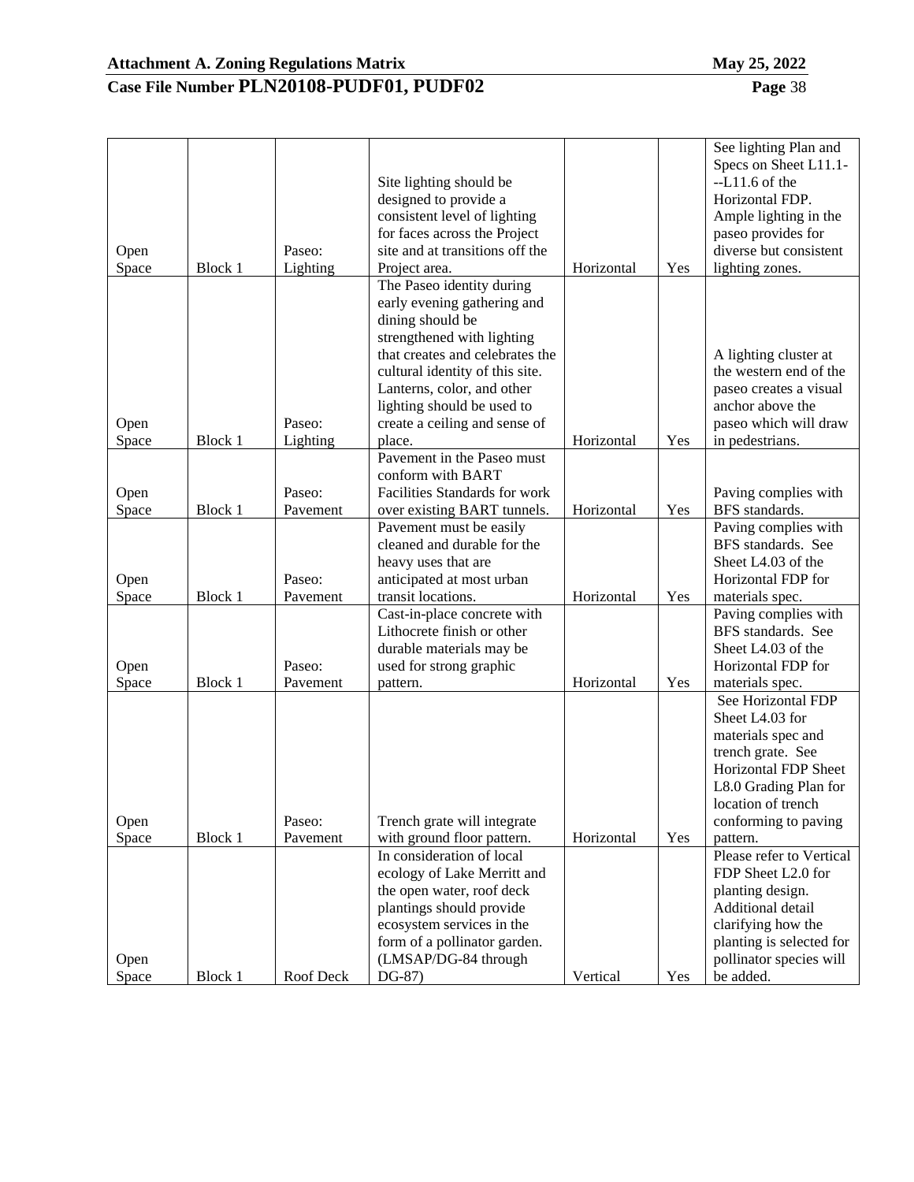| Open Space | Block 1 | Paseo: Lighting | Site lighting should be designed to provide a consistent level of lighting for faces across the Project site and at transitions off the Project area. | Horizontal | Yes | See lighting Plan and Specs on Sheet L11.1---L11.6 of the Horizontal FDP. Ample lighting in the paseo provides for diverse but consistent lighting zones. |
|---|---|---|---|---|---|---|
| Open Space | Block 1 | Paseo: Lighting | The Paseo identity during early evening gathering and dining should be strengthened with lighting that creates and celebrates the cultural identity of this site. Lanterns, color, and other lighting should be used to create a ceiling and sense of place. | Horizontal | Yes | A lighting cluster at the western end of the paseo creates a visual anchor above the paseo which will draw in pedestrians. |
| Open Space | Block 1 | Paseo: Pavement | Pavement in the Paseo must conform with BART Facilities Standards for work over existing BART tunnels. | Horizontal | Yes | Paving complies with BFS standards. |
| Open Space | Block 1 | Paseo: Pavement | Pavement must be easily cleaned and durable for the heavy uses that are anticipated at most urban transit locations. | Horizontal | Yes | Paving complies with BFS standards. See Sheet L4.03 of the Horizontal FDP for materials spec. |
| Open Space | Block 1 | Paseo: Pavement | Cast-in-place concrete with Lithocrete finish or other durable materials may be used for strong graphic pattern. | Horizontal | Yes | Paving complies with BFS standards. See Sheet L4.03 of the Horizontal FDP for materials spec. |
| Open Space | Block 1 | Paseo: Pavement | Trench grate will integrate with ground floor pattern. | Horizontal | Yes | See Horizontal FDP Sheet L4.03 for materials spec and trench grate. See Horizontal FDP Sheet L8.0 Grading Plan for location of trench conforming to paving pattern. |
| Open Space | Block 1 | Roof Deck | In consideration of local ecology of Lake Merritt and the open water, roof deck plantings should provide ecosystem services in the form of a pollinator garden. (LMSAP/DG-84 through DG-87) | Vertical | Yes | Please refer to Vertical FDP Sheet L2.0 for planting design. Additional detail clarifying how the planting is selected for pollinator species will be added. |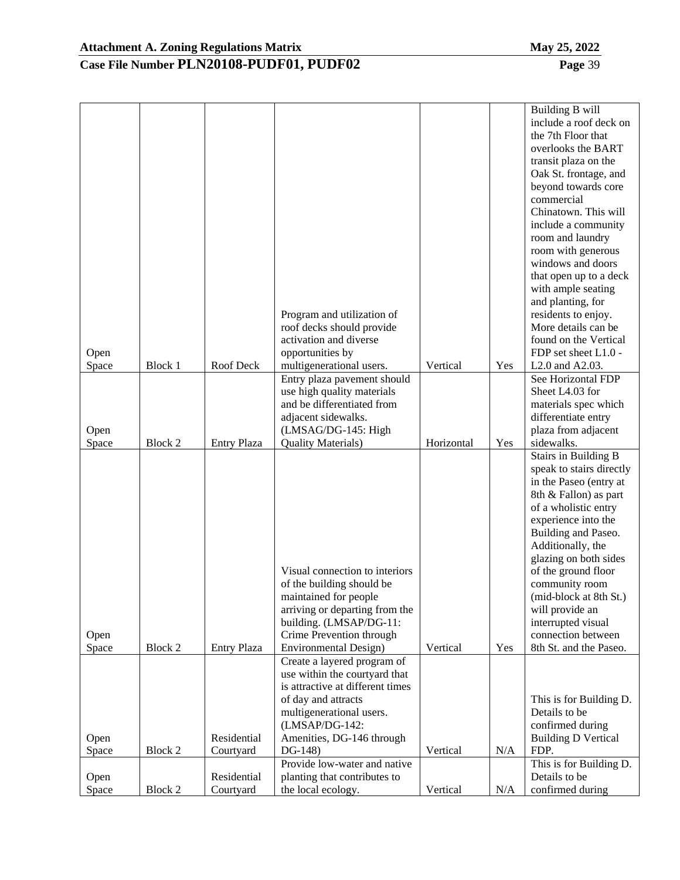| Open Space | Block 1 | Roof Deck | Program and utilization of roof decks should provide activation and diverse opportunities by multigenerational users. | Vertical | Yes | Building B will include a roof deck on the 7th Floor that overlooks the BART transit plaza on the Oak St. frontage, and beyond towards core commercial Chinatown. This will include a community room and laundry room with generous windows and doors that open up to a deck with ample seating and planting, for residents to enjoy. More details can be found on the Vertical FDP set sheet L1.0 - L2.0 and A2.03. |
|---|---|---|---|---|---|---|
| Open Space | Block 2 | Entry Plaza | Entry plaza pavement should use high quality materials and be differentiated from adjacent sidewalks. (LMSAG/DG-145: High Quality Materials) | Horizontal | Yes | See Horizontal FDP Sheet L4.03 for materials spec which differentiate entry plaza from adjacent sidewalks. |
| Open Space | Block 2 | Entry Plaza | Visual connection to interiors of the building should be maintained for people arriving or departing from the building. (LMSAP/DG-11: Crime Prevention through Environmental Design) | Vertical | Yes | Stairs in Building B speak to stairs directly in the Paseo (entry at 8th & Fallon) as part of a wholistic entry experience into the Building and Paseo. Additionally, the glazing on both sides of the ground floor community room (mid-block at 8th St.) will provide an interrupted visual connection between 8th St. and the Paseo. |
| Open Space | Block 2 | Residential Courtyard | Create a layered program of use within the courtyard that is attractive at different times of day and attracts multigenerational users. (LMSAP/DG-142: Amenities, DG-146 through DG-148) | Vertical | N/A | This is for Building D. Details to be confirmed during Building D Vertical FDP. |
| Open Space | Block 2 | Residential Courtyard | Provide low-water and native planting that contributes to the local ecology. | Vertical | N/A | This is for Building D. Details to be confirmed during |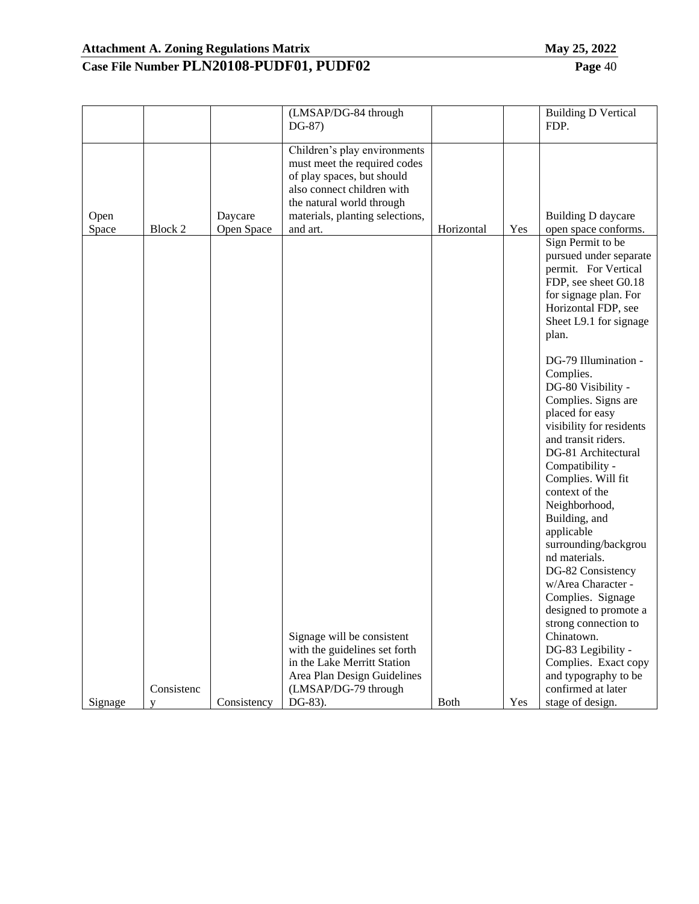| | | | (LMSAP/DG-84 through DG-87) | | | Building D Vertical FDP. |
|---|---|---|---|---|---|---|
| Open Space | Block 2 | Daycare Open Space | Children's play environments must meet the required codes of play spaces, but should also connect children with the natural world through materials, planting selections, and art. | Horizontal | Yes | Building D daycare open space conforms. |
| Signage | Consistency | Consistency | Signage will be consistent with the guidelines set forth in the Lake Merritt Station Area Plan Design Guidelines (LMSAP/DG-79 through DG-83). | Both | Yes | Sign Permit to be pursued under separate permit. For Vertical FDP, see sheet G0.18 for signage plan. For Horizontal FDP, see Sheet L9.1 for signage plan.<br><br>DG-79 Illumination - Complies.<br>DG-80 Visibility - Complies. Signs are placed for easy visibility for residents and transit riders.<br>DG-81 Architectural Compatibility - Complies. Will fit context of the Neighborhood, Building, and applicable surrounding/background materials.<br>DG-82 Consistency w/Area Character - Complies. Signage designed to promote a strong connection to Chinatown.<br>DG-83 Legibility - Complies. Exact copy and typography to be confirmed at later stage of design. |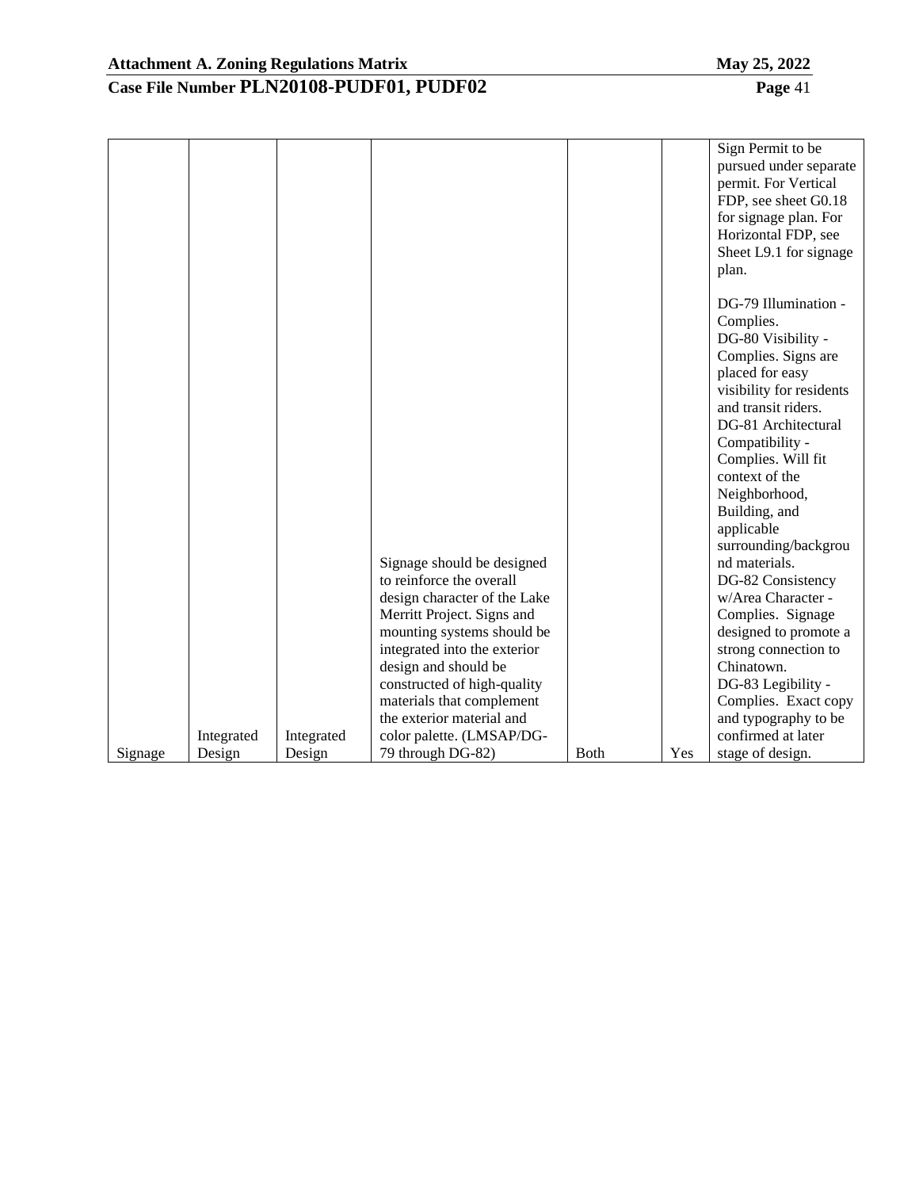| | | | | | | |
|---|---|---|---|---|---|---|
| Signage | Integrated Design | Integrated Design | Signage should be designed to reinforce the overall design character of the Lake Merritt Project. Signs and mounting systems should be integrated into the exterior design and should be constructed of high-quality materials that complement the exterior material and color palette. (LMSAP/DG-79 through DG-82) | Both | Yes | Sign Permit to be pursued under separate permit. For Vertical FDP, see sheet G0.18 for signage plan. For Horizontal FDP, see Sheet L9.1 for signage plan.<br><br>DG-79 Illumination - Complies.<br>DG-80 Visibility - Complies. Signs are placed for easy visibility for residents and transit riders.<br>DG-81 Architectural Compatibility - Complies. Will fit context of the Neighborhood, Building, and applicable surrounding/background materials.<br>DG-82 Consistency w/Area Character - Complies. Signage designed to promote a strong connection to Chinatown.<br>DG-83 Legibility - Complies. Exact copy and typography to be confirmed at later stage of design. |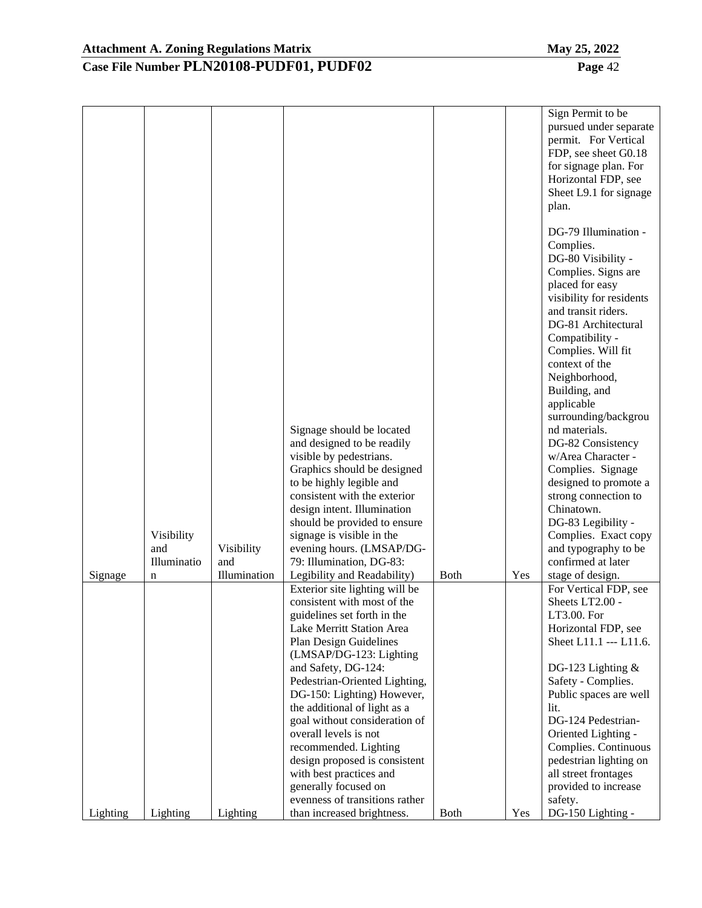| Signage | Visibility and Illumination | Visibility and Illumination | Signage should be located and designed to be readily visible by pedestrians. Graphics should be designed to be highly legible and consistent with the exterior design intent. Illumination should be provided to ensure signage is visible in the evening hours. (LMSAP/DG-79: Illumination, DG-83: Legibility and Readability) | Both | Yes | Sign Permit to be pursued under separate permit. For Vertical FDP, see sheet G0.18 for signage plan. For Horizontal FDP, see Sheet L9.1 for signage plan.<br><br>DG-79 Illumination - Complies.<br>DG-80 Visibility - Complies. Signs are placed for easy visibility for residents and transit riders.<br>DG-81 Architectural Compatibility - Complies. Will fit context of the Neighborhood, Building, and applicable surrounding/background materials.<br>DG-82 Consistency w/Area Character - Complies. Signage designed to promote a strong connection to Chinatown.<br>DG-83 Legibility - Complies. Exact copy and typography to be confirmed at later stage of design. |
|---|---|---|---|---|---|---|
| Lighting | Lighting | Lighting | Exterior site lighting will be consistent with most of the guidelines set forth in the Lake Merritt Station Area Plan Design Guidelines (LMSAP/DG-123: Lighting and Safety, DG-124: Pedestrian-Oriented Lighting, DG-150: Lighting) However, the additional of light as a goal without consideration of overall levels is not recommended. Lighting design proposed is consistent with best practices and generally focused on evenness of transitions rather than increased brightness. | Both | Yes | For Vertical FDP, see Sheets LT2.00 - LT3.00. For Horizontal FDP, see Sheet L11.1 --- L11.6.<br><br>DG-123 Lighting & Safety - Complies. Public spaces are well lit.<br>DG-124 Pedestrian-Oriented Lighting - Complies. Continuous pedestrian lighting on all street frontages provided to increase safety.<br>DG-150 Lighting - |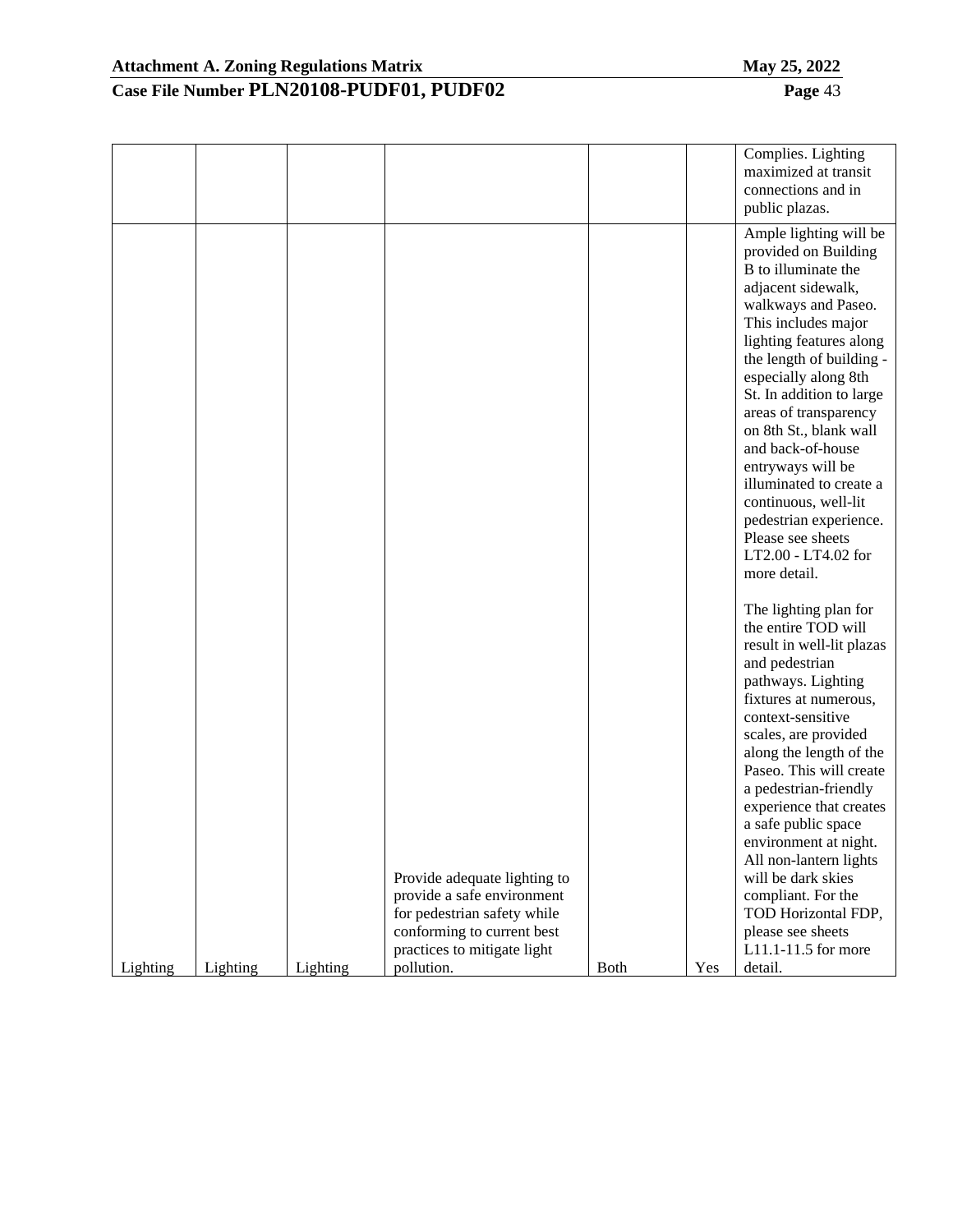| | | | | | | |
|---|---|---|---|---|---|---|
| | | | | | | Complies. Lighting maximized at transit connections and in public plazas. |
| Lighting | Lighting | Lighting | Provide adequate lighting to provide a safe environment for pedestrian safety while conforming to current best practices to mitigate light pollution. | Both | Yes | Ample lighting will be provided on Building B to illuminate the adjacent sidewalk, walkways and Paseo. This includes major lighting features along the length of building - especially along 8th St. In addition to large areas of transparency on 8th St., blank wall and back-of-house entryways will be illuminated to create a continuous, well-lit pedestrian experience. Please see sheets LT2.00 - LT4.02 for more detail.<br><br>The lighting plan for the entire TOD will result in well-lit plazas and pedestrian pathways. Lighting fixtures at numerous, context-sensitive scales, are provided along the length of the Paseo. This will create a pedestrian-friendly experience that creates a safe public space environment at night. All non-lantern lights will be dark skies compliant. For the TOD Horizontal FDP, please see sheets L11.1-11.5 for more detail. |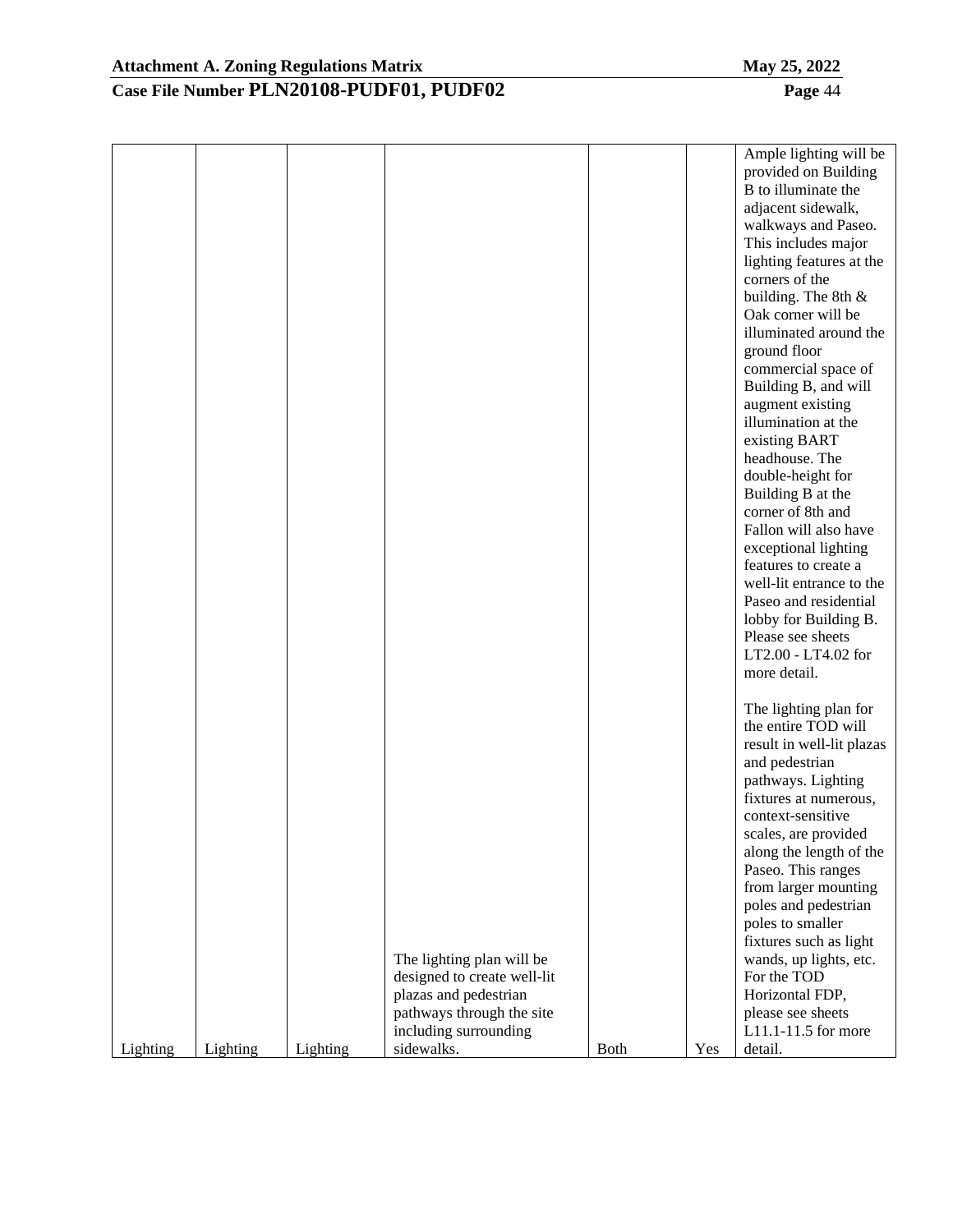| | | | | | | |
|---|---|---|---|---|---|---|
| Lighting | Lighting | Lighting | The lighting plan will be designed to create well-lit plazas and pedestrian pathways through the site including surrounding sidewalks. | Both | Yes | Ample lighting will be provided on Building B to illuminate the adjacent sidewalk, walkways and Paseo. This includes major lighting features at the corners of the building. The 8th & Oak corner will be illuminated around the ground floor commercial space of Building B, and will augment existing illumination at the existing BART headhouse. The double-height for Building B at the corner of 8th and Fallon will also have exceptional lighting features to create a well-lit entrance to the Paseo and residential lobby for Building B. Please see sheets LT2.00 - LT4.02 for more detail.<br><br>The lighting plan for the entire TOD will result in well-lit plazas and pedestrian pathways. Lighting fixtures at numerous, context-sensitive scales, are provided along the length of the Paseo. This ranges from larger mounting poles and pedestrian poles to smaller fixtures such as light wands, up lights, etc. For the TOD Horizontal FDP, please see sheets L11.1-11.5 for more detail. |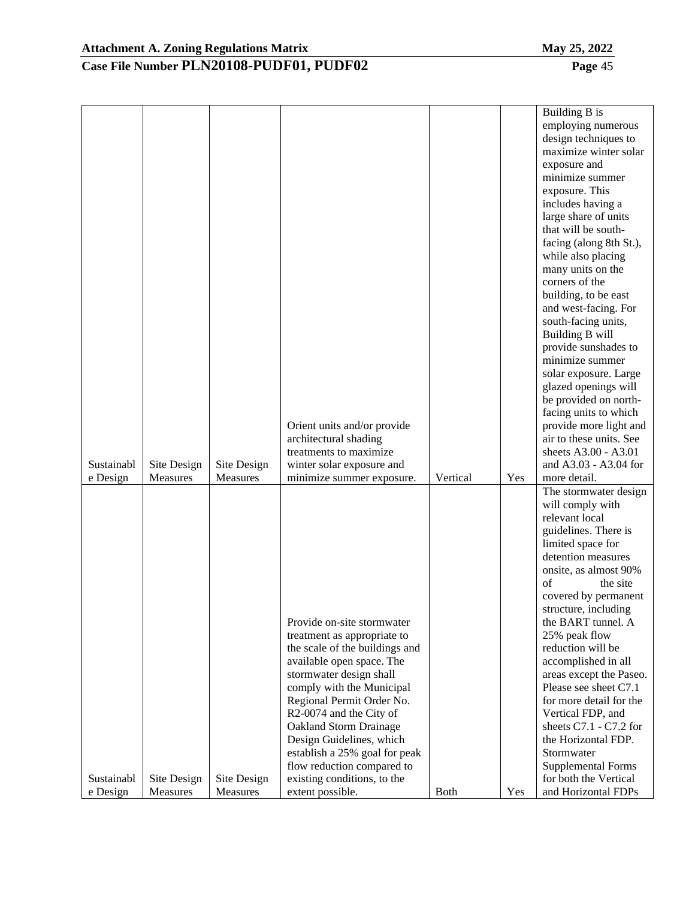| Sustainable Design | Site Design Measures | Site Design Measures | Orient units and/or provide architectural shading treatments to maximize winter solar exposure and minimize summer exposure. | Vertical | Yes | Building B is employing numerous design techniques to maximize winter solar exposure and minimize summer exposure. This includes having a large share of units that will be south-facing (along 8th St.), while also placing many units on the corners of the building, to be east and west-facing. For south-facing units, Building B will provide sunshades to minimize summer solar exposure. Large glazed openings will be provided on north-facing units to which provide more light and air to these units. See sheets A3.00 - A3.01 and A3.03 - A3.04 for more detail. |
|---|---|---|---|---|---|---|
| Sustainable Design | Site Design Measures | Site Design Measures | Provide on-site stormwater treatment as appropriate to the scale of the buildings and available open space. The stormwater design shall comply with the Municipal Regional Permit Order No. R2-0074 and the City of Oakland Storm Drainage Design Guidelines, which establish a 25% goal for peak flow reduction compared to existing conditions, to the extent possible. | Both | Yes | The stormwater design will comply with relevant local guidelines. There is limited space for detention measures onsite, as almost 90% of the site covered by permanent structure, including the BART tunnel. A 25% peak flow reduction will be accomplished in all areas except the Paseo. Please see sheet C7.1 for more detail for the Vertical FDP, and sheets C7.1 - C7.2 for the Horizontal FDP. Stormwater Supplemental Forms for both the Vertical and Horizontal FDPs |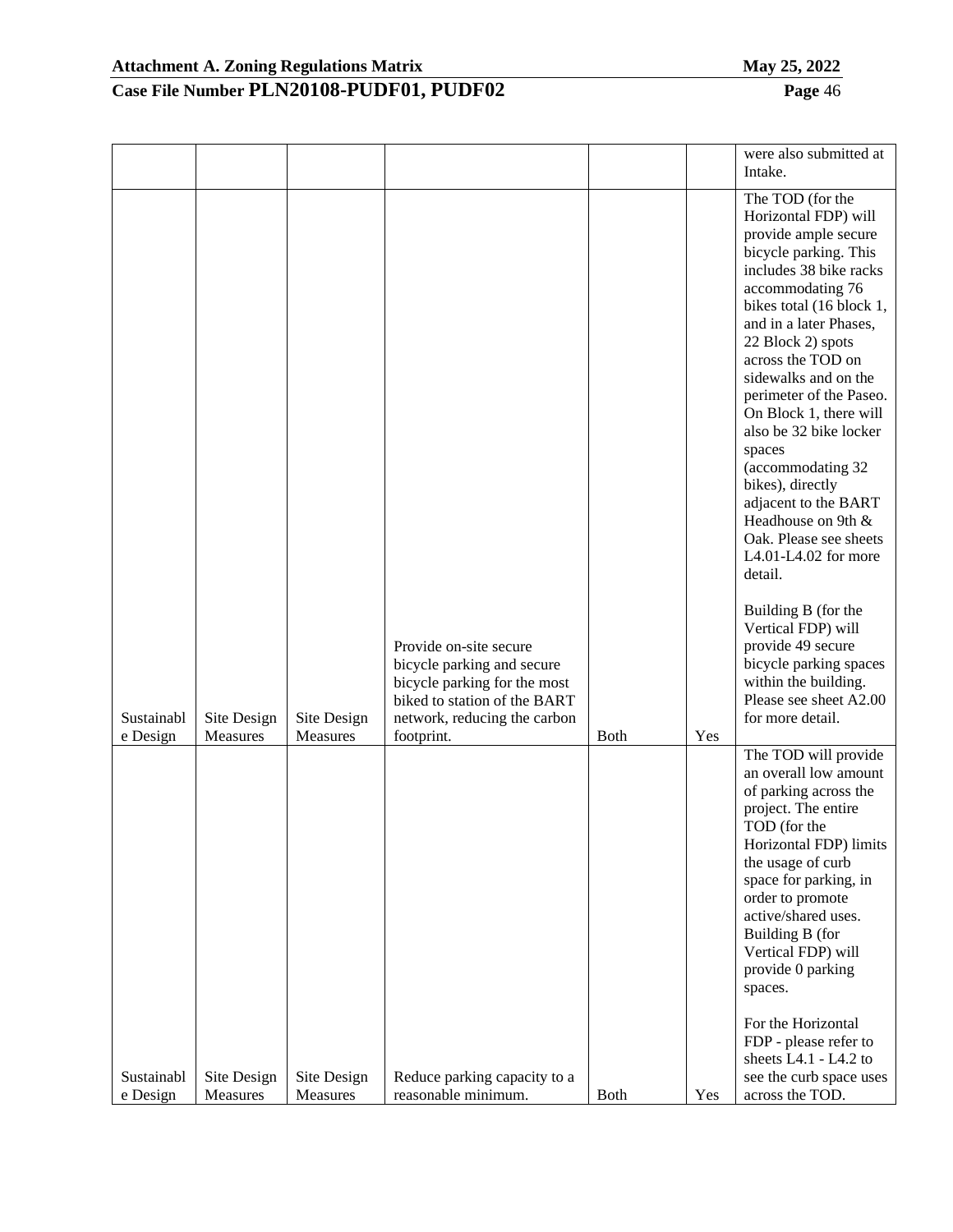| | | | | | | were also submitted at Intake. |
|---|---|---|---|---|---|---|
| Sustainable Design | Site Design Measures | Site Design Measures | Provide on-site secure bicycle parking and secure bicycle parking for the most biked to station of the BART network, reducing the carbon footprint. | Both | Yes | The TOD (for the Horizontal FDP) will provide ample secure bicycle parking. This includes 38 bike racks accommodating 76 bikes total (16 block 1, and in a later Phases, 22 Block 2) spots across the TOD on sidewalks and on the perimeter of the Paseo. On Block 1, there will also be 32 bike locker spaces (accommodating 32 bikes), directly adjacent to the BART Headhouse on 9th & Oak. Please see sheets L4.01-L4.02 for more detail.<br><br>Building B (for the Vertical FDP) will provide 49 secure bicycle parking spaces within the building. Please see sheet A2.00 for more detail. |
| Sustainable Design | Site Design Measures | Site Design Measures | Reduce parking capacity to a reasonable minimum. | Both | Yes | The TOD will provide an overall low amount of parking across the project. The entire TOD (for the Horizontal FDP) limits the usage of curb space for parking, in order to promote active/shared uses. Building B (for Vertical FDP) will provide 0 parking spaces.<br><br>For the Horizontal FDP - please refer to sheets L4.1 - L4.2 to see the curb space uses across the TOD. |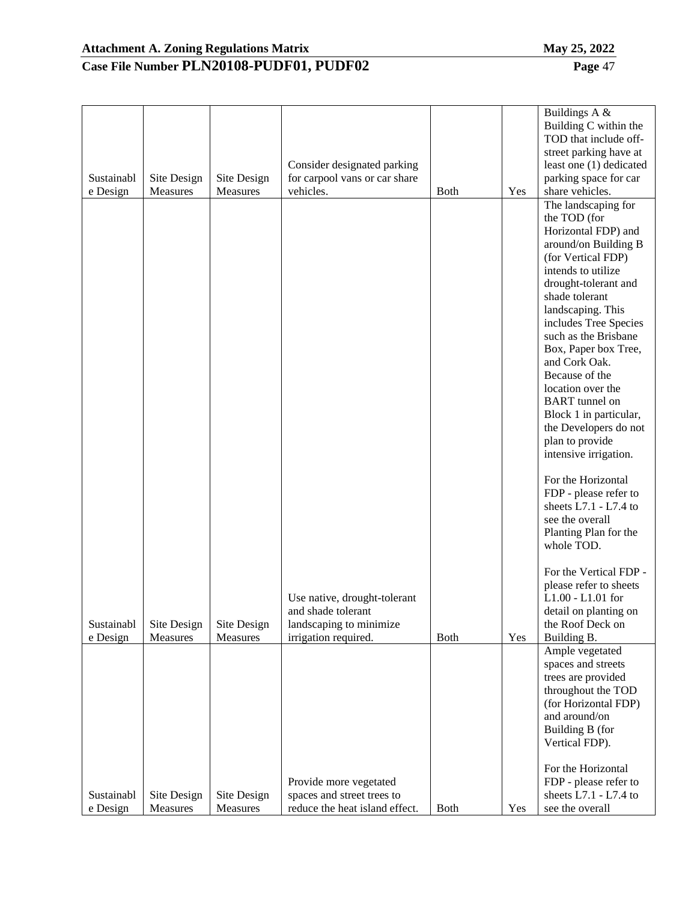| Sustainable Design | Site Design Measures | Site Design Measures | Consider designated parking for carpool vans or car share vehicles. | Both | Yes | Buildings A & Building C within the TOD that include off-street parking have at least one (1) dedicated parking space for car share vehicles. |
|---|---|---|---|---|---|---|
| Sustainable Design | Site Design Measures | Site Design Measures | Use native, drought-tolerant and shade tolerant landscaping to minimize irrigation required. | Both | Yes | The landscaping for the TOD (for Horizontal FDP) and around/on Building B (for Vertical FDP) intends to utilize drought-tolerant and shade tolerant landscaping. This includes Tree Species such as the Brisbane Box, Paper box Tree, and Cork Oak. Because of the location over the BART tunnel on Block 1 in particular, the Developers do not plan to provide intensive irrigation.<br><br>For the Horizontal FDP - please refer to sheets L7.1 - L7.4 to see the overall Planting Plan for the whole TOD.<br><br>For the Vertical FDP - please refer to sheets L1.00 - L1.01 for detail on planting on the Roof Deck on Building B. |
| Sustainable Design | Site Design Measures | Site Design Measures | Provide more vegetated spaces and street trees to reduce the heat island effect. | Both | Yes | Ample vegetated spaces and streets trees are provided throughout the TOD (for Horizontal FDP) and around/on Building B (for Vertical FDP).<br><br>For the Horizontal FDP - please refer to sheets L7.1 - L7.4 to see the overall |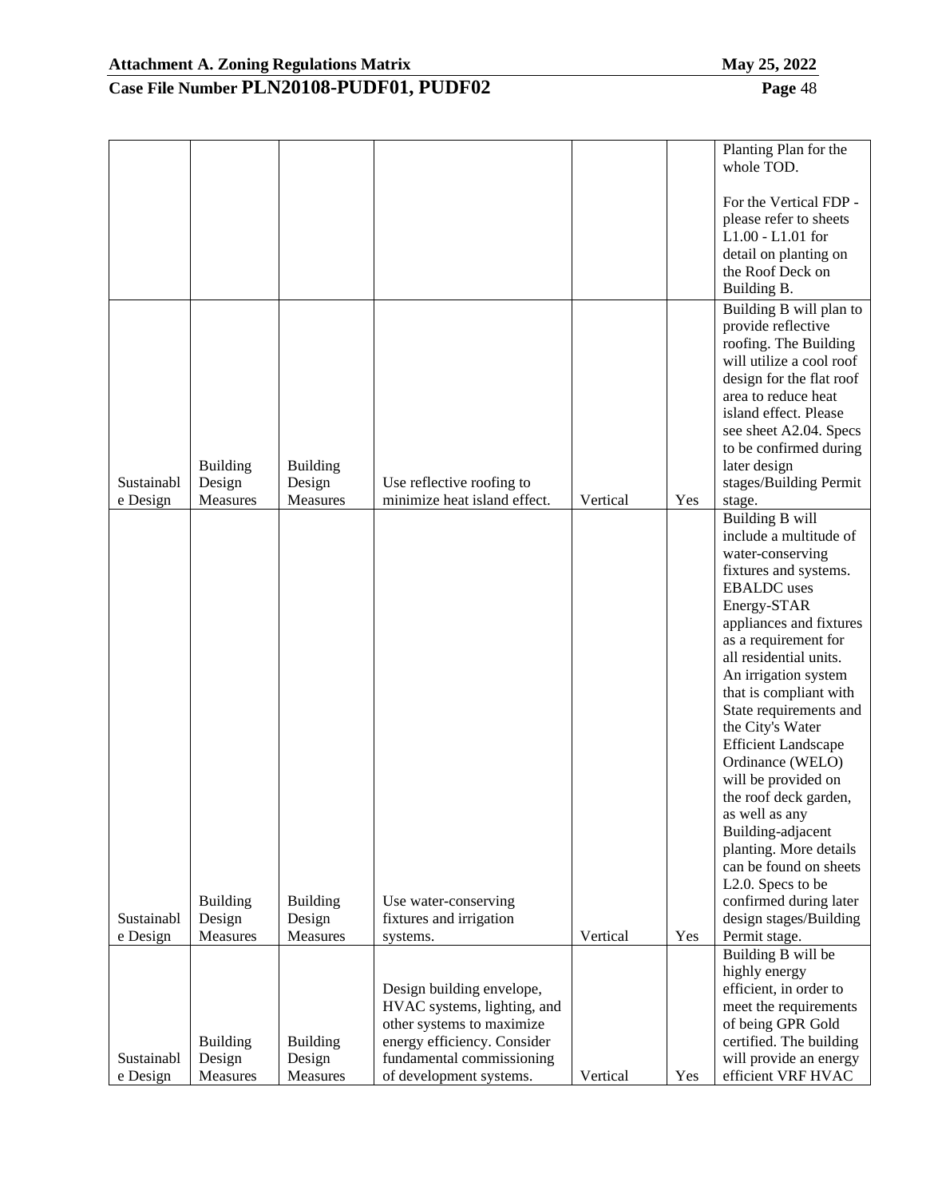| | | | | | | |
|---|---|---|---|---|---|---|
| | | | | | | Planting Plan for the whole TOD.<br><br>For the Vertical FDP - please refer to sheets L1.00 - L1.01 for detail on planting on the Roof Deck on Building B. |
| Sustainable Design | Building Design Measures | Building Design Measures | Use reflective roofing to minimize heat island effect. | Vertical | Yes | Building B will plan to provide reflective roofing. The Building will utilize a cool roof design for the flat roof area to reduce heat island effect. Please see sheet A2.04. Specs to be confirmed during later design stages/Building Permit stage. |
| Sustainable Design | Building Design Measures | Building Design Measures | Use water-conserving fixtures and irrigation systems. | Vertical | Yes | Building B will include a multitude of water-conserving fixtures and systems. EBALDC uses Energy-STAR appliances and fixtures as a requirement for all residential units. An irrigation system that is compliant with State requirements and the City's Water Efficient Landscape Ordinance (WELO) will be provided on the roof deck garden, as well as any Building-adjacent planting. More details can be found on sheets L2.0. Specs to be confirmed during later design stages/Building Permit stage. |
| Sustainable Design | Building Design Measures | Building Design Measures | Design building envelope, HVAC systems, lighting, and other systems to maximize energy efficiency. Consider fundamental commissioning of development systems. | Vertical | Yes | Building B will be highly energy efficient, in order to meet the requirements of being GPR Gold certified. The building will provide an energy efficient VRF HVAC |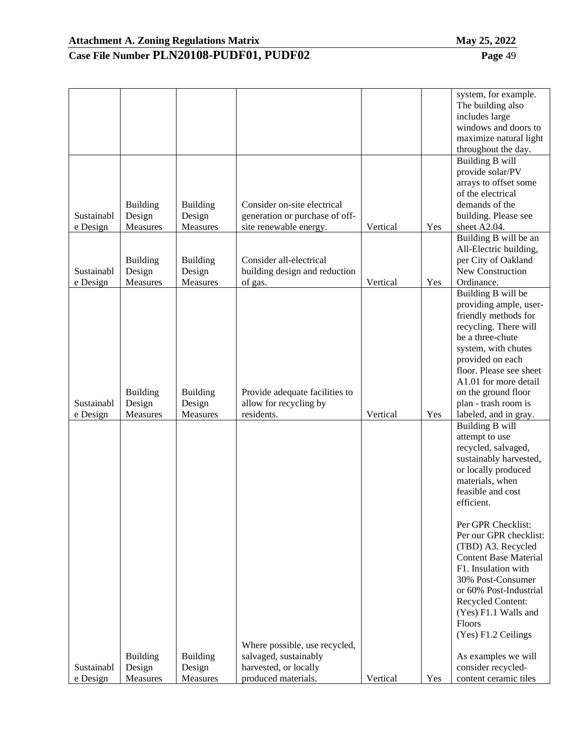| | | | | | | |
|---|---|---|---|---|---|---|
| | | | | | | system, for example. The building also includes large windows and doors to maximize natural light throughout the day. |
| Sustainable Design | Building Design Measures | Building Design Measures | Consider on-site electrical generation or purchase of off-site renewable energy. | Vertical | Yes | Building B will provide solar/PV arrays to offset some of the electrical demands of the building. Please see sheet A2.04. |
| Sustainable Design | Building Design Measures | Building Design Measures | Consider all-electrical building design and reduction of gas. | Vertical | Yes | Building B will be an All-Electric building, per City of Oakland New Construction Ordinance. |
| Sustainable Design | Building Design Measures | Building Design Measures | Provide adequate facilities to allow for recycling by residents. | Vertical | Yes | Building B will be providing ample, user-friendly methods for recycling. There will be a three-chute system, with chutes provided on each floor. Please see sheet A1.01 for more detail on the ground floor plan - trash room is labeled, and in gray. |
| Sustainable Design | Building Design Measures | Building Design Measures | Where possible, use recycled, salvaged, sustainably harvested, or locally produced materials. | Vertical | Yes | Building B will attempt to use recycled, salvaged, sustainably harvested, or locally produced materials, when feasible and cost efficient.<br><br>Per GPR Checklist: Per our GPR checklist: (TBD) A3. Recycled Content Base Material F1. Insulation with 30% Post-Consumer or 60% Post-Industrial Recycled Content: (Yes) F1.1 Walls and Floors (Yes) F1.2 Ceilings<br><br>As examples we will consider recycled-content ceramic tiles |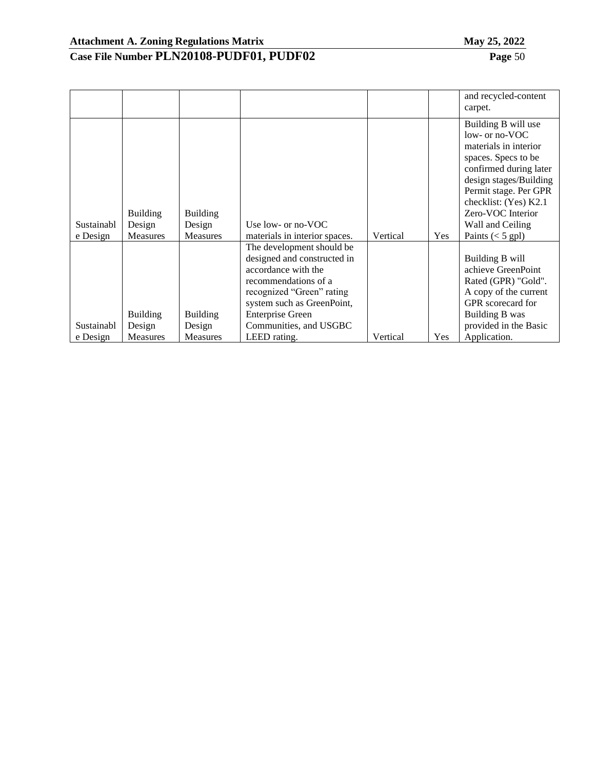| | | | | | | |
|---|---|---|---|---|---|---|
| | | | | | | and recycled-content carpet. |
| Sustainable Design | Building Design Measures | Building Design Measures | Use low- or no-VOC materials in interior spaces. | Vertical | Yes | Building B will use low- or no-VOC materials in interior spaces. Specs to be confirmed during later design stages/Building Permit stage. Per GPR checklist: (Yes) K2.1 Zero-VOC Interior Wall and Ceiling Paints (< 5 gpl) |
| Sustainable Design | Building Design Measures | Building Design Measures | The development should be designed and constructed in accordance with the recommendations of a recognized "Green" rating system such as GreenPoint, Enterprise Green Communities, and USGBC LEED rating. | Vertical | Yes | Building B will achieve GreenPoint Rated (GPR) "Gold". A copy of the current GPR scorecard for Building B was provided in the Basic Application. |